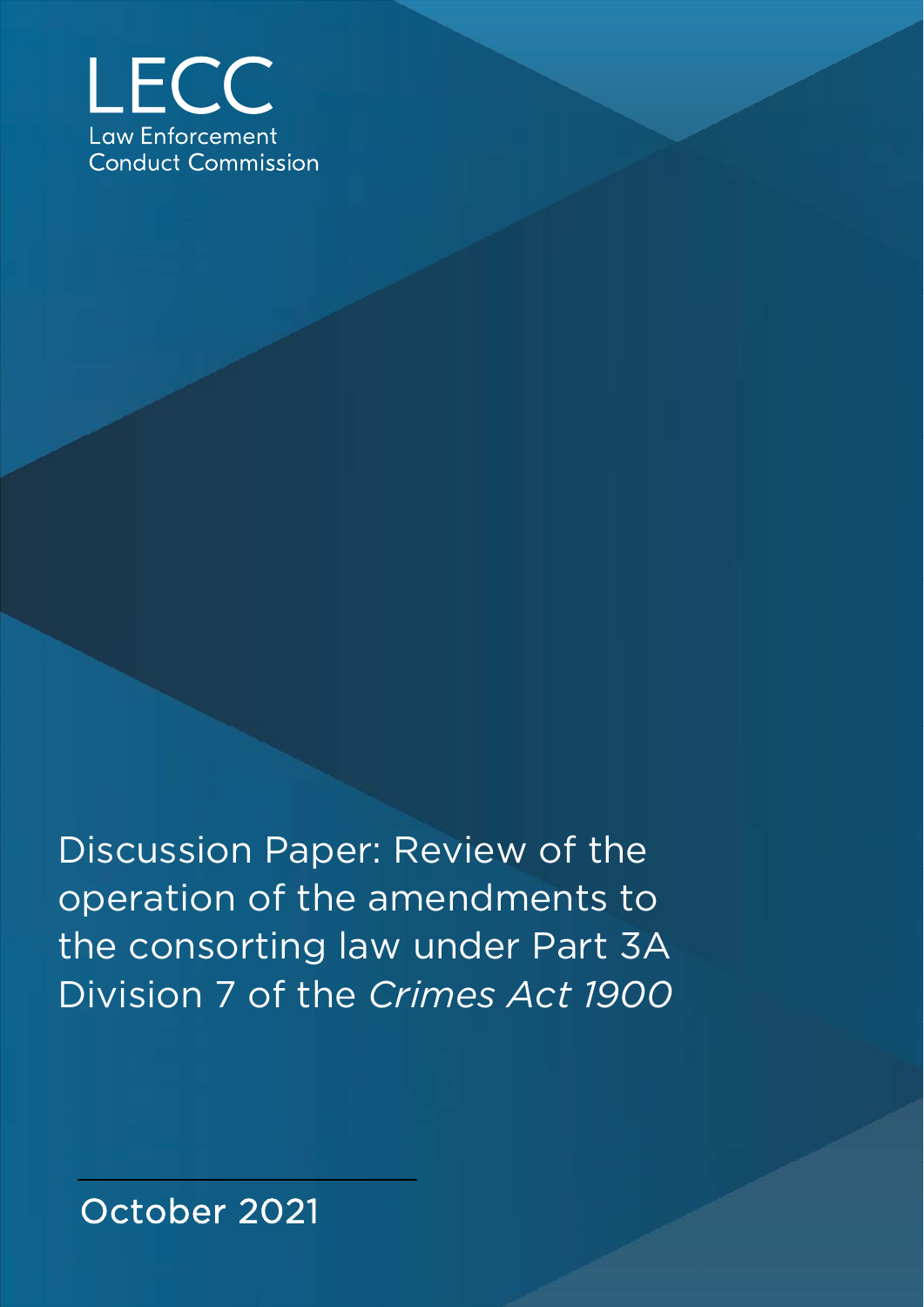LECC

Law Enforcement Conduct Commission

# Discussion Paper: Review of the operation of the amendments to the consorting law under Part 3A Division 7 of the *Crimes Act 1900*

October 2021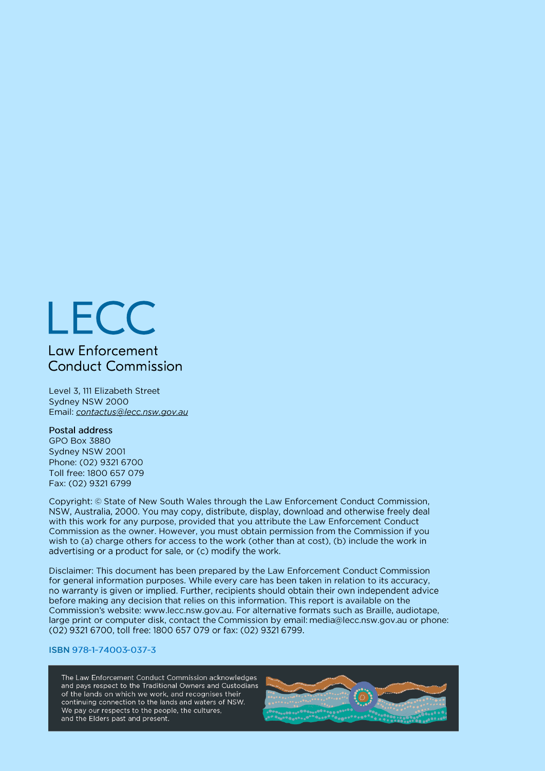# LECC

## Law Enforcement Conduct Commission

Level 3, 111 Elizabeth Street
Sydney NSW 2000
Email: *contactus@lecc.nsw.gov.au*

**Postal address**
GPO Box 3880
Sydney NSW 2001
Phone: (02) 9321 6700
Toll free: 1800 657 079
Fax: (02) 9321 6799

Copyright: © State of New South Wales through the Law Enforcement Conduct Commission, NSW, Australia, 2000. You may copy, distribute, display, download and otherwise freely deal with this work for any purpose, provided that you attribute the Law Enforcement Conduct Commission as the owner. However, you must obtain permission from the Commission if you wish to (a) charge others for access to the work (other than at cost), (b) include the work in advertising or a product for sale, or (c) modify the work.

Disclaimer: This document has been prepared by the Law Enforcement Conduct Commission for general information purposes. While every care has been taken in relation to its accuracy, no warranty is given or implied. Further, recipients should obtain their own independent advice before making any decision that relies on this information. This report is available on the Commission's website: www.lecc.nsw.gov.au. For alternative formats such as Braille, audiotape, large print or computer disk, contact the Commission by email: media@lecc.nsw.gov.au or phone: (02) 9321 6700, toll free: 1800 657 079 or fax: (02) 9321 6799.

ISBN 978-1-74003-037-3

The Law Enforcement Conduct Commission acknowledges and pays respect to the Traditional Owners and Custodians of the lands on which we work, and recognises their continuing connection to the lands and waters of NSW. We pay our respects to the people, the cultures, and the Elders past and present.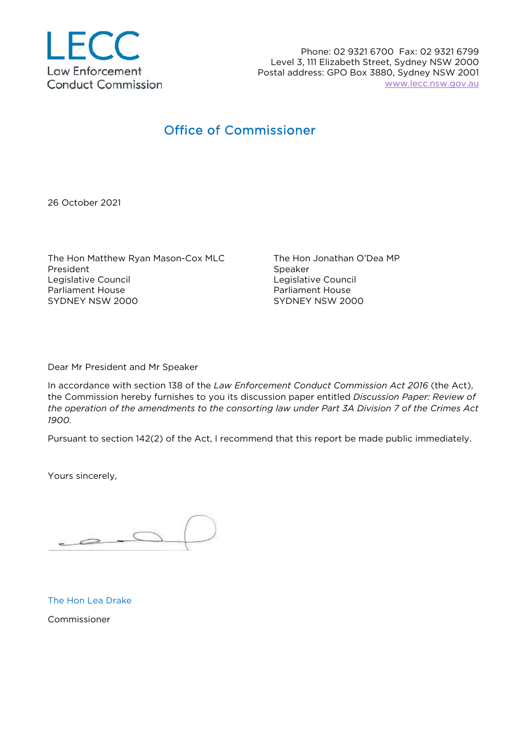LECC
Law Enforcement
Conduct Commission

Phone: 02 9321 6700 Fax: 02 9321 6799
Level 3, 111 Elizabeth Street, Sydney NSW 2000
Postal address: GPO Box 3880, Sydney NSW 2001
www.lecc.nsw.gov.au

## Office of Commissioner

26 October 2021

The Hon Matthew Ryan Mason-Cox MLC
President
Legislative Council
Parliament House
SYDNEY NSW 2000

The Hon Jonathan O'Dea MP
Speaker
Legislative Council
Parliament House
SYDNEY NSW 2000

Dear Mr President and Mr Speaker

In accordance with section 138 of the *Law Enforcement Conduct Commission Act 2016* (the Act), the Commission hereby furnishes to you its discussion paper entitled *Discussion Paper: Review of the operation of the amendments to the consorting law under Part 3A Division 7 of the Crimes Act 1900*.

Pursuant to section 142(2) of the Act, I recommend that this report be made public immediately.

Yours sincerely,

The Hon Lea Drake

Commissioner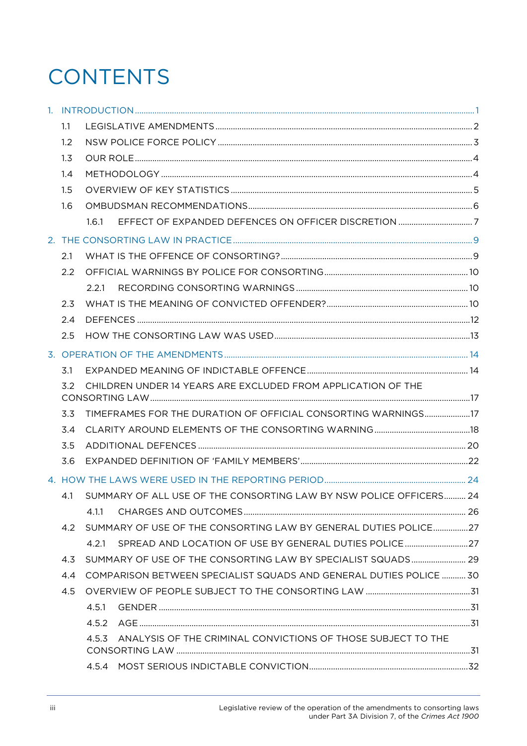# CONTENTS

1. INTRODUCTION ........................................................................ 1
   - 1.1 LEGISLATIVE AMENDMENTS ........................................................ 2
   - 1.2 NSW POLICE FORCE POLICY ........................................................ 3
   - 1.3 OUR ROLE ........................................................................ 4
   - 1.4 METHODOLOGY .................................................................... 4
   - 1.5 OVERVIEW OF KEY STATISTICS ..................................................... 5
   - 1.6 OMBUDSMAN RECOMMENDATIONS ..................................................... 6
     - 1.6.1 EFFECT OF EXPANDED DEFENCES ON OFFICER DISCRETION ........................ 7
2. THE CONSORTING LAW IN PRACTICE ........................................................ 9
   - 2.1 WHAT IS THE OFFENCE OF CONSORTING? ............................................. 9
   - 2.2 OFFICIAL WARNINGS BY POLICE FOR CONSORTING ...................................... 10
     - 2.2.1 RECORDING CONSORTING WARNINGS ............................................. 10
   - 2.3 WHAT IS THE MEANING OF CONVICTED OFFENDER? ..................................... 10
   - 2.4 DEFENCES ........................................................................ 12
   - 2.5 HOW THE CONSORTING LAW WAS USED ................................................ 13
3. OPERATION OF THE AMENDMENTS ........................................................... 14
   - 3.1 EXPANDED MEANING OF INDICTABLE OFFENCE ......................................... 14
   - 3.2 CHILDREN UNDER 14 YEARS ARE EXCLUDED FROM APPLICATION OF THE CONSORTING LAW ...... 17
   - 3.3 TIMEFRAMES FOR THE DURATION OF OFFICIAL CONSORTING WARNINGS ..................... 17
   - 3.4 CLARITY AROUND ELEMENTS OF THE CONSORTING WARNING .............................. 18
   - 3.5 ADDITIONAL DEFENCES ............................................................. 20
   - 3.6 EXPANDED DEFINITION OF 'FAMILY MEMBERS' ........................................ 22
4. HOW THE LAWS WERE USED IN THE REPORTING PERIOD ....................................... 24
   - 4.1 SUMMARY OF ALL USE OF THE CONSORTING LAW BY NSW POLICE OFFICERS ................ 24
     - 4.1.1 CHARGES AND OUTCOMES ....................................................... 26
   - 4.2 SUMMARY OF USE OF THE CONSORTING LAW BY GENERAL DUTIES POLICE ................. 27
     - 4.2.1 SPREAD AND LOCATION OF USE BY GENERAL DUTIES POLICE ...................... 27
   - 4.3 SUMMARY OF USE OF THE CONSORTING LAW BY SPECIALIST SQUADS ..................... 29
   - 4.4 COMPARISON BETWEEN SPECIALIST SQUADS AND GENERAL DUTIES POLICE ................ 30
   - 4.5 OVERVIEW OF PEOPLE SUBJECT TO THE CONSORTING LAW ............................... 31
     - 4.5.1 GENDER ..................................................................... 31
     - 4.5.2 AGE ........................................................................ 31
     - 4.5.3 ANALYSIS OF THE CRIMINAL CONVICTIONS OF THOSE SUBJECT TO THE CONSORTING LAW .. 31
     - 4.5.4 MOST SERIOUS INDICTABLE CONVICTION ........................................ 32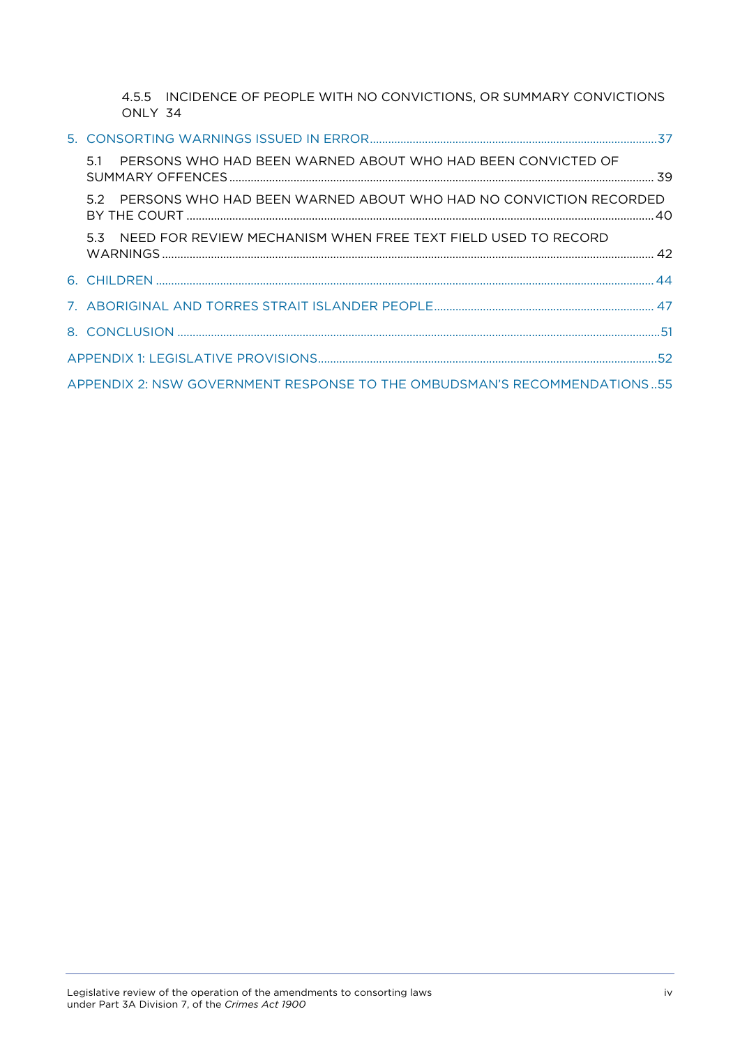4.5.5 INCIDENCE OF PEOPLE WITH NO CONVICTIONS, OR SUMMARY CONVICTIONS ONLY 34

5. CONSORTING WARNINGS ISSUED IN ERROR ....................................................................................... 37

5.1 PERSONS WHO HAD BEEN WARNED ABOUT WHO HAD BEEN CONVICTED OF SUMMARY OFFENCES ................................................................................................................. 39

5.2 PERSONS WHO HAD BEEN WARNED ABOUT WHO HAD NO CONVICTION RECORDED BY THE COURT ................................................................................................................. 40

5.3 NEED FOR REVIEW MECHANISM WHEN FREE TEXT FIELD USED TO RECORD WARNINGS ................................................................................................................. 42

6. CHILDREN ................................................................................................................. 44

7. ABORIGINAL AND TORRES STRAIT ISLANDER PEOPLE ....................................................................... 47

8. CONCLUSION ................................................................................................................. 51

APPENDIX 1: LEGISLATIVE PROVISIONS ....................................................................................... 52

APPENDIX 2: NSW GOVERNMENT RESPONSE TO THE OMBUDSMAN'S RECOMMENDATIONS .. 55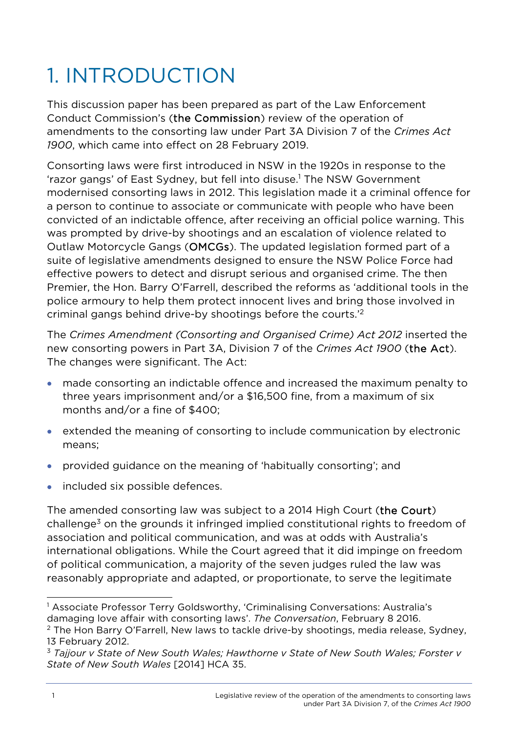# 1. INTRODUCTION

This discussion paper has been prepared as part of the Law Enforcement Conduct Commission's (**the Commission**) review of the operation of amendments to the consorting law under Part 3A Division 7 of the *Crimes Act 1900*, which came into effect on 28 February 2019.

Consorting laws were first introduced in NSW in the 1920s in response to the 'razor gangs' of East Sydney, but fell into disuse.[1] The NSW Government modernised consorting laws in 2012. This legislation made it a criminal offence for a person to continue to associate or communicate with people who have been convicted of an indictable offence, after receiving an official police warning. This was prompted by drive-by shootings and an escalation of violence related to Outlaw Motorcycle Gangs (**OMCGs**). The updated legislation formed part of a suite of legislative amendments designed to ensure the NSW Police Force had effective powers to detect and disrupt serious and organised crime. The then Premier, the Hon. Barry O'Farrell, described the reforms as 'additional tools in the police armoury to help them protect innocent lives and bring those involved in criminal gangs behind drive-by shootings before the courts.'[2]

The *Crimes Amendment (Consorting and Organised Crime) Act 2012* inserted the new consorting powers in Part 3A, Division 7 of the *Crimes Act 1900* (**the Act**). The changes were significant. The Act:

- made consorting an indictable offence and increased the maximum penalty to three years imprisonment and/or a $16,500 fine, from a maximum of six months and/or a fine of $400;
- extended the meaning of consorting to include communication by electronic means;
- provided guidance on the meaning of 'habitually consorting'; and
- included six possible defences.

The amended consorting law was subject to a 2014 High Court (**the Court**) challenge[3] on the grounds it infringed implied constitutional rights to freedom of association and political communication, and was at odds with Australia's international obligations. While the Court agreed that it did impinge on freedom of political communication, a majority of the seven judges ruled the law was reasonably appropriate and adapted, or proportionate, to serve the legitimate

---

[1] Associate Professor Terry Goldsworthy, 'Criminalising Conversations: Australia's damaging love affair with consorting laws'. *The Conversation*, February 8 2016.

[2] The Hon Barry O'Farrell, New laws to tackle drive-by shootings, media release, Sydney, 13 February 2012.

[3] *Tajjour v State of New South Wales; Hawthorne v State of New South Wales; Forster v State of New South Wales* [2014] HCA 35.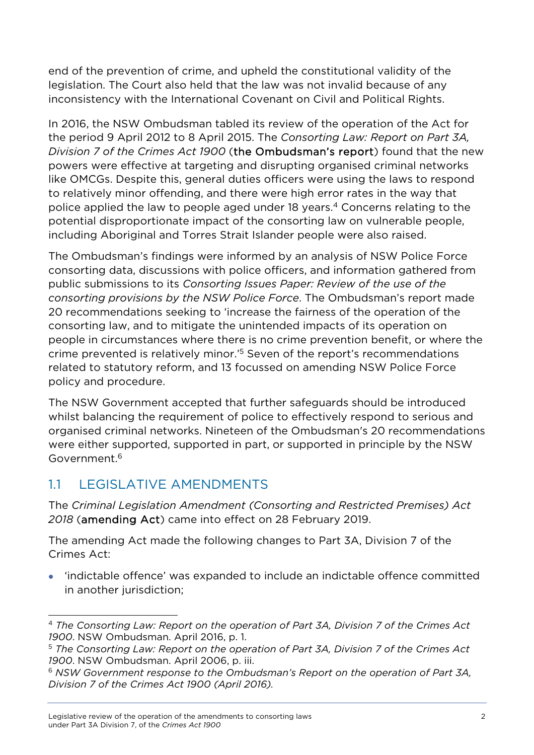end of the prevention of crime, and upheld the constitutional validity of the legislation. The Court also held that the law was not invalid because of any inconsistency with the International Covenant on Civil and Political Rights.

In 2016, the NSW Ombudsman tabled its review of the operation of the Act for the period 9 April 2012 to 8 April 2015. The *Consorting Law: Report on Part 3A, Division 7 of the Crimes Act 1900* (**the Ombudsman's report**) found that the new powers were effective at targeting and disrupting organised criminal networks like OMCGs. Despite this, general duties officers were using the laws to respond to relatively minor offending, and there were high error rates in the way that police applied the law to people aged under 18 years.[4] Concerns relating to the potential disproportionate impact of the consorting law on vulnerable people, including Aboriginal and Torres Strait Islander people were also raised.

The Ombudsman's findings were informed by an analysis of NSW Police Force consorting data, discussions with police officers, and information gathered from public submissions to its *Consorting Issues Paper: Review of the use of the consorting provisions by the NSW Police Force*. The Ombudsman's report made 20 recommendations seeking to 'increase the fairness of the operation of the consorting law, and to mitigate the unintended impacts of its operation on people in circumstances where there is no crime prevention benefit, or where the crime prevented is relatively minor.'[5] Seven of the report's recommendations related to statutory reform, and 13 focussed on amending NSW Police Force policy and procedure.

The NSW Government accepted that further safeguards should be introduced whilst balancing the requirement of police to effectively respond to serious and organised criminal networks. Nineteen of the Ombudsman's 20 recommendations were either supported, supported in part, or supported in principle by the NSW Government.[6]

## 1.1 LEGISLATIVE AMENDMENTS

The *Criminal Legislation Amendment (Consorting and Restricted Premises) Act 2018* (**amending Act**) came into effect on 28 February 2019.

The amending Act made the following changes to Part 3A, Division 7 of the Crimes Act:

- 'indictable offence' was expanded to include an indictable offence committed in another jurisdiction;

---

[4] *The Consorting Law: Report on the operation of Part 3A, Division 7 of the Crimes Act 1900*. NSW Ombudsman. April 2016, p. 1.

[5] *The Consorting Law: Report on the operation of Part 3A, Division 7 of the Crimes Act 1900*. NSW Ombudsman. April 2006, p. iii.

[6] *NSW Government response to the Ombudsman's Report on the operation of Part 3A, Division 7 of the Crimes Act 1900 (April 2016).*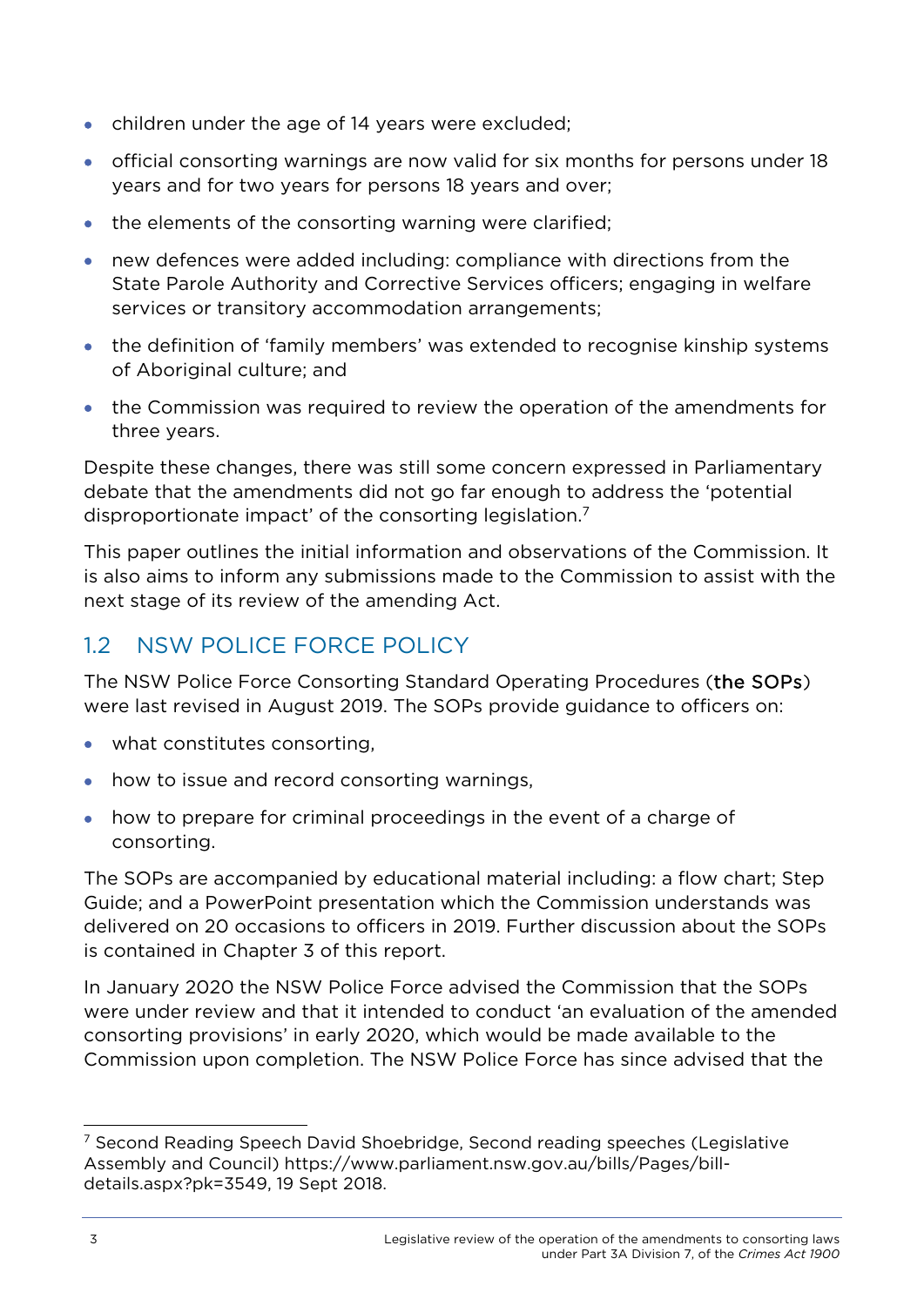- children under the age of 14 years were excluded;
- official consorting warnings are now valid for six months for persons under 18 years and for two years for persons 18 years and over;
- the elements of the consorting warning were clarified;
- new defences were added including: compliance with directions from the State Parole Authority and Corrective Services officers; engaging in welfare services or transitory accommodation arrangements;
- the definition of 'family members' was extended to recognise kinship systems of Aboriginal culture; and
- the Commission was required to review the operation of the amendments for three years.

Despite these changes, there was still some concern expressed in Parliamentary debate that the amendments did not go far enough to address the 'potential disproportionate impact' of the consorting legislation.[7]

This paper outlines the initial information and observations of the Commission. It is also aims to inform any submissions made to the Commission to assist with the next stage of its review of the amending Act.

## 1.2 NSW POLICE FORCE POLICY

The NSW Police Force Consorting Standard Operating Procedures (**the SOPs**) were last revised in August 2019. The SOPs provide guidance to officers on:

- what constitutes consorting,
- how to issue and record consorting warnings,
- how to prepare for criminal proceedings in the event of a charge of consorting.

The SOPs are accompanied by educational material including: a flow chart; Step Guide; and a PowerPoint presentation which the Commission understands was delivered on 20 occasions to officers in 2019. Further discussion about the SOPs is contained in Chapter 3 of this report.

In January 2020 the NSW Police Force advised the Commission that the SOPs were under review and that it intended to conduct 'an evaluation of the amended consorting provisions' in early 2020, which would be made available to the Commission upon completion. The NSW Police Force has since advised that the

[7] Second Reading Speech David Shoebridge, Second reading speeches (Legislative Assembly and Council) https://www.parliament.nsw.gov.au/bills/Pages/bill-details.aspx?pk=3549, 19 Sept 2018.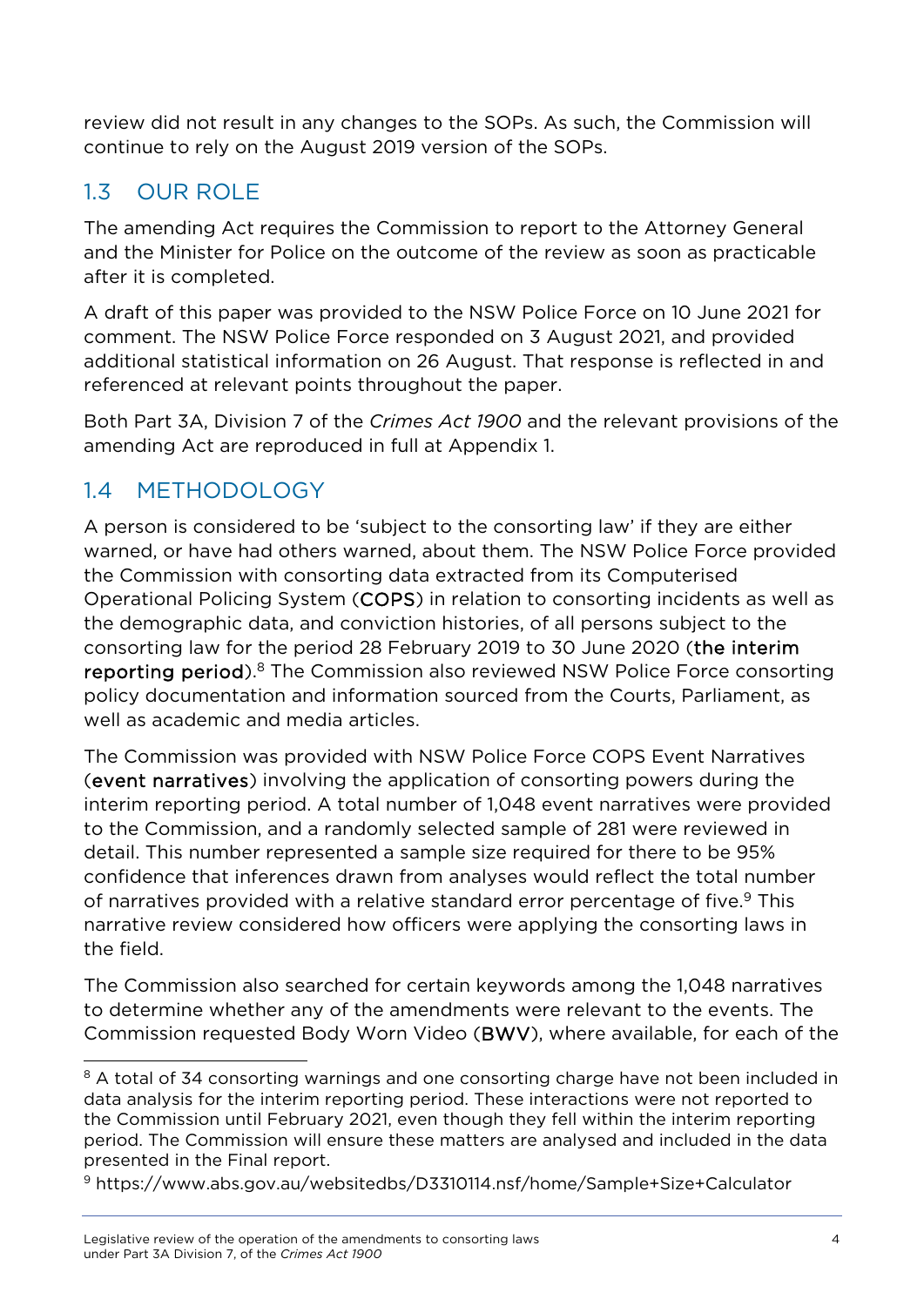review did not result in any changes to the SOPs. As such, the Commission will continue to rely on the August 2019 version of the SOPs.

## 1.3 OUR ROLE

The amending Act requires the Commission to report to the Attorney General and the Minister for Police on the outcome of the review as soon as practicable after it is completed.

A draft of this paper was provided to the NSW Police Force on 10 June 2021 for comment. The NSW Police Force responded on 3 August 2021, and provided additional statistical information on 26 August. That response is reflected in and referenced at relevant points throughout the paper.

Both Part 3A, Division 7 of the *Crimes Act 1900* and the relevant provisions of the amending Act are reproduced in full at Appendix 1.

## 1.4 METHODOLOGY

A person is considered to be 'subject to the consorting law' if they are either warned, or have had others warned, about them. The NSW Police Force provided the Commission with consorting data extracted from its Computerised Operational Policing System (**COPS**) in relation to consorting incidents as well as the demographic data, and conviction histories, of all persons subject to the consorting law for the period 28 February 2019 to 30 June 2020 (**the interim reporting period**).[8] The Commission also reviewed NSW Police Force consorting policy documentation and information sourced from the Courts, Parliament, as well as academic and media articles.

The Commission was provided with NSW Police Force COPS Event Narratives (**event narratives**) involving the application of consorting powers during the interim reporting period. A total number of 1,048 event narratives were provided to the Commission, and a randomly selected sample of 281 were reviewed in detail. This number represented a sample size required for there to be 95% confidence that inferences drawn from analyses would reflect the total number of narratives provided with a relative standard error percentage of five.[9] This narrative review considered how officers were applying the consorting laws in the field.

The Commission also searched for certain keywords among the 1,048 narratives to determine whether any of the amendments were relevant to the events. The Commission requested Body Worn Video (**BWV**), where available, for each of the

---

[8] A total of 34 consorting warnings and one consorting charge have not been included in data analysis for the interim reporting period. These interactions were not reported to the Commission until February 2021, even though they fell within the interim reporting period. The Commission will ensure these matters are analysed and included in the data presented in the Final report.

[9] https://www.abs.gov.au/websitedbs/D3310114.nsf/home/Sample+Size+Calculator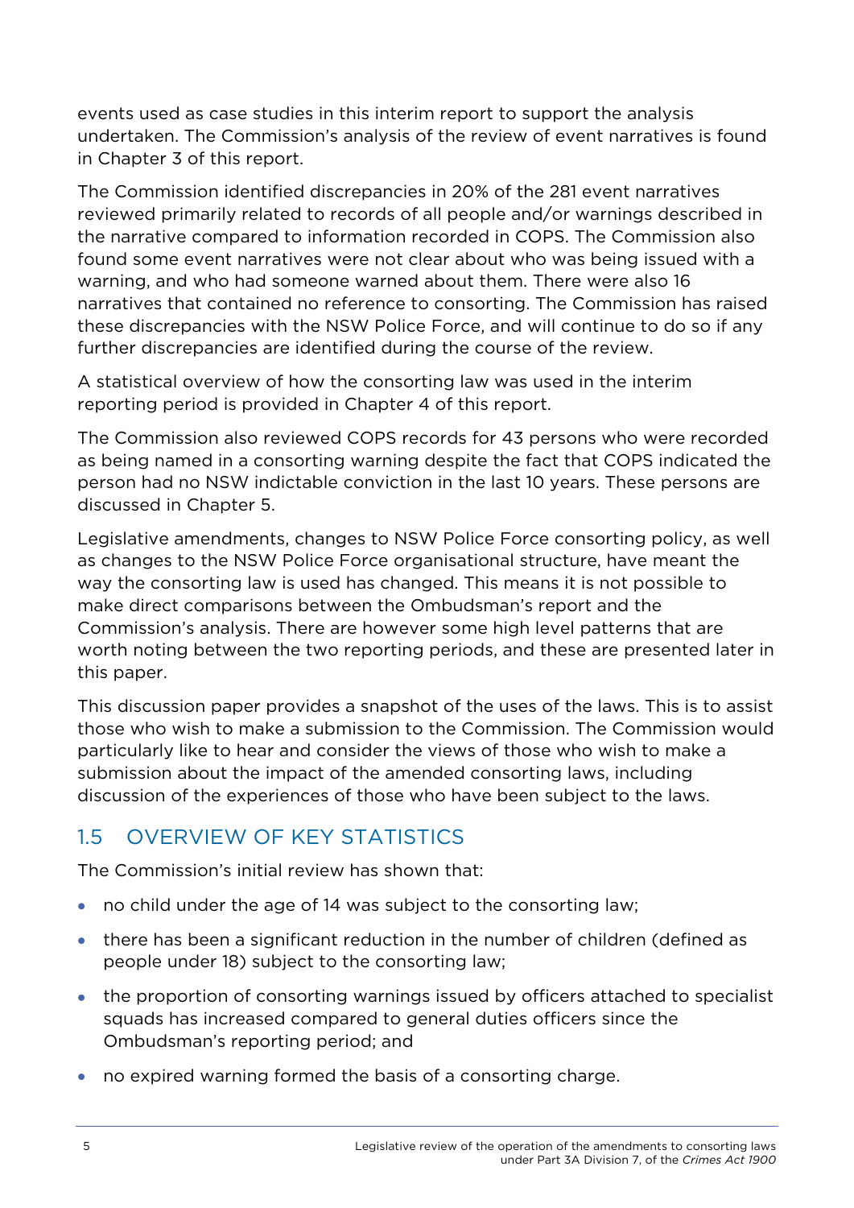events used as case studies in this interim report to support the analysis undertaken. The Commission's analysis of the review of event narratives is found in Chapter 3 of this report.

The Commission identified discrepancies in 20% of the 281 event narratives reviewed primarily related to records of all people and/or warnings described in the narrative compared to information recorded in COPS. The Commission also found some event narratives were not clear about who was being issued with a warning, and who had someone warned about them. There were also 16 narratives that contained no reference to consorting. The Commission has raised these discrepancies with the NSW Police Force, and will continue to do so if any further discrepancies are identified during the course of the review.

A statistical overview of how the consorting law was used in the interim reporting period is provided in Chapter 4 of this report.

The Commission also reviewed COPS records for 43 persons who were recorded as being named in a consorting warning despite the fact that COPS indicated the person had no NSW indictable conviction in the last 10 years. These persons are discussed in Chapter 5.

Legislative amendments, changes to NSW Police Force consorting policy, as well as changes to the NSW Police Force organisational structure, have meant the way the consorting law is used has changed. This means it is not possible to make direct comparisons between the Ombudsman's report and the Commission's analysis. There are however some high level patterns that are worth noting between the two reporting periods, and these are presented later in this paper.

This discussion paper provides a snapshot of the uses of the laws. This is to assist those who wish to make a submission to the Commission. The Commission would particularly like to hear and consider the views of those who wish to make a submission about the impact of the amended consorting laws, including discussion of the experiences of those who have been subject to the laws.

## 1.5 OVERVIEW OF KEY STATISTICS

The Commission's initial review has shown that:

- no child under the age of 14 was subject to the consorting law;
- there has been a significant reduction in the number of children (defined as people under 18) subject to the consorting law;
- the proportion of consorting warnings issued by officers attached to specialist squads has increased compared to general duties officers since the Ombudsman's reporting period; and
- no expired warning formed the basis of a consorting charge.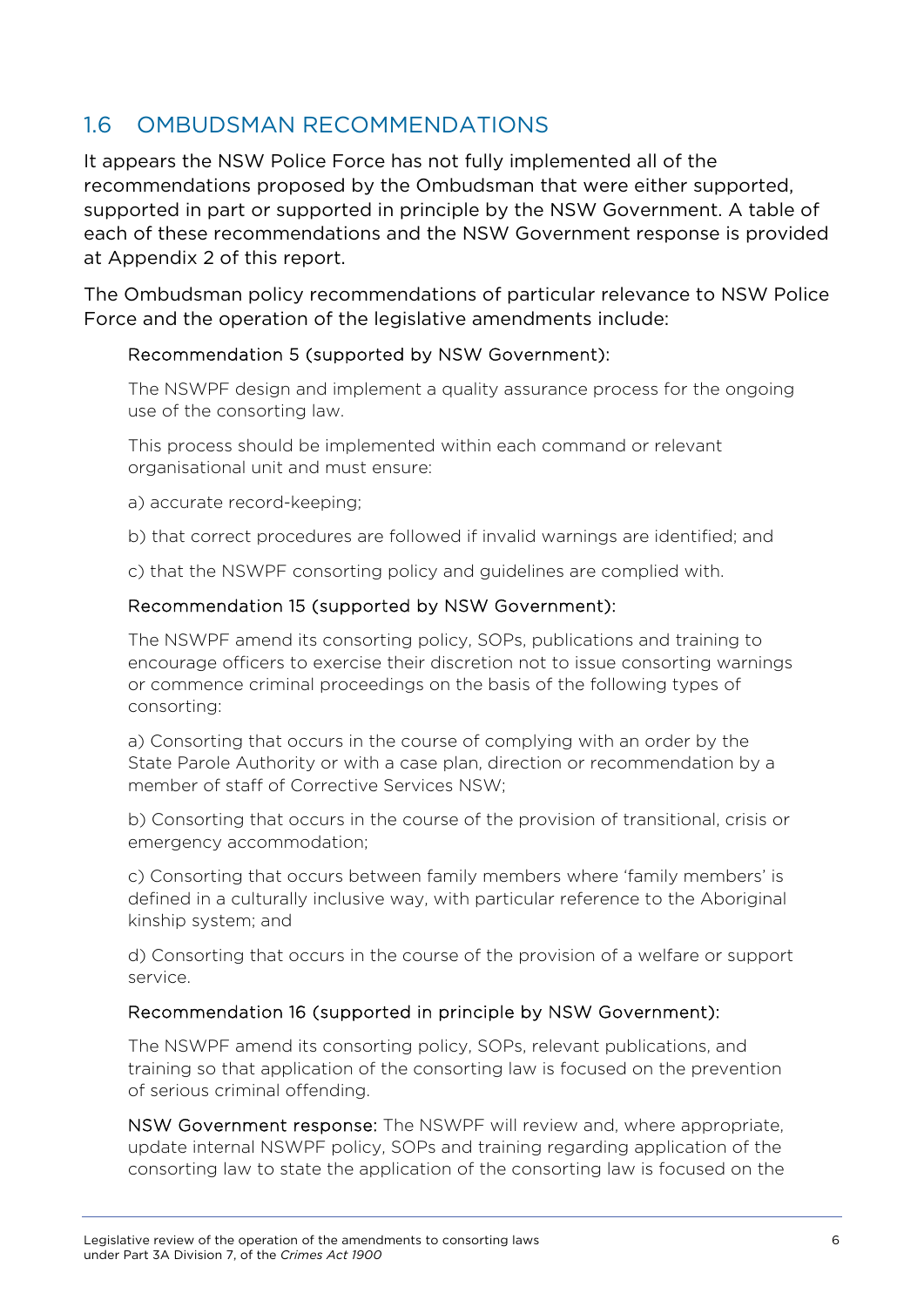## 1.6 OMBUDSMAN RECOMMENDATIONS

It appears the NSW Police Force has not fully implemented all of the recommendations proposed by the Ombudsman that were either supported, supported in part or supported in principle by the NSW Government. A table of each of these recommendations and the NSW Government response is provided at Appendix 2 of this report.

The Ombudsman policy recommendations of particular relevance to NSW Police Force and the operation of the legislative amendments include:

> Recommendation 5 (supported by NSW Government):
>
> The NSWPF design and implement a quality assurance process for the ongoing use of the consorting law.
>
> This process should be implemented within each command or relevant organisational unit and must ensure:
>
> a) accurate record-keeping;
>
> b) that correct procedures are followed if invalid warnings are identified; and
>
> c) that the NSWPF consorting policy and guidelines are complied with.
>
> Recommendation 15 (supported by NSW Government):
>
> The NSWPF amend its consorting policy, SOPs, publications and training to encourage officers to exercise their discretion not to issue consorting warnings or commence criminal proceedings on the basis of the following types of consorting:
>
> a) Consorting that occurs in the course of complying with an order by the State Parole Authority or with a case plan, direction or recommendation by a member of staff of Corrective Services NSW;
>
> b) Consorting that occurs in the course of the provision of transitional, crisis or emergency accommodation;
>
> c) Consorting that occurs between family members where 'family members' is defined in a culturally inclusive way, with particular reference to the Aboriginal kinship system; and
>
> d) Consorting that occurs in the course of the provision of a welfare or support service.
>
> Recommendation 16 (supported in principle by NSW Government):
>
> The NSWPF amend its consorting policy, SOPs, relevant publications, and training so that application of the consorting law is focused on the prevention of serious criminal offending.
>
> NSW Government response: The NSWPF will review and, where appropriate, update internal NSWPF policy, SOPs and training regarding application of the consorting law to state the application of the consorting law is focused on the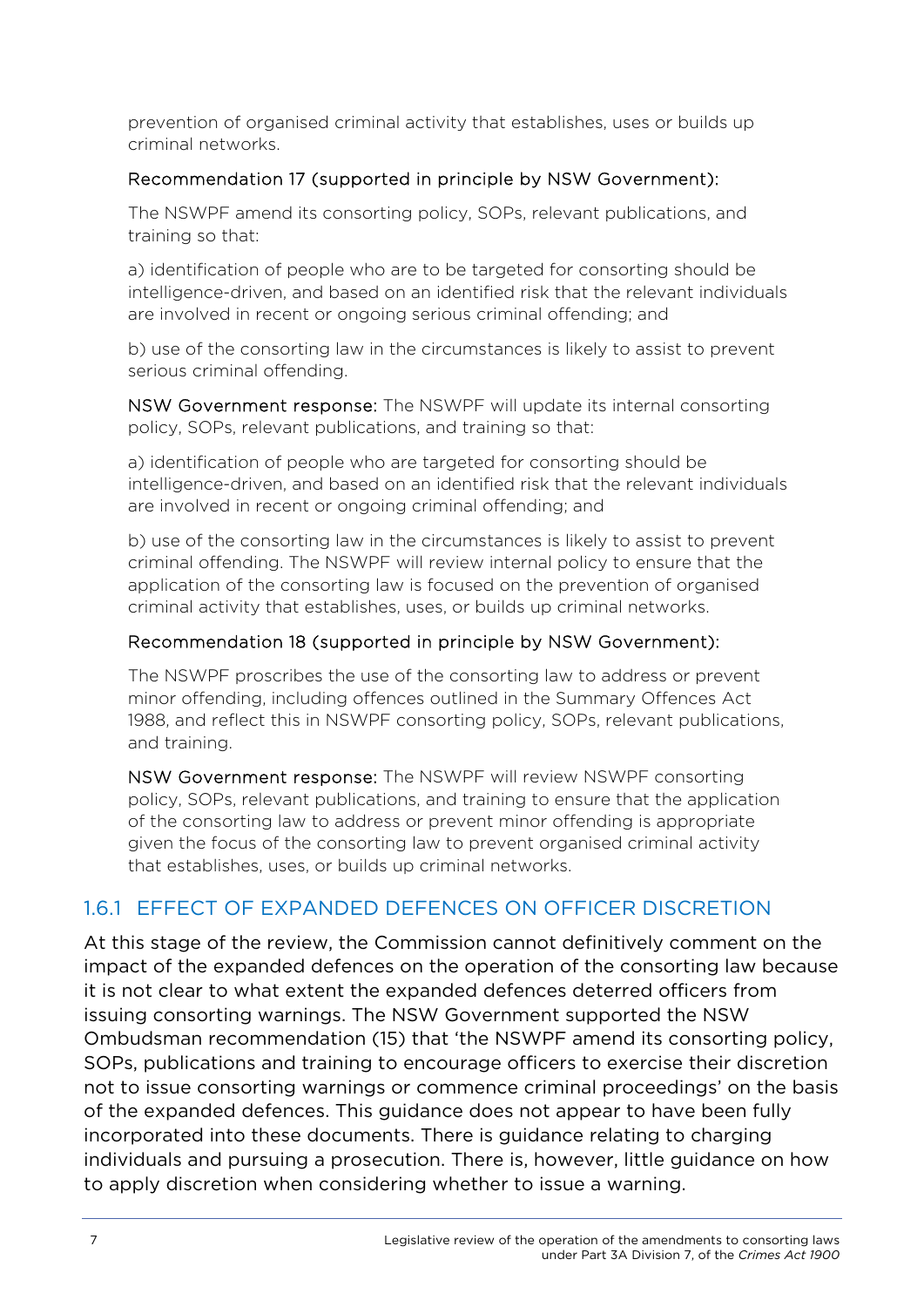prevention of organised criminal activity that establishes, uses or builds up criminal networks.

Recommendation 17 (supported in principle by NSW Government):

The NSWPF amend its consorting policy, SOPs, relevant publications, and training so that:

a) identification of people who are to be targeted for consorting should be intelligence-driven, and based on an identified risk that the relevant individuals are involved in recent or ongoing serious criminal offending; and

b) use of the consorting law in the circumstances is likely to assist to prevent serious criminal offending.

NSW Government response: The NSWPF will update its internal consorting policy, SOPs, relevant publications, and training so that:

a) identification of people who are targeted for consorting should be intelligence-driven, and based on an identified risk that the relevant individuals are involved in recent or ongoing criminal offending; and

b) use of the consorting law in the circumstances is likely to assist to prevent criminal offending. The NSWPF will review internal policy to ensure that the application of the consorting law is focused on the prevention of organised criminal activity that establishes, uses, or builds up criminal networks.

Recommendation 18 (supported in principle by NSW Government):

The NSWPF proscribes the use of the consorting law to address or prevent minor offending, including offences outlined in the Summary Offences Act 1988, and reflect this in NSWPF consorting policy, SOPs, relevant publications, and training.

NSW Government response: The NSWPF will review NSWPF consorting policy, SOPs, relevant publications, and training to ensure that the application of the consorting law to address or prevent minor offending is appropriate given the focus of the consorting law to prevent organised criminal activity that establishes, uses, or builds up criminal networks.

### 1.6.1 EFFECT OF EXPANDED DEFENCES ON OFFICER DISCRETION

At this stage of the review, the Commission cannot definitively comment on the impact of the expanded defences on the operation of the consorting law because it is not clear to what extent the expanded defences deterred officers from issuing consorting warnings. The NSW Government supported the NSW Ombudsman recommendation (15) that 'the NSWPF amend its consorting policy, SOPs, publications and training to encourage officers to exercise their discretion not to issue consorting warnings or commence criminal proceedings' on the basis of the expanded defences. This guidance does not appear to have been fully incorporated into these documents. There is guidance relating to charging individuals and pursuing a prosecution. There is, however, little guidance on how to apply discretion when considering whether to issue a warning.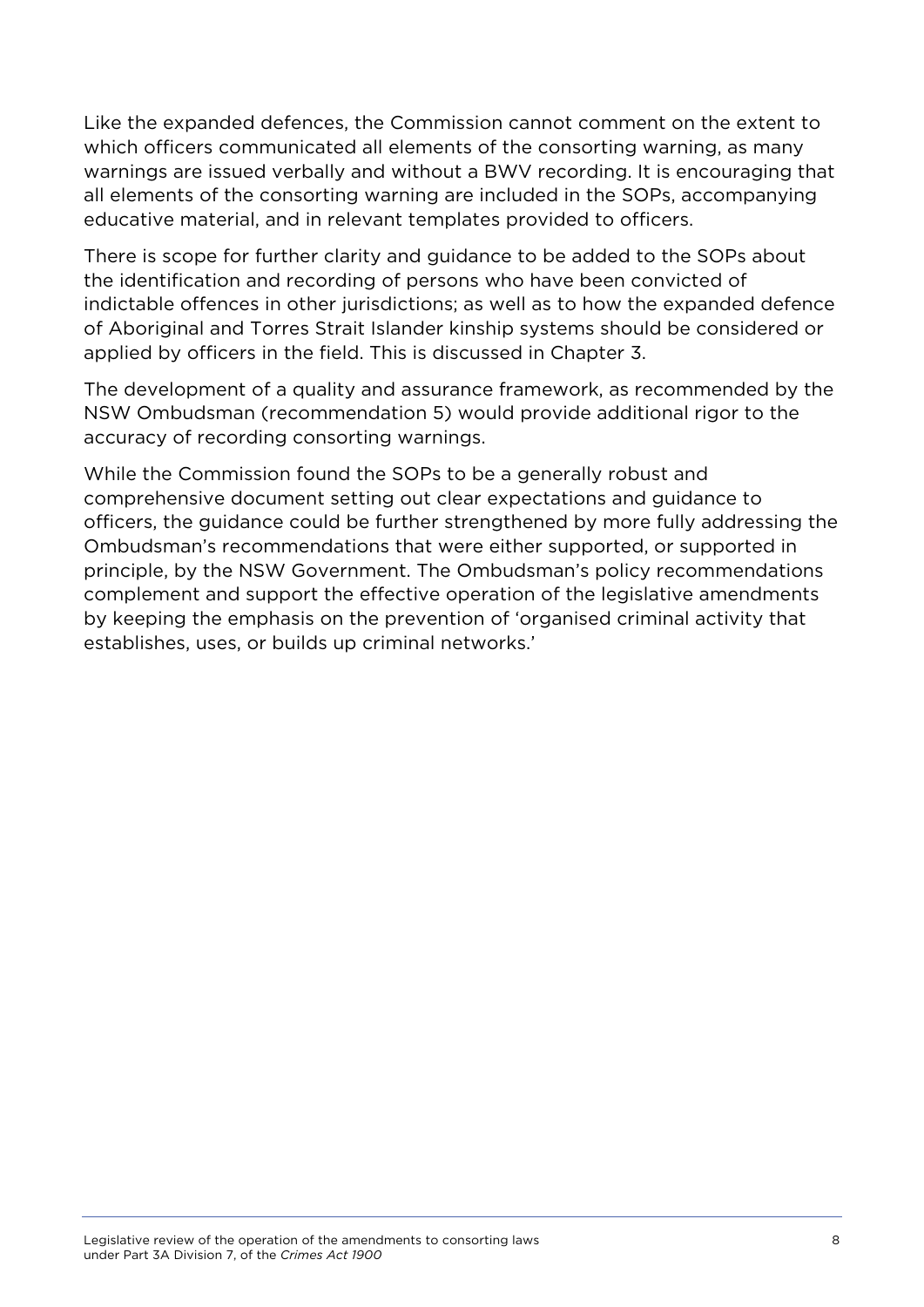Like the expanded defences, the Commission cannot comment on the extent to which officers communicated all elements of the consorting warning, as many warnings are issued verbally and without a BWV recording. It is encouraging that all elements of the consorting warning are included in the SOPs, accompanying educative material, and in relevant templates provided to officers.

There is scope for further clarity and guidance to be added to the SOPs about the identification and recording of persons who have been convicted of indictable offences in other jurisdictions; as well as to how the expanded defence of Aboriginal and Torres Strait Islander kinship systems should be considered or applied by officers in the field. This is discussed in Chapter 3.

The development of a quality and assurance framework, as recommended by the NSW Ombudsman (recommendation 5) would provide additional rigor to the accuracy of recording consorting warnings.

While the Commission found the SOPs to be a generally robust and comprehensive document setting out clear expectations and guidance to officers, the guidance could be further strengthened by more fully addressing the Ombudsman's recommendations that were either supported, or supported in principle, by the NSW Government. The Ombudsman's policy recommendations complement and support the effective operation of the legislative amendments by keeping the emphasis on the prevention of 'organised criminal activity that establishes, uses, or builds up criminal networks.'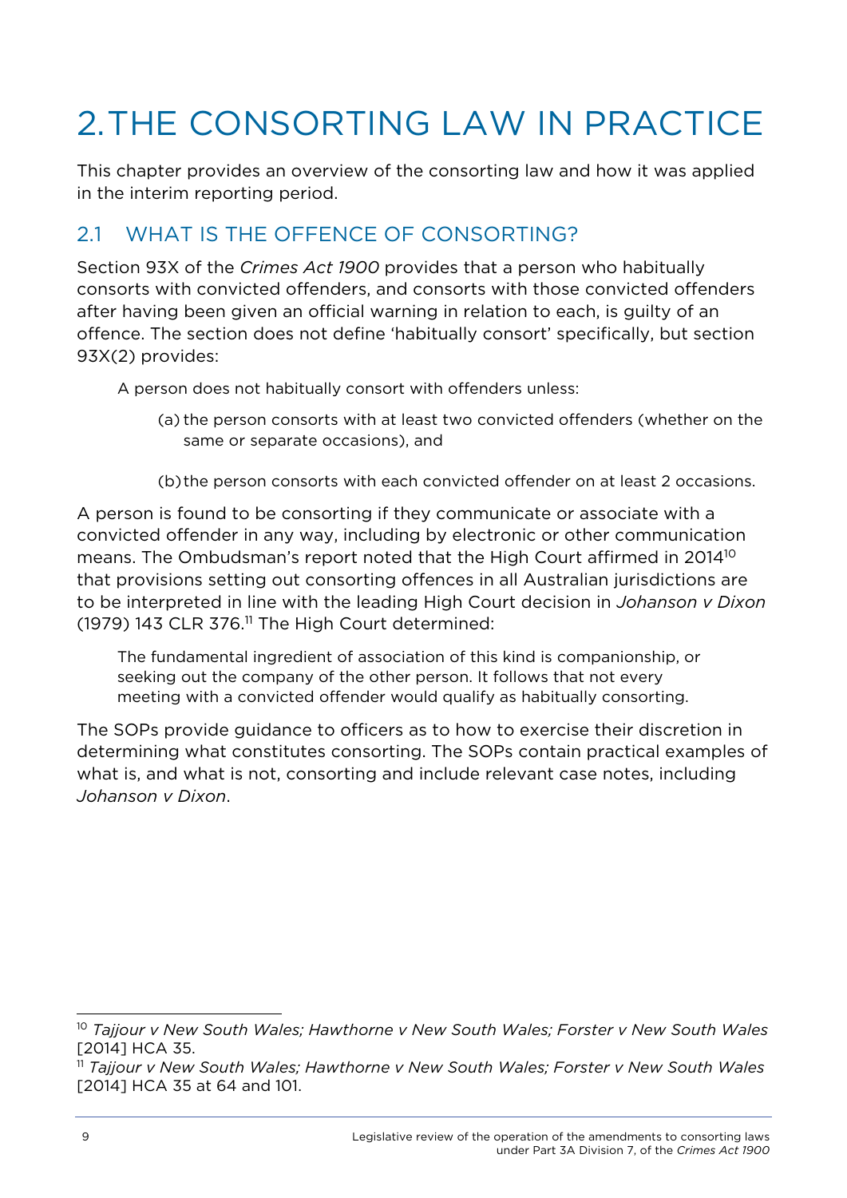# 2. THE CONSORTING LAW IN PRACTICE

This chapter provides an overview of the consorting law and how it was applied in the interim reporting period.

## 2.1 WHAT IS THE OFFENCE OF CONSORTING?

Section 93X of the *Crimes Act 1900* provides that a person who habitually consorts with convicted offenders, and consorts with those convicted offenders after having been given an official warning in relation to each, is guilty of an offence. The section does not define 'habitually consort' specifically, but section 93X(2) provides:

> A person does not habitually consort with offenders unless:
>
> (a) the person consorts with at least two convicted offenders (whether on the same or separate occasions), and
>
> (b) the person consorts with each convicted offender on at least 2 occasions.

A person is found to be consorting if they communicate or associate with a convicted offender in any way, including by electronic or other communication means. The Ombudsman's report noted that the High Court affirmed in 2014[10] that provisions setting out consorting offences in all Australian jurisdictions are to be interpreted in line with the leading High Court decision in *Johanson v Dixon* (1979) 143 CLR 376.[11] The High Court determined:

> The fundamental ingredient of association of this kind is companionship, or seeking out the company of the other person. It follows that not every meeting with a convicted offender would qualify as habitually consorting.

The SOPs provide guidance to officers as to how to exercise their discretion in determining what constitutes consorting. The SOPs contain practical examples of what is, and what is not, consorting and include relevant case notes, including *Johanson v Dixon*.

---

[10] *Tajjour v New South Wales; Hawthorne v New South Wales; Forster v New South Wales* [2014] HCA 35.

[11] *Tajjour v New South Wales; Hawthorne v New South Wales; Forster v New South Wales* [2014] HCA 35 at 64 and 101.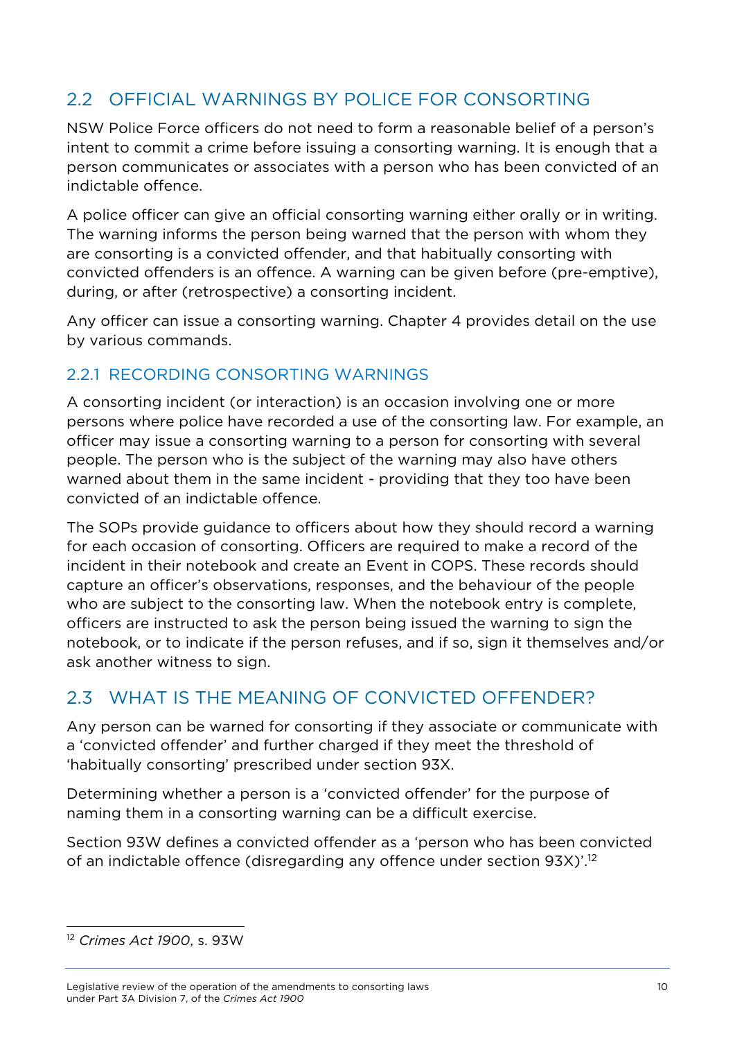## 2.2 OFFICIAL WARNINGS BY POLICE FOR CONSORTING

NSW Police Force officers do not need to form a reasonable belief of a person's intent to commit a crime before issuing a consorting warning. It is enough that a person communicates or associates with a person who has been convicted of an indictable offence.

A police officer can give an official consorting warning either orally or in writing. The warning informs the person being warned that the person with whom they are consorting is a convicted offender, and that habitually consorting with convicted offenders is an offence. A warning can be given before (pre-emptive), during, or after (retrospective) a consorting incident.

Any officer can issue a consorting warning. Chapter 4 provides detail on the use by various commands.

### 2.2.1 RECORDING CONSORTING WARNINGS

A consorting incident (or interaction) is an occasion involving one or more persons where police have recorded a use of the consorting law. For example, an officer may issue a consorting warning to a person for consorting with several people. The person who is the subject of the warning may also have others warned about them in the same incident - providing that they too have been convicted of an indictable offence.

The SOPs provide guidance to officers about how they should record a warning for each occasion of consorting. Officers are required to make a record of the incident in their notebook and create an Event in COPS. These records should capture an officer's observations, responses, and the behaviour of the people who are subject to the consorting law. When the notebook entry is complete, officers are instructed to ask the person being issued the warning to sign the notebook, or to indicate if the person refuses, and if so, sign it themselves and/or ask another witness to sign.

## 2.3 WHAT IS THE MEANING OF CONVICTED OFFENDER?

Any person can be warned for consorting if they associate or communicate with a 'convicted offender' and further charged if they meet the threshold of 'habitually consorting' prescribed under section 93X.

Determining whether a person is a 'convicted offender' for the purpose of naming them in a consorting warning can be a difficult exercise.

Section 93W defines a convicted offender as a 'person who has been convicted of an indictable offence (disregarding any offence under section 93X)'.[12]

---

[12] *Crimes Act 1900*, s. 93W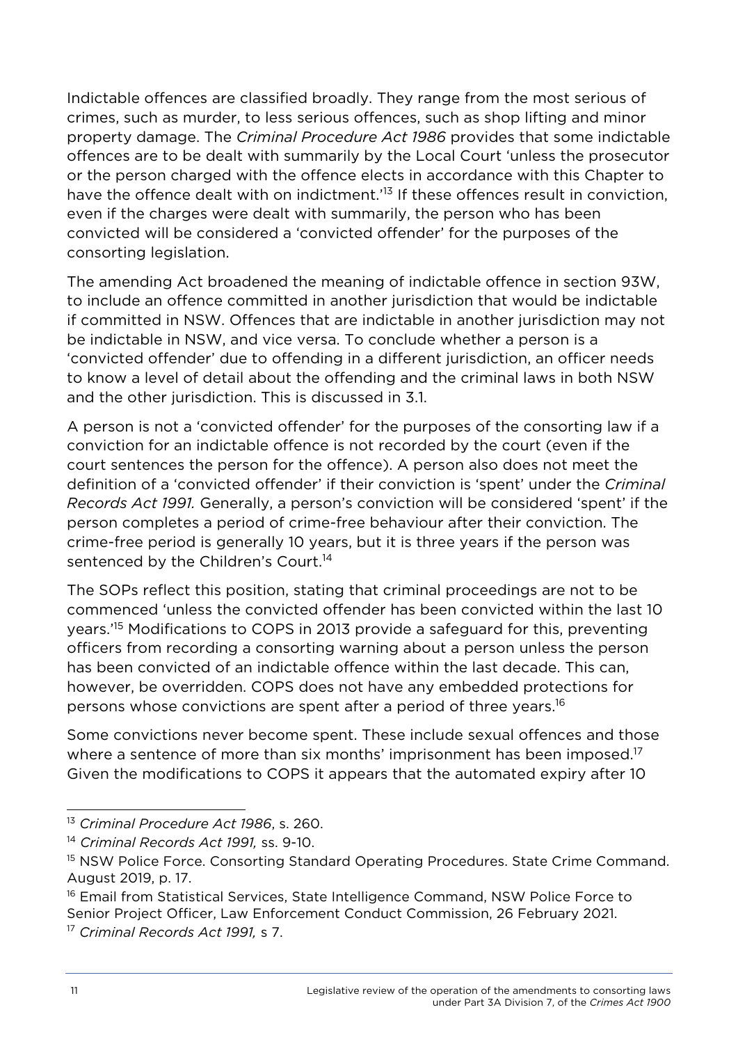Indictable offences are classified broadly. They range from the most serious of crimes, such as murder, to less serious offences, such as shop lifting and minor property damage. The *Criminal Procedure Act 1986* provides that some indictable offences are to be dealt with summarily by the Local Court 'unless the prosecutor or the person charged with the offence elects in accordance with this Chapter to have the offence dealt with on indictment.'[13] If these offences result in conviction, even if the charges were dealt with summarily, the person who has been convicted will be considered a 'convicted offender' for the purposes of the consorting legislation.

The amending Act broadened the meaning of indictable offence in section 93W, to include an offence committed in another jurisdiction that would be indictable if committed in NSW. Offences that are indictable in another jurisdiction may not be indictable in NSW, and vice versa. To conclude whether a person is a 'convicted offender' due to offending in a different jurisdiction, an officer needs to know a level of detail about the offending and the criminal laws in both NSW and the other jurisdiction. This is discussed in 3.1.

A person is not a 'convicted offender' for the purposes of the consorting law if a conviction for an indictable offence is not recorded by the court (even if the court sentences the person for the offence). A person also does not meet the definition of a 'convicted offender' if their conviction is 'spent' under the *Criminal Records Act 1991.* Generally, a person's conviction will be considered 'spent' if the person completes a period of crime-free behaviour after their conviction. The crime-free period is generally 10 years, but it is three years if the person was sentenced by the Children's Court.[14]

The SOPs reflect this position, stating that criminal proceedings are not to be commenced 'unless the convicted offender has been convicted within the last 10 years.'[15] Modifications to COPS in 2013 provide a safeguard for this, preventing officers from recording a consorting warning about a person unless the person has been convicted of an indictable offence within the last decade. This can, however, be overridden. COPS does not have any embedded protections for persons whose convictions are spent after a period of three years.[16]

Some convictions never become spent. These include sexual offences and those where a sentence of more than six months' imprisonment has been imposed.[17] Given the modifications to COPS it appears that the automated expiry after 10

---

[13] *Criminal Procedure Act 1986*, s. 260.

[14] *Criminal Records Act 1991,* ss. 9-10.

[15] NSW Police Force. Consorting Standard Operating Procedures. State Crime Command. August 2019, p. 17.

[16] Email from Statistical Services, State Intelligence Command, NSW Police Force to Senior Project Officer, Law Enforcement Conduct Commission, 26 February 2021.

[17] *Criminal Records Act 1991,* s 7.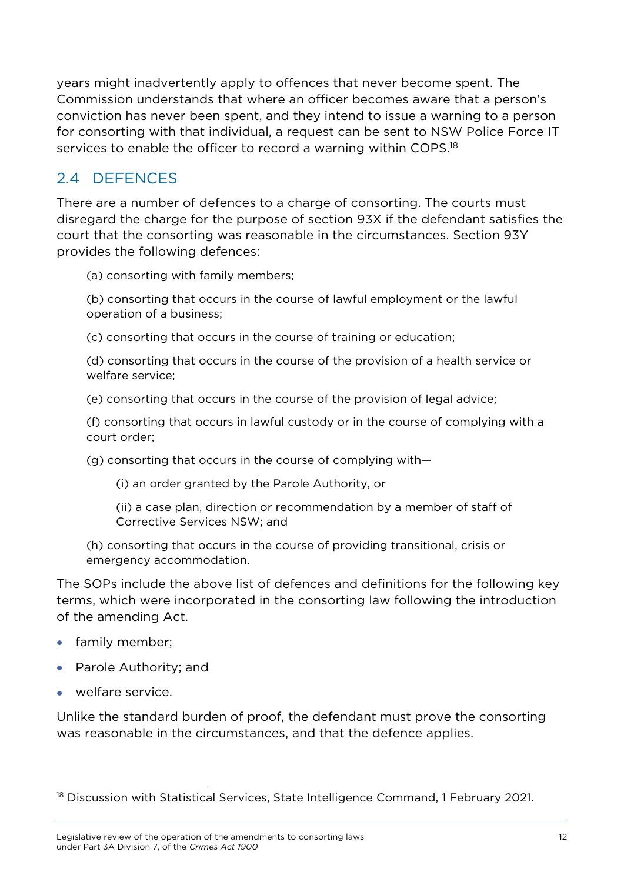years might inadvertently apply to offences that never become spent. The Commission understands that where an officer becomes aware that a person's conviction has never been spent, and they intend to issue a warning to a person for consorting with that individual, a request can be sent to NSW Police Force IT services to enable the officer to record a warning within COPS.[18]

## 2.4 DEFENCES

There are a number of defences to a charge of consorting. The courts must disregard the charge for the purpose of section 93X if the defendant satisfies the court that the consorting was reasonable in the circumstances. Section 93Y provides the following defences:

> (a) consorting with family members;
>
> (b) consorting that occurs in the course of lawful employment or the lawful operation of a business;
>
> (c) consorting that occurs in the course of training or education;
>
> (d) consorting that occurs in the course of the provision of a health service or welfare service;
>
> (e) consorting that occurs in the course of the provision of legal advice;
>
> (f) consorting that occurs in lawful custody or in the course of complying with a court order;
>
> (g) consorting that occurs in the course of complying with—
>
> > (i) an order granted by the Parole Authority, or
> >
> > (ii) a case plan, direction or recommendation by a member of staff of Corrective Services NSW; and
>
> (h) consorting that occurs in the course of providing transitional, crisis or emergency accommodation.

The SOPs include the above list of defences and definitions for the following key terms, which were incorporated in the consorting law following the introduction of the amending Act.

- family member;
- Parole Authority; and
- welfare service.

Unlike the standard burden of proof, the defendant must prove the consorting was reasonable in the circumstances, and that the defence applies.

---

[18] Discussion with Statistical Services, State Intelligence Command, 1 February 2021.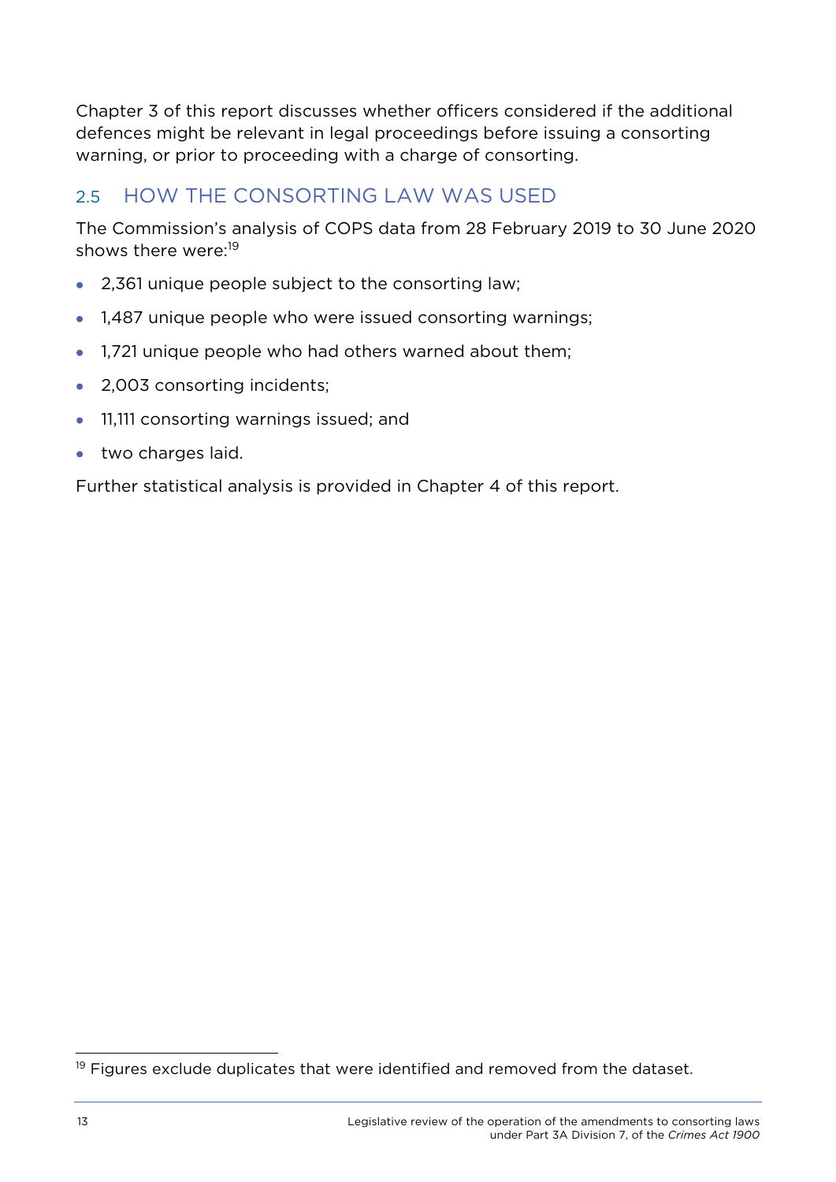Chapter 3 of this report discusses whether officers considered if the additional defences might be relevant in legal proceedings before issuing a consorting warning, or prior to proceeding with a charge of consorting.

## 2.5 HOW THE CONSORTING LAW WAS USED

The Commission's analysis of COPS data from 28 February 2019 to 30 June 2020 shows there were:[19]

- 2,361 unique people subject to the consorting law;
- 1,487 unique people who were issued consorting warnings;
- 1,721 unique people who had others warned about them;
- 2,003 consorting incidents;
- 11,111 consorting warnings issued; and
- two charges laid.

Further statistical analysis is provided in Chapter 4 of this report.

[19] Figures exclude duplicates that were identified and removed from the dataset.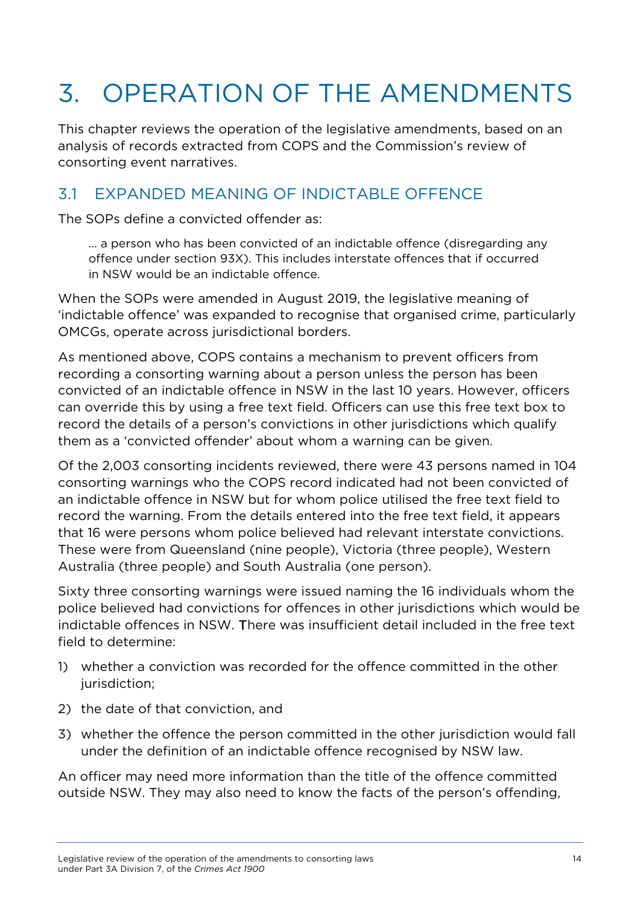# 3. OPERATION OF THE AMENDMENTS

This chapter reviews the operation of the legislative amendments, based on an analysis of records extracted from COPS and the Commission's review of consorting event narratives.

## 3.1 EXPANDED MEANING OF INDICTABLE OFFENCE

The SOPs define a convicted offender as:

> … a person who has been convicted of an indictable offence (disregarding any offence under section 93X). This includes interstate offences that if occurred in NSW would be an indictable offence.

When the SOPs were amended in August 2019, the legislative meaning of 'indictable offence' was expanded to recognise that organised crime, particularly OMCGs, operate across jurisdictional borders.

As mentioned above, COPS contains a mechanism to prevent officers from recording a consorting warning about a person unless the person has been convicted of an indictable offence in NSW in the last 10 years. However, officers can override this by using a free text field. Officers can use this free text box to record the details of a person's convictions in other jurisdictions which qualify them as a 'convicted offender' about whom a warning can be given.

Of the 2,003 consorting incidents reviewed, there were 43 persons named in 104 consorting warnings who the COPS record indicated had not been convicted of an indictable offence in NSW but for whom police utilised the free text field to record the warning. From the details entered into the free text field, it appears that 16 were persons whom police believed had relevant interstate convictions. These were from Queensland (nine people), Victoria (three people), Western Australia (three people) and South Australia (one person).

Sixty three consorting warnings were issued naming the 16 individuals whom the police believed had convictions for offences in other jurisdictions which would be indictable offences in NSW. There was insufficient detail included in the free text field to determine:

1) whether a conviction was recorded for the offence committed in the other jurisdiction;
2) the date of that conviction, and
3) whether the offence the person committed in the other jurisdiction would fall under the definition of an indictable offence recognised by NSW law.

An officer may need more information than the title of the offence committed outside NSW. They may also need to know the facts of the person's offending,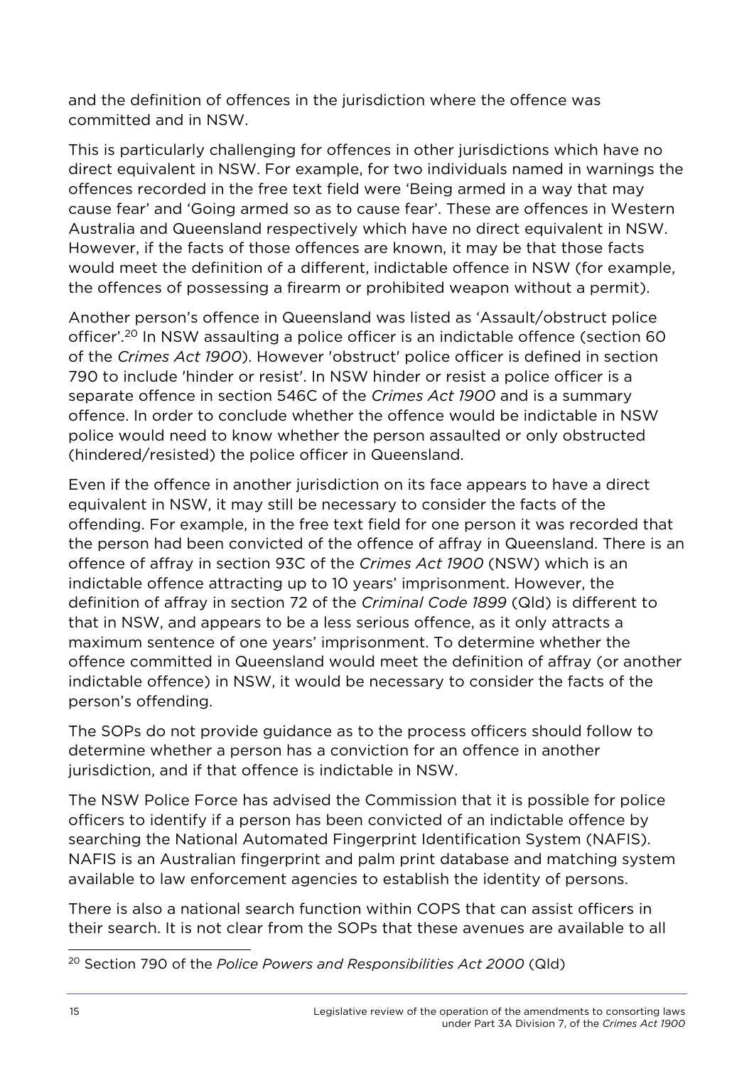and the definition of offences in the jurisdiction where the offence was committed and in NSW.

This is particularly challenging for offences in other jurisdictions which have no direct equivalent in NSW. For example, for two individuals named in warnings the offences recorded in the free text field were 'Being armed in a way that may cause fear' and 'Going armed so as to cause fear'. These are offences in Western Australia and Queensland respectively which have no direct equivalent in NSW. However, if the facts of those offences are known, it may be that those facts would meet the definition of a different, indictable offence in NSW (for example, the offences of possessing a firearm or prohibited weapon without a permit).

Another person's offence in Queensland was listed as 'Assault/obstruct police officer'.[20] In NSW assaulting a police officer is an indictable offence (section 60 of the *Crimes Act 1900*). However 'obstruct' police officer is defined in section 790 to include 'hinder or resist'. In NSW hinder or resist a police officer is a separate offence in section 546C of the *Crimes Act 1900* and is a summary offence. In order to conclude whether the offence would be indictable in NSW police would need to know whether the person assaulted or only obstructed (hindered/resisted) the police officer in Queensland.

Even if the offence in another jurisdiction on its face appears to have a direct equivalent in NSW, it may still be necessary to consider the facts of the offending. For example, in the free text field for one person it was recorded that the person had been convicted of the offence of affray in Queensland. There is an offence of affray in section 93C of the *Crimes Act 1900* (NSW) which is an indictable offence attracting up to 10 years' imprisonment. However, the definition of affray in section 72 of the *Criminal Code 1899* (Qld) is different to that in NSW, and appears to be a less serious offence, as it only attracts a maximum sentence of one years' imprisonment. To determine whether the offence committed in Queensland would meet the definition of affray (or another indictable offence) in NSW, it would be necessary to consider the facts of the person's offending.

The SOPs do not provide guidance as to the process officers should follow to determine whether a person has a conviction for an offence in another jurisdiction, and if that offence is indictable in NSW.

The NSW Police Force has advised the Commission that it is possible for police officers to identify if a person has been convicted of an indictable offence by searching the National Automated Fingerprint Identification System (NAFIS). NAFIS is an Australian fingerprint and palm print database and matching system available to law enforcement agencies to establish the identity of persons.

There is also a national search function within COPS that can assist officers in their search. It is not clear from the SOPs that these avenues are available to all

[20] Section 790 of the *Police Powers and Responsibilities Act 2000* (Qld)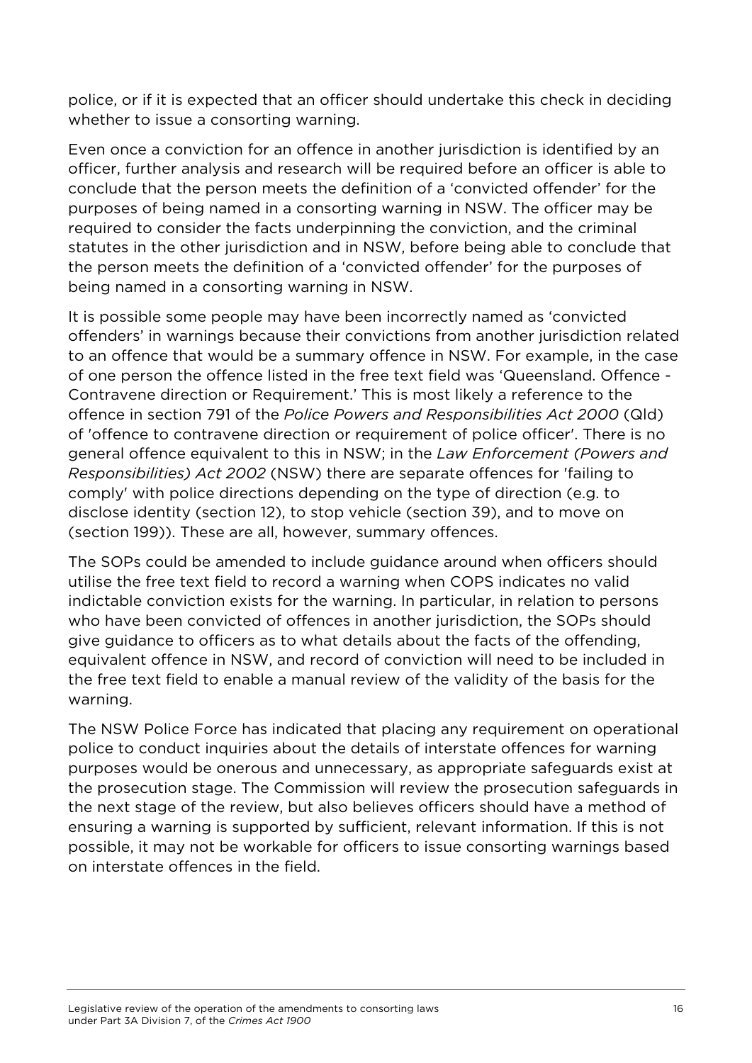police, or if it is expected that an officer should undertake this check in deciding whether to issue a consorting warning.

Even once a conviction for an offence in another jurisdiction is identified by an officer, further analysis and research will be required before an officer is able to conclude that the person meets the definition of a 'convicted offender' for the purposes of being named in a consorting warning in NSW. The officer may be required to consider the facts underpinning the conviction, and the criminal statutes in the other jurisdiction and in NSW, before being able to conclude that the person meets the definition of a 'convicted offender' for the purposes of being named in a consorting warning in NSW.

It is possible some people may have been incorrectly named as 'convicted offenders' in warnings because their convictions from another jurisdiction related to an offence that would be a summary offence in NSW. For example, in the case of one person the offence listed in the free text field was 'Queensland. Offence - Contravene direction or Requirement.' This is most likely a reference to the offence in section 791 of the *Police Powers and Responsibilities Act 2000* (Qld) of 'offence to contravene direction or requirement of police officer'. There is no general offence equivalent to this in NSW; in the *Law Enforcement (Powers and Responsibilities) Act 2002* (NSW) there are separate offences for 'failing to comply' with police directions depending on the type of direction (e.g. to disclose identity (section 12), to stop vehicle (section 39), and to move on (section 199)). These are all, however, summary offences.

The SOPs could be amended to include guidance around when officers should utilise the free text field to record a warning when COPS indicates no valid indictable conviction exists for the warning. In particular, in relation to persons who have been convicted of offences in another jurisdiction, the SOPs should give guidance to officers as to what details about the facts of the offending, equivalent offence in NSW, and record of conviction will need to be included in the free text field to enable a manual review of the validity of the basis for the warning.

The NSW Police Force has indicated that placing any requirement on operational police to conduct inquiries about the details of interstate offences for warning purposes would be onerous and unnecessary, as appropriate safeguards exist at the prosecution stage. The Commission will review the prosecution safeguards in the next stage of the review, but also believes officers should have a method of ensuring a warning is supported by sufficient, relevant information. If this is not possible, it may not be workable for officers to issue consorting warnings based on interstate offences in the field.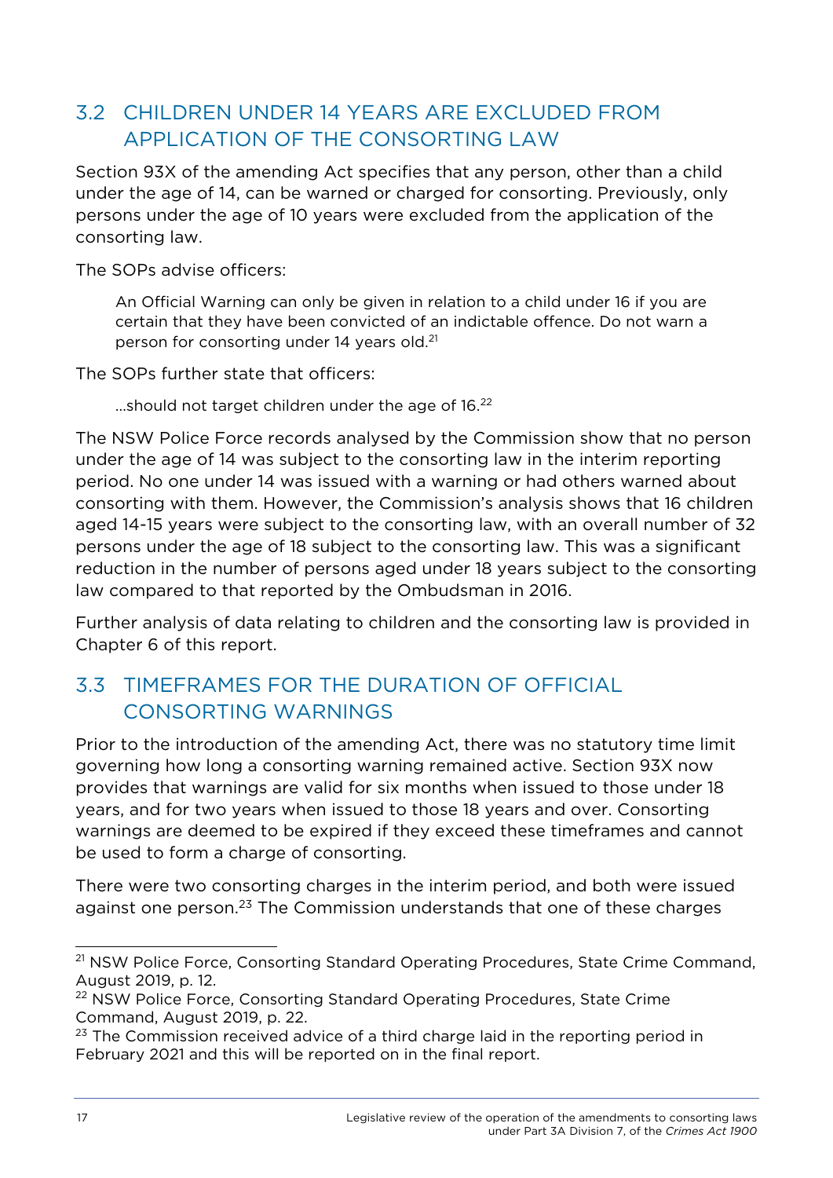## 3.2 CHILDREN UNDER 14 YEARS ARE EXCLUDED FROM APPLICATION OF THE CONSORTING LAW

Section 93X of the amending Act specifies that any person, other than a child under the age of 14, can be warned or charged for consorting. Previously, only persons under the age of 10 years were excluded from the application of the consorting law.

The SOPs advise officers:

> An Official Warning can only be given in relation to a child under 16 if you are certain that they have been convicted of an indictable offence. Do not warn a person for consorting under 14 years old.[21]

The SOPs further state that officers:

> …should not target children under the age of 16.[22]

The NSW Police Force records analysed by the Commission show that no person under the age of 14 was subject to the consorting law in the interim reporting period. No one under 14 was issued with a warning or had others warned about consorting with them. However, the Commission's analysis shows that 16 children aged 14-15 years were subject to the consorting law, with an overall number of 32 persons under the age of 18 subject to the consorting law. This was a significant reduction in the number of persons aged under 18 years subject to the consorting law compared to that reported by the Ombudsman in 2016.

Further analysis of data relating to children and the consorting law is provided in Chapter 6 of this report.

## 3.3 TIMEFRAMES FOR THE DURATION OF OFFICIAL CONSORTING WARNINGS

Prior to the introduction of the amending Act, there was no statutory time limit governing how long a consorting warning remained active. Section 93X now provides that warnings are valid for six months when issued to those under 18 years, and for two years when issued to those 18 years and over. Consorting warnings are deemed to be expired if they exceed these timeframes and cannot be used to form a charge of consorting.

There were two consorting charges in the interim period, and both were issued against one person.[23] The Commission understands that one of these charges

---

[21] NSW Police Force, Consorting Standard Operating Procedures, State Crime Command, August 2019, p. 12.

[22] NSW Police Force, Consorting Standard Operating Procedures, State Crime Command, August 2019, p. 22.

[23] The Commission received advice of a third charge laid in the reporting period in February 2021 and this will be reported on in the final report.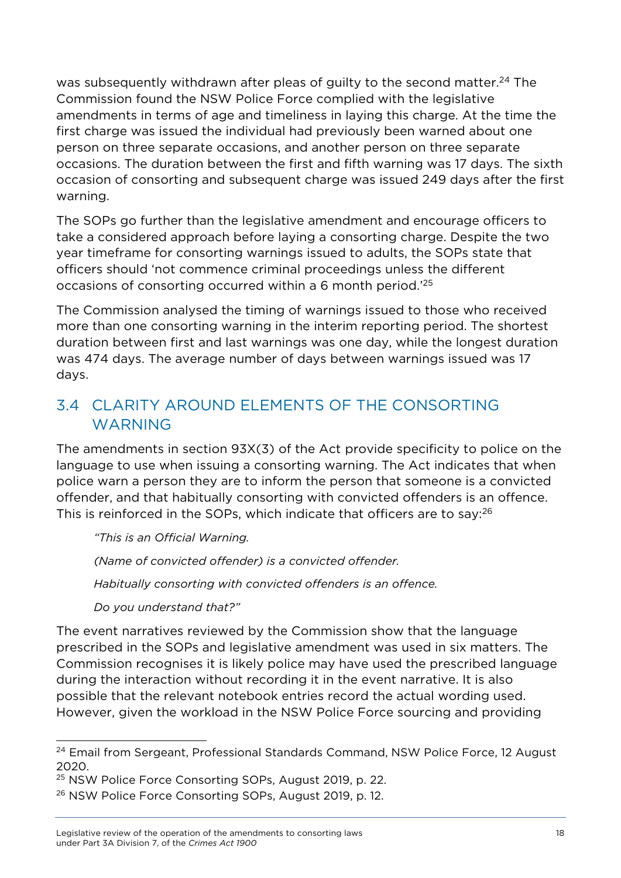was subsequently withdrawn after pleas of guilty to the second matter.[24] The Commission found the NSW Police Force complied with the legislative amendments in terms of age and timeliness in laying this charge. At the time the first charge was issued the individual had previously been warned about one person on three separate occasions, and another person on three separate occasions. The duration between the first and fifth warning was 17 days. The sixth occasion of consorting and subsequent charge was issued 249 days after the first warning.

The SOPs go further than the legislative amendment and encourage officers to take a considered approach before laying a consorting charge. Despite the two year timeframe for consorting warnings issued to adults, the SOPs state that officers should 'not commence criminal proceedings unless the different occasions of consorting occurred within a 6 month period.'[25]

The Commission analysed the timing of warnings issued to those who received more than one consorting warning in the interim reporting period. The shortest duration between first and last warnings was one day, while the longest duration was 474 days. The average number of days between warnings issued was 17 days.

## 3.4 CLARITY AROUND ELEMENTS OF THE CONSORTING WARNING

The amendments in section 93X(3) of the Act provide specificity to police on the language to use when issuing a consorting warning. The Act indicates that when police warn a person they are to inform the person that someone is a convicted offender, and that habitually consorting with convicted offenders is an offence. This is reinforced in the SOPs, which indicate that officers are to say:[26]

> *"This is an Official Warning.*
>
> *(Name of convicted offender) is a convicted offender.*
>
> *Habitually consorting with convicted offenders is an offence.*
>
> *Do you understand that?"*

The event narratives reviewed by the Commission show that the language prescribed in the SOPs and legislative amendment was used in six matters. The Commission recognises it is likely police may have used the prescribed language during the interaction without recording it in the event narrative. It is also possible that the relevant notebook entries record the actual wording used. However, given the workload in the NSW Police Force sourcing and providing

---

[24] Email from Sergeant, Professional Standards Command, NSW Police Force, 12 August 2020.

[25] NSW Police Force Consorting SOPs, August 2019, p. 22.

[26] NSW Police Force Consorting SOPs, August 2019, p. 12.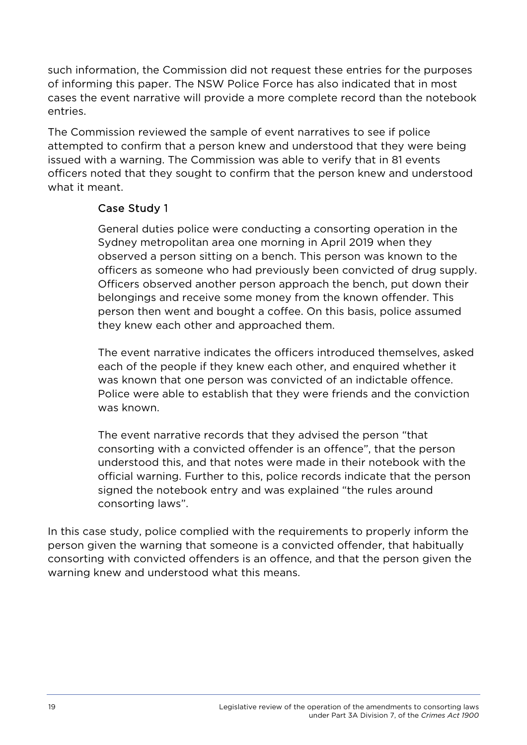such information, the Commission did not request these entries for the purposes of informing this paper. The NSW Police Force has also indicated that in most cases the event narrative will provide a more complete record than the notebook entries.

The Commission reviewed the sample of event narratives to see if police attempted to confirm that a person knew and understood that they were being issued with a warning. The Commission was able to verify that in 81 events officers noted that they sought to confirm that the person knew and understood what it meant.

### Case Study 1

General duties police were conducting a consorting operation in the Sydney metropolitan area one morning in April 2019 when they observed a person sitting on a bench. This person was known to the officers as someone who had previously been convicted of drug supply. Officers observed another person approach the bench, put down their belongings and receive some money from the known offender. This person then went and bought a coffee. On this basis, police assumed they knew each other and approached them.

The event narrative indicates the officers introduced themselves, asked each of the people if they knew each other, and enquired whether it was known that one person was convicted of an indictable offence. Police were able to establish that they were friends and the conviction was known.

The event narrative records that they advised the person "that consorting with a convicted offender is an offence", that the person understood this, and that notes were made in their notebook with the official warning. Further to this, police records indicate that the person signed the notebook entry and was explained "the rules around consorting laws".

In this case study, police complied with the requirements to properly inform the person given the warning that someone is a convicted offender, that habitually consorting with convicted offenders is an offence, and that the person given the warning knew and understood what this means.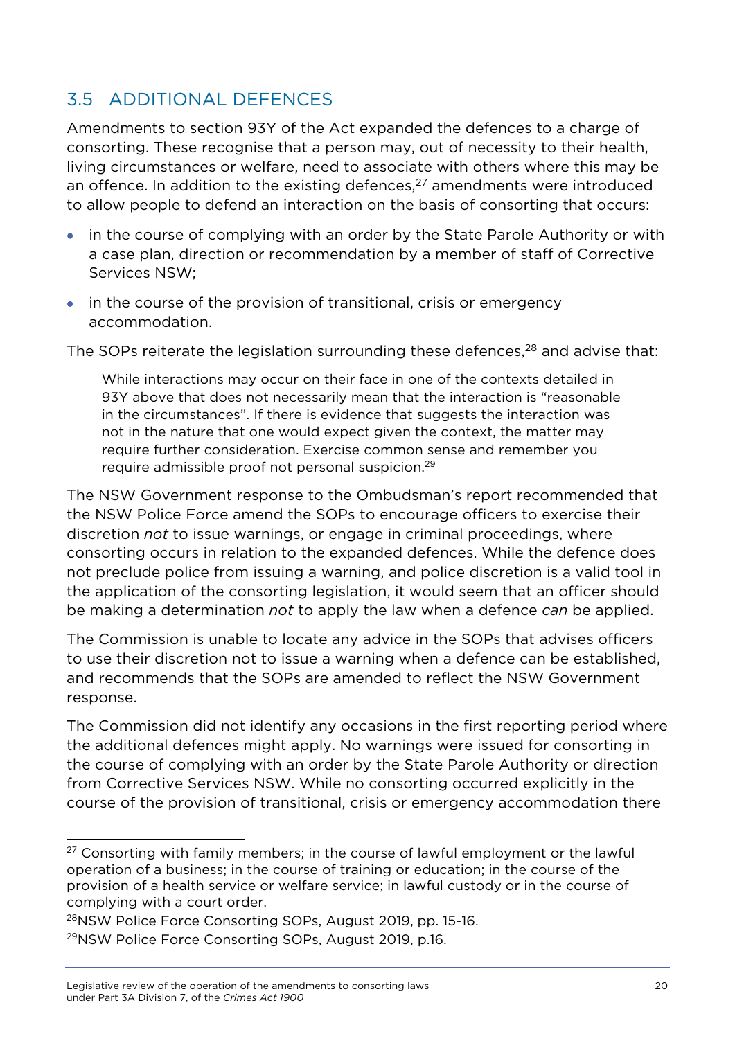## 3.5 ADDITIONAL DEFENCES

Amendments to section 93Y of the Act expanded the defences to a charge of consorting. These recognise that a person may, out of necessity to their health, living circumstances or welfare, need to associate with others where this may be an offence. In addition to the existing defences,[27] amendments were introduced to allow people to defend an interaction on the basis of consorting that occurs:

- in the course of complying with an order by the State Parole Authority or with a case plan, direction or recommendation by a member of staff of Corrective Services NSW;
- in the course of the provision of transitional, crisis or emergency accommodation.

The SOPs reiterate the legislation surrounding these defences,[28] and advise that:

> While interactions may occur on their face in one of the contexts detailed in 93Y above that does not necessarily mean that the interaction is "reasonable in the circumstances". If there is evidence that suggests the interaction was not in the nature that one would expect given the context, the matter may require further consideration. Exercise common sense and remember you require admissible proof not personal suspicion.[29]

The NSW Government response to the Ombudsman's report recommended that the NSW Police Force amend the SOPs to encourage officers to exercise their discretion *not* to issue warnings, or engage in criminal proceedings, where consorting occurs in relation to the expanded defences. While the defence does not preclude police from issuing a warning, and police discretion is a valid tool in the application of the consorting legislation, it would seem that an officer should be making a determination *not* to apply the law when a defence *can* be applied.

The Commission is unable to locate any advice in the SOPs that advises officers to use their discretion not to issue a warning when a defence can be established, and recommends that the SOPs are amended to reflect the NSW Government response.

The Commission did not identify any occasions in the first reporting period where the additional defences might apply. No warnings were issued for consorting in the course of complying with an order by the State Parole Authority or direction from Corrective Services NSW. While no consorting occurred explicitly in the course of the provision of transitional, crisis or emergency accommodation there

---

[27] Consorting with family members; in the course of lawful employment or the lawful operation of a business; in the course of training or education; in the course of the provision of a health service or welfare service; in lawful custody or in the course of complying with a court order.

[28] NSW Police Force Consorting SOPs, August 2019, pp. 15-16.

[29] NSW Police Force Consorting SOPs, August 2019, p.16.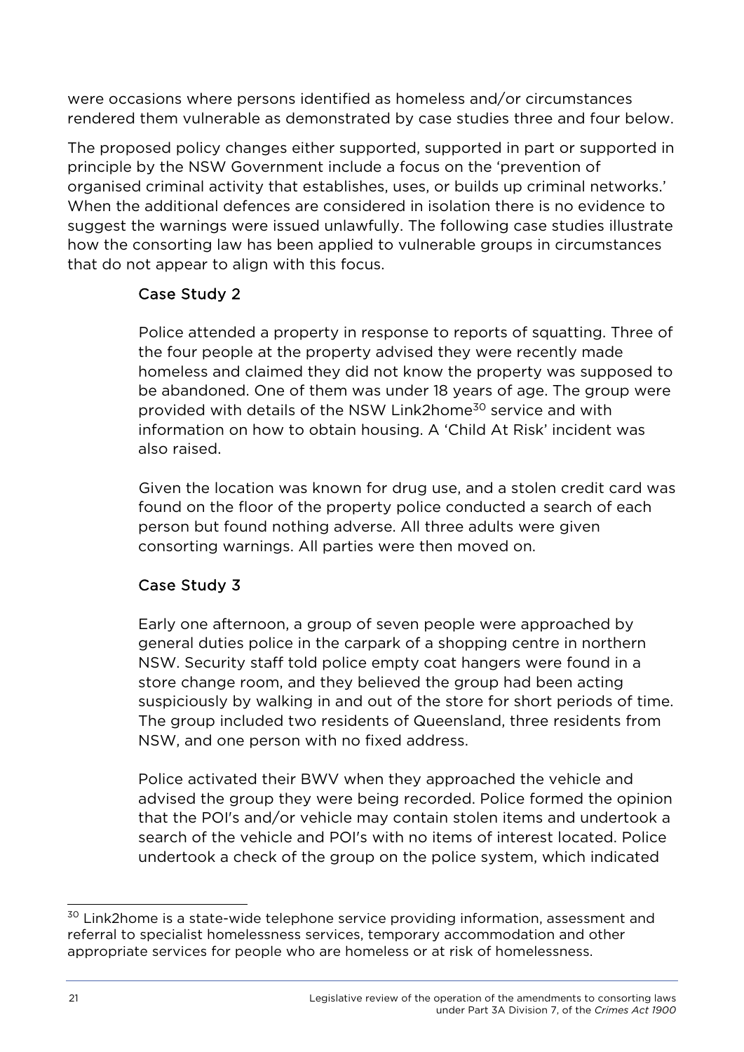were occasions where persons identified as homeless and/or circumstances rendered them vulnerable as demonstrated by case studies three and four below.

The proposed policy changes either supported, supported in part or supported in principle by the NSW Government include a focus on the 'prevention of organised criminal activity that establishes, uses, or builds up criminal networks.' When the additional defences are considered in isolation there is no evidence to suggest the warnings were issued unlawfully. The following case studies illustrate how the consorting law has been applied to vulnerable groups in circumstances that do not appear to align with this focus.

> ### Case Study 2
>
> Police attended a property in response to reports of squatting. Three of the four people at the property advised they were recently made homeless and claimed they did not know the property was supposed to be abandoned. One of them was under 18 years of age. The group were provided with details of the NSW Link2home[30] service and with information on how to obtain housing. A 'Child At Risk' incident was also raised.
>
> Given the location was known for drug use, and a stolen credit card was found on the floor of the property police conducted a search of each person but found nothing adverse. All three adults were given consorting warnings. All parties were then moved on.
>
> ### Case Study 3
>
> Early one afternoon, a group of seven people were approached by general duties police in the carpark of a shopping centre in northern NSW. Security staff told police empty coat hangers were found in a store change room, and they believed the group had been acting suspiciously by walking in and out of the store for short periods of time. The group included two residents of Queensland, three residents from NSW, and one person with no fixed address.
>
> Police activated their BWV when they approached the vehicle and advised the group they were being recorded. Police formed the opinion that the POI's and/or vehicle may contain stolen items and undertook a search of the vehicle and POI's with no items of interest located. Police undertook a check of the group on the police system, which indicated

[30] Link2home is a state-wide telephone service providing information, assessment and referral to specialist homelessness services, temporary accommodation and other appropriate services for people who are homeless or at risk of homelessness.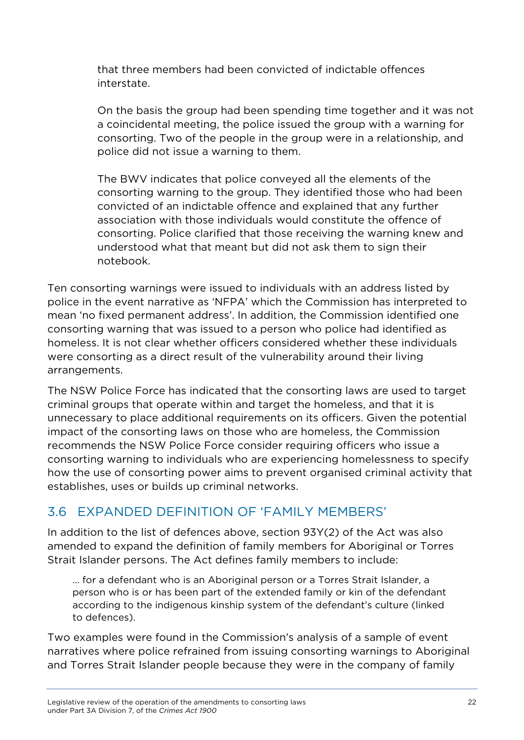> that three members had been convicted of indictable offences interstate.
>
> On the basis the group had been spending time together and it was not a coincidental meeting, the police issued the group with a warning for consorting. Two of the people in the group were in a relationship, and police did not issue a warning to them.
>
> The BWV indicates that police conveyed all the elements of the consorting warning to the group. They identified those who had been convicted of an indictable offence and explained that any further association with those individuals would constitute the offence of consorting. Police clarified that those receiving the warning knew and understood what that meant but did not ask them to sign their notebook.

Ten consorting warnings were issued to individuals with an address listed by police in the event narrative as 'NFPA' which the Commission has interpreted to mean 'no fixed permanent address'. In addition, the Commission identified one consorting warning that was issued to a person who police had identified as homeless. It is not clear whether officers considered whether these individuals were consorting as a direct result of the vulnerability around their living arrangements.

The NSW Police Force has indicated that the consorting laws are used to target criminal groups that operate within and target the homeless, and that it is unnecessary to place additional requirements on its officers. Given the potential impact of the consorting laws on those who are homeless, the Commission recommends the NSW Police Force consider requiring officers who issue a consorting warning to individuals who are experiencing homelessness to specify how the use of consorting power aims to prevent organised criminal activity that establishes, uses or builds up criminal networks.

## 3.6 EXPANDED DEFINITION OF 'FAMILY MEMBERS'

In addition to the list of defences above, section 93Y(2) of the Act was also amended to expand the definition of family members for Aboriginal or Torres Strait Islander persons. The Act defines family members to include:

> … for a defendant who is an Aboriginal person or a Torres Strait Islander, a person who is or has been part of the extended family or kin of the defendant according to the indigenous kinship system of the defendant's culture (linked to defences).

Two examples were found in the Commission's analysis of a sample of event narratives where police refrained from issuing consorting warnings to Aboriginal and Torres Strait Islander people because they were in the company of family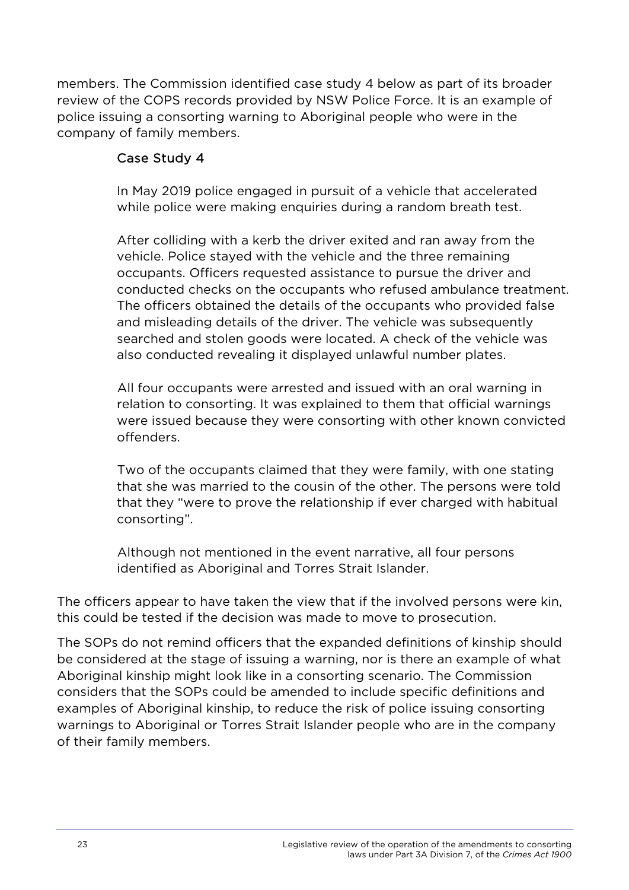members. The Commission identified case study 4 below as part of its broader review of the COPS records provided by NSW Police Force. It is an example of police issuing a consorting warning to Aboriginal people who were in the company of family members.

> **Case Study 4**
>
> In May 2019 police engaged in pursuit of a vehicle that accelerated while police were making enquiries during a random breath test.
>
> After colliding with a kerb the driver exited and ran away from the vehicle. Police stayed with the vehicle and the three remaining occupants. Officers requested assistance to pursue the driver and conducted checks on the occupants who refused ambulance treatment. The officers obtained the details of the occupants who provided false and misleading details of the driver. The vehicle was subsequently searched and stolen goods were located. A check of the vehicle was also conducted revealing it displayed unlawful number plates.
>
> All four occupants were arrested and issued with an oral warning in relation to consorting. It was explained to them that official warnings were issued because they were consorting with other known convicted offenders.
>
> Two of the occupants claimed that they were family, with one stating that she was married to the cousin of the other. The persons were told that they "were to prove the relationship if ever charged with habitual consorting".
>
> Although not mentioned in the event narrative, all four persons identified as Aboriginal and Torres Strait Islander.

The officers appear to have taken the view that if the involved persons were kin, this could be tested if the decision was made to move to prosecution.

The SOPs do not remind officers that the expanded definitions of kinship should be considered at the stage of issuing a warning, nor is there an example of what Aboriginal kinship might look like in a consorting scenario. The Commission considers that the SOPs could be amended to include specific definitions and examples of Aboriginal kinship, to reduce the risk of police issuing consorting warnings to Aboriginal or Torres Strait Islander people who are in the company of their family members.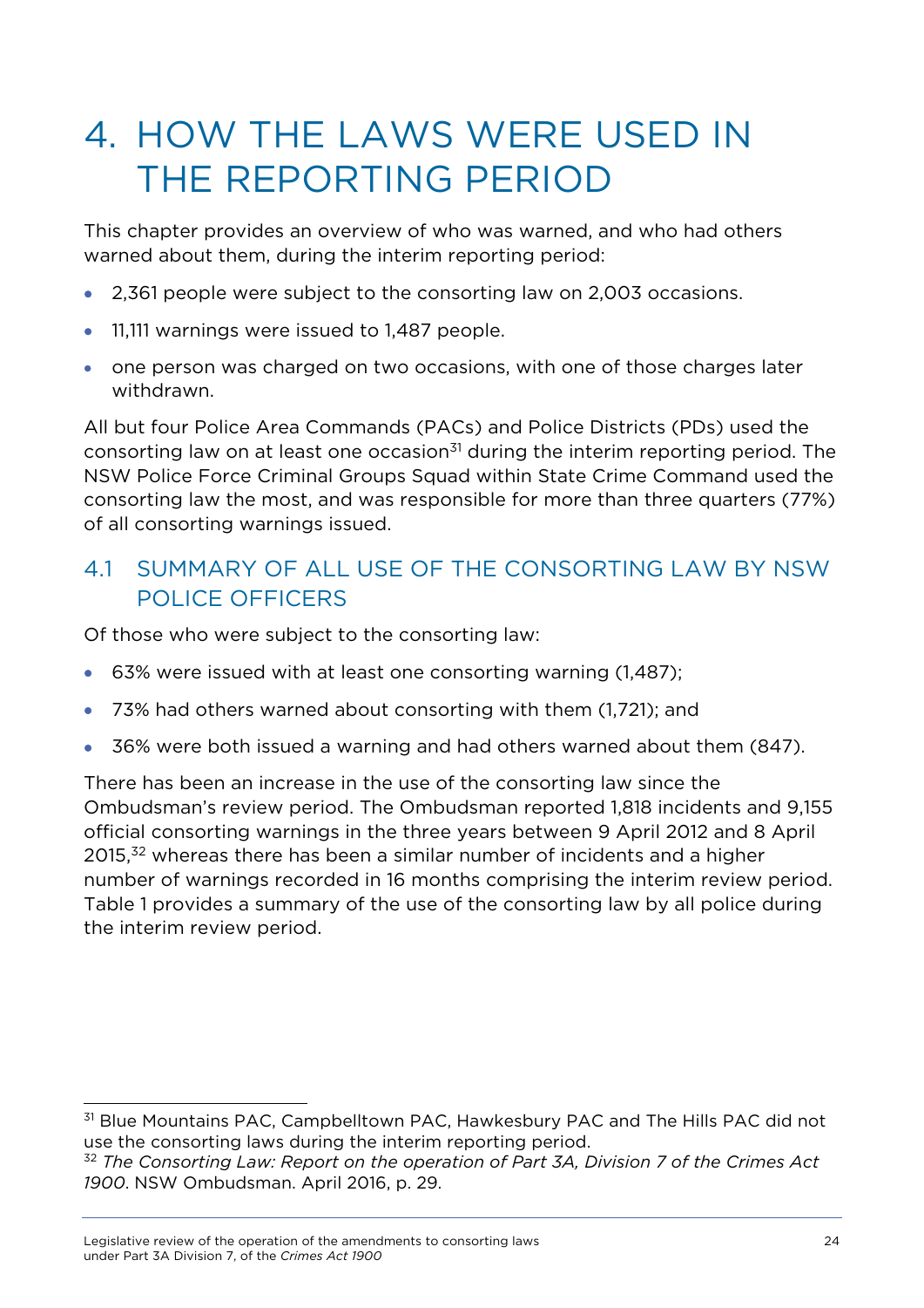# 4. HOW THE LAWS WERE USED IN THE REPORTING PERIOD

This chapter provides an overview of who was warned, and who had others warned about them, during the interim reporting period:

- 2,361 people were subject to the consorting law on 2,003 occasions.
- 11,111 warnings were issued to 1,487 people.
- one person was charged on two occasions, with one of those charges later withdrawn.

All but four Police Area Commands (PACs) and Police Districts (PDs) used the consorting law on at least one occasion[31] during the interim reporting period. The NSW Police Force Criminal Groups Squad within State Crime Command used the consorting law the most, and was responsible for more than three quarters (77%) of all consorting warnings issued.

## 4.1 SUMMARY OF ALL USE OF THE CONSORTING LAW BY NSW POLICE OFFICERS

Of those who were subject to the consorting law:

- 63% were issued with at least one consorting warning (1,487);
- 73% had others warned about consorting with them (1,721); and
- 36% were both issued a warning and had others warned about them (847).

There has been an increase in the use of the consorting law since the Ombudsman's review period. The Ombudsman reported 1,818 incidents and 9,155 official consorting warnings in the three years between 9 April 2012 and 8 April 2015,[32] whereas there has been a similar number of incidents and a higher number of warnings recorded in 16 months comprising the interim review period. Table 1 provides a summary of the use of the consorting law by all police during the interim review period.

---

[31] Blue Mountains PAC, Campbelltown PAC, Hawkesbury PAC and The Hills PAC did not use the consorting laws during the interim reporting period.

[32] *The Consorting Law: Report on the operation of Part 3A, Division 7 of the Crimes Act 1900*. NSW Ombudsman. April 2016, p. 29.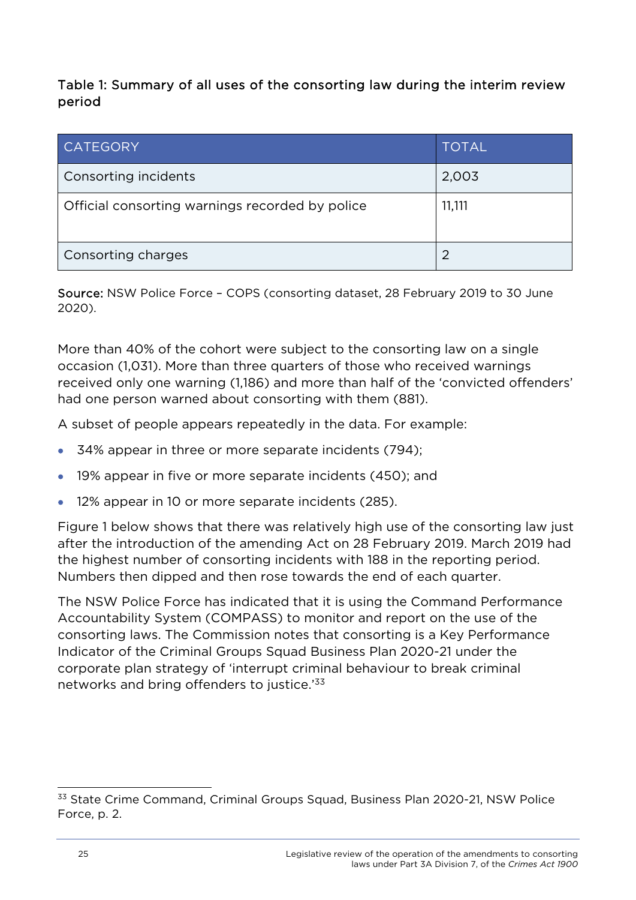**Table 1: Summary of all uses of the consorting law during the interim review period**

| CATEGORY | TOTAL |
|---|---|
| Consorting incidents | 2,003 |
| Official consorting warnings recorded by police | 11,111 |
| Consorting charges | 2 |

**Source:** NSW Police Force – COPS (consorting dataset, 28 February 2019 to 30 June 2020).

More than 40% of the cohort were subject to the consorting law on a single occasion (1,031). More than three quarters of those who received warnings received only one warning (1,186) and more than half of the 'convicted offenders' had one person warned about consorting with them (881).

A subset of people appears repeatedly in the data. For example:

- 34% appear in three or more separate incidents (794);
- 19% appear in five or more separate incidents (450); and
- 12% appear in 10 or more separate incidents (285).

Figure 1 below shows that there was relatively high use of the consorting law just after the introduction of the amending Act on 28 February 2019. March 2019 had the highest number of consorting incidents with 188 in the reporting period. Numbers then dipped and then rose towards the end of each quarter.

The NSW Police Force has indicated that it is using the Command Performance Accountability System (COMPASS) to monitor and report on the use of the consorting laws. The Commission notes that consorting is a Key Performance Indicator of the Criminal Groups Squad Business Plan 2020-21 under the corporate plan strategy of 'interrupt criminal behaviour to break criminal networks and bring offenders to justice.'[33]

[33] State Crime Command, Criminal Groups Squad, Business Plan 2020-21, NSW Police Force, p. 2.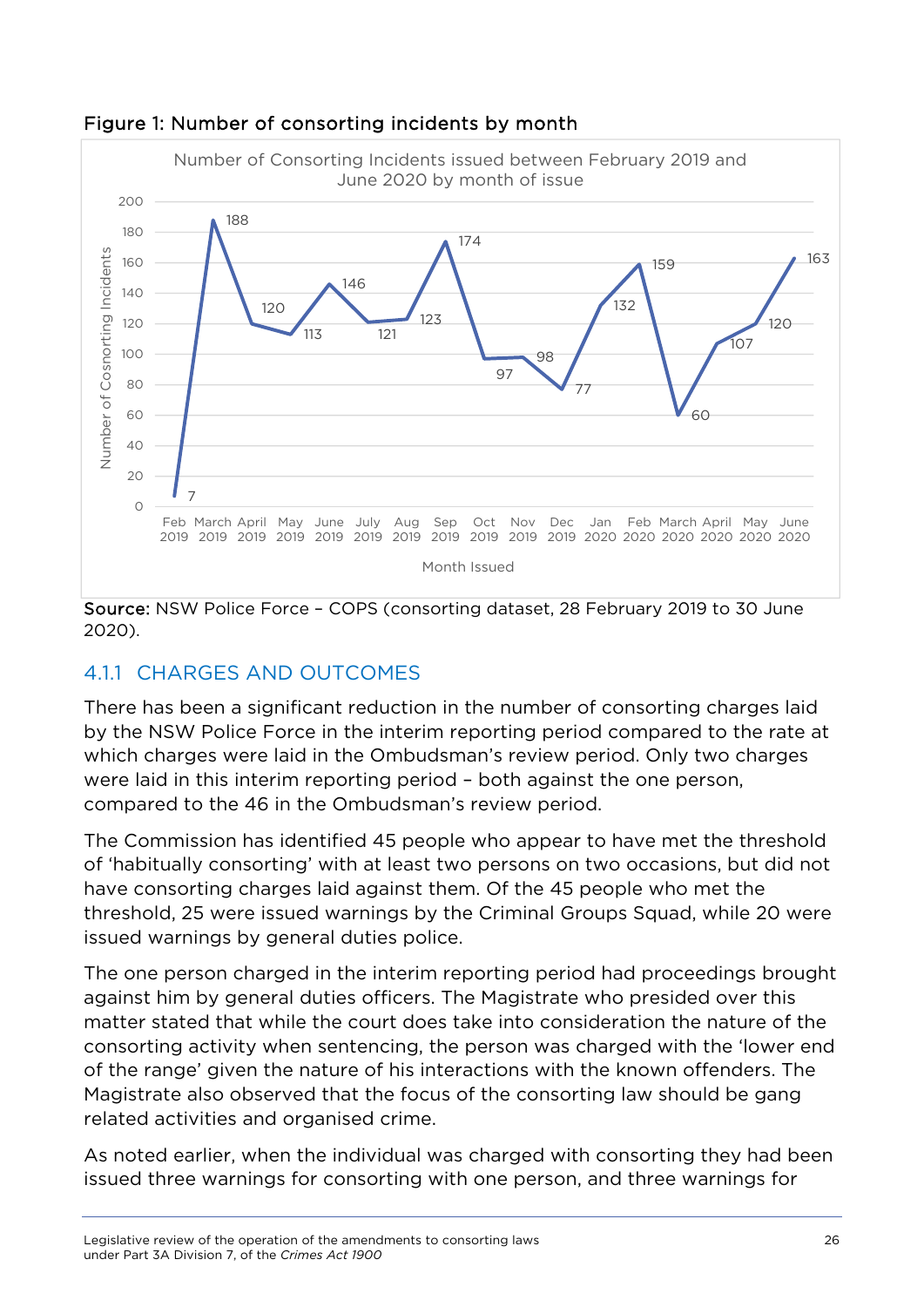**Figure 1: Number of consorting incidents by month**

| Month Issued | Number of Consorting Incidents |
|---|---|
| Feb 2019 | 7 |
| March 2019 | 188 |
| April 2019 | 120 |
| May 2019 | 113 |
| June 2019 | 146 |
| July 2019 | 121 |
| Aug 2019 | 123 |
| Sep 2019 | 174 |
| Oct 2019 | 97 |
| Nov 2019 | 98 |
| Dec 2019 | 77 |
| Jan 2020 | 132 |
| Feb 2020 | 159 |
| March 2020 | 60 |
| April 2020 | 107 |
| May 2020 | 120 |
| June 2020 | 163 |

**Source:** NSW Police Force – COPS (consorting dataset, 28 February 2019 to 30 June 2020).

### 4.1.1 CHARGES AND OUTCOMES

There has been a significant reduction in the number of consorting charges laid by the NSW Police Force in the interim reporting period compared to the rate at which charges were laid in the Ombudsman's review period. Only two charges were laid in this interim reporting period – both against the one person, compared to the 46 in the Ombudsman's review period.

The Commission has identified 45 people who appear to have met the threshold of 'habitually consorting' with at least two persons on two occasions, but did not have consorting charges laid against them. Of the 45 people who met the threshold, 25 were issued warnings by the Criminal Groups Squad, while 20 were issued warnings by general duties police.

The one person charged in the interim reporting period had proceedings brought against him by general duties officers. The Magistrate who presided over this matter stated that while the court does take into consideration the nature of the consorting activity when sentencing, the person was charged with the 'lower end of the range' given the nature of his interactions with the known offenders. The Magistrate also observed that the focus of the consorting law should be gang related activities and organised crime.

As noted earlier, when the individual was charged with consorting they had been issued three warnings for consorting with one person, and three warnings for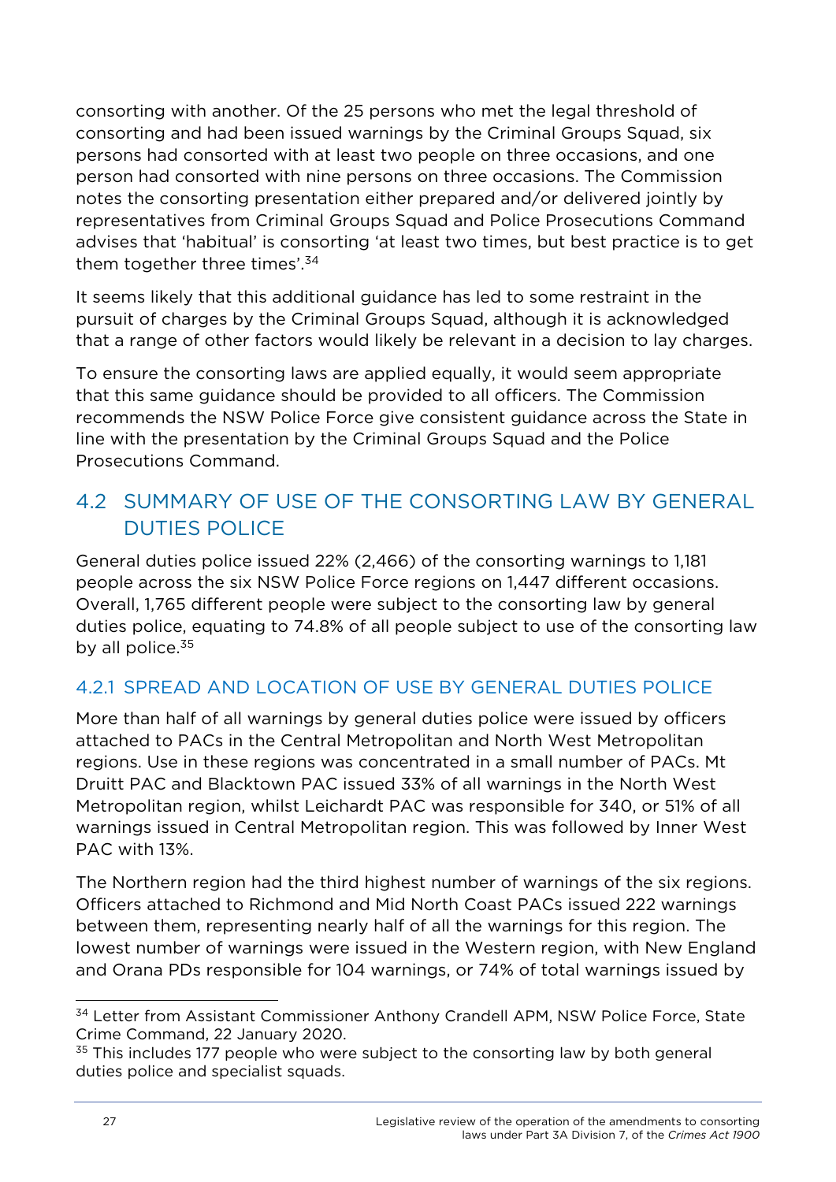consorting with another. Of the 25 persons who met the legal threshold of consorting and had been issued warnings by the Criminal Groups Squad, six persons had consorted with at least two people on three occasions, and one person had consorted with nine persons on three occasions. The Commission notes the consorting presentation either prepared and/or delivered jointly by representatives from Criminal Groups Squad and Police Prosecutions Command advises that 'habitual' is consorting 'at least two times, but best practice is to get them together three times'.[34]

It seems likely that this additional guidance has led to some restraint in the pursuit of charges by the Criminal Groups Squad, although it is acknowledged that a range of other factors would likely be relevant in a decision to lay charges.

To ensure the consorting laws are applied equally, it would seem appropriate that this same guidance should be provided to all officers. The Commission recommends the NSW Police Force give consistent guidance across the State in line with the presentation by the Criminal Groups Squad and the Police Prosecutions Command.

## 4.2 SUMMARY OF USE OF THE CONSORTING LAW BY GENERAL DUTIES POLICE

General duties police issued 22% (2,466) of the consorting warnings to 1,181 people across the six NSW Police Force regions on 1,447 different occasions. Overall, 1,765 different people were subject to the consorting law by general duties police, equating to 74.8% of all people subject to use of the consorting law by all police.[35]

### 4.2.1 SPREAD AND LOCATION OF USE BY GENERAL DUTIES POLICE

More than half of all warnings by general duties police were issued by officers attached to PACs in the Central Metropolitan and North West Metropolitan regions. Use in these regions was concentrated in a small number of PACs. Mt Druitt PAC and Blacktown PAC issued 33% of all warnings in the North West Metropolitan region, whilst Leichardt PAC was responsible for 340, or 51% of all warnings issued in Central Metropolitan region. This was followed by Inner West PAC with 13%.

The Northern region had the third highest number of warnings of the six regions. Officers attached to Richmond and Mid North Coast PACs issued 222 warnings between them, representing nearly half of all the warnings for this region. The lowest number of warnings were issued in the Western region, with New England and Orana PDs responsible for 104 warnings, or 74% of total warnings issued by

---

[34] Letter from Assistant Commissioner Anthony Crandell APM, NSW Police Force, State Crime Command, 22 January 2020.

[35] This includes 177 people who were subject to the consorting law by both general duties police and specialist squads.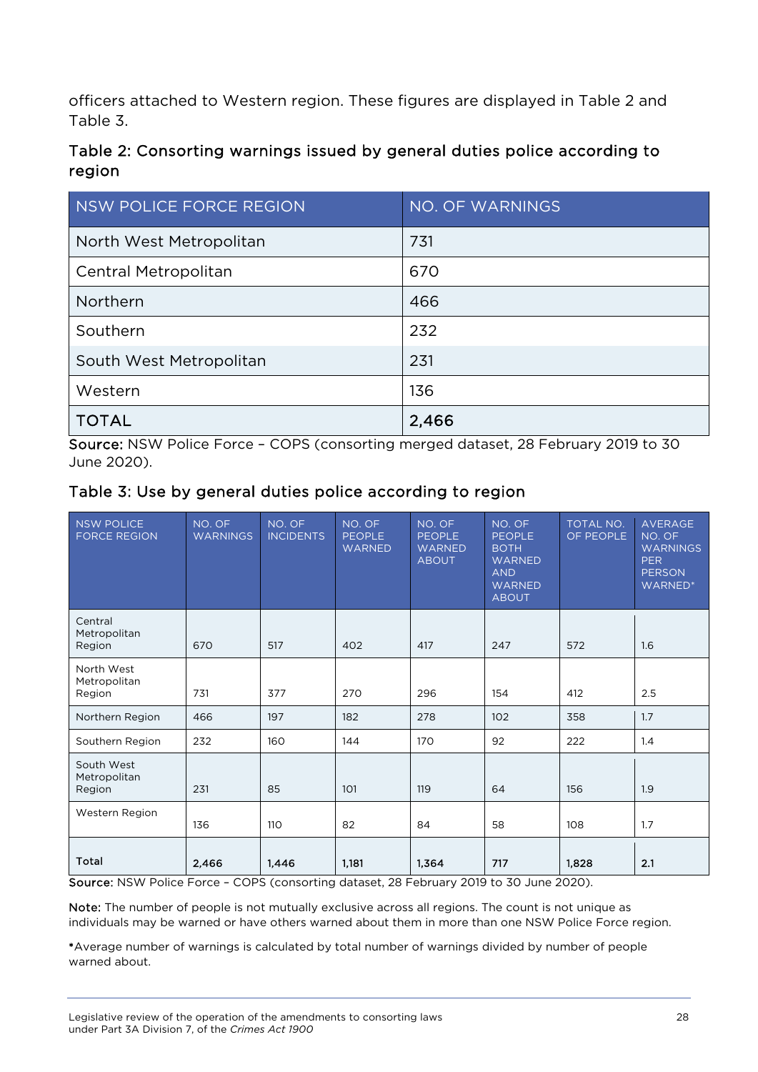officers attached to Western region. These figures are displayed in Table 2 and Table 3.

### Table 2: Consorting warnings issued by general duties police according to region

| NSW POLICE FORCE REGION | NO. OF WARNINGS |
|---|---|
| North West Metropolitan | 731 |
| Central Metropolitan | 670 |
| Northern | 466 |
| Southern | 232 |
| South West Metropolitan | 231 |
| Western | 136 |
| **TOTAL** | **2,466** |

**Source:** NSW Police Force – COPS (consorting merged dataset, 28 February 2019 to 30 June 2020).

### Table 3: Use by general duties police according to region

| NSW POLICE FORCE REGION | NO. OF WARNINGS | NO. OF INCIDENTS | NO. OF PEOPLE WARNED | NO. OF PEOPLE WARNED ABOUT | NO. OF PEOPLE BOTH WARNED AND WARNED ABOUT | TOTAL NO. OF PEOPLE | AVERAGE NO. OF WARNINGS PER PERSON WARNED* |
|---|---|---|---|---|---|---|---|
| Central Metropolitan Region | 670 | 517 | 402 | 417 | 247 | 572 | 1.6 |
| North West Metropolitan Region | 731 | 377 | 270 | 296 | 154 | 412 | 2.5 |
| Northern Region | 466 | 197 | 182 | 278 | 102 | 358 | 1.7 |
| Southern Region | 232 | 160 | 144 | 170 | 92 | 222 | 1.4 |
| South West Metropolitan Region | 231 | 85 | 101 | 119 | 64 | 156 | 1.9 |
| Western Region | 136 | 110 | 82 | 84 | 58 | 108 | 1.7 |
| **Total** | **2,466** | **1,446** | **1,181** | **1,364** | **717** | **1,828** | **2.1** |

**Source:** NSW Police Force – COPS (consorting dataset, 28 February 2019 to 30 June 2020).

**Note:** The number of people is not mutually exclusive across all regions. The count is not unique as individuals may be warned or have others warned about them in more than one NSW Police Force region.

*Average number of warnings is calculated by total number of warnings divided by number of people warned about.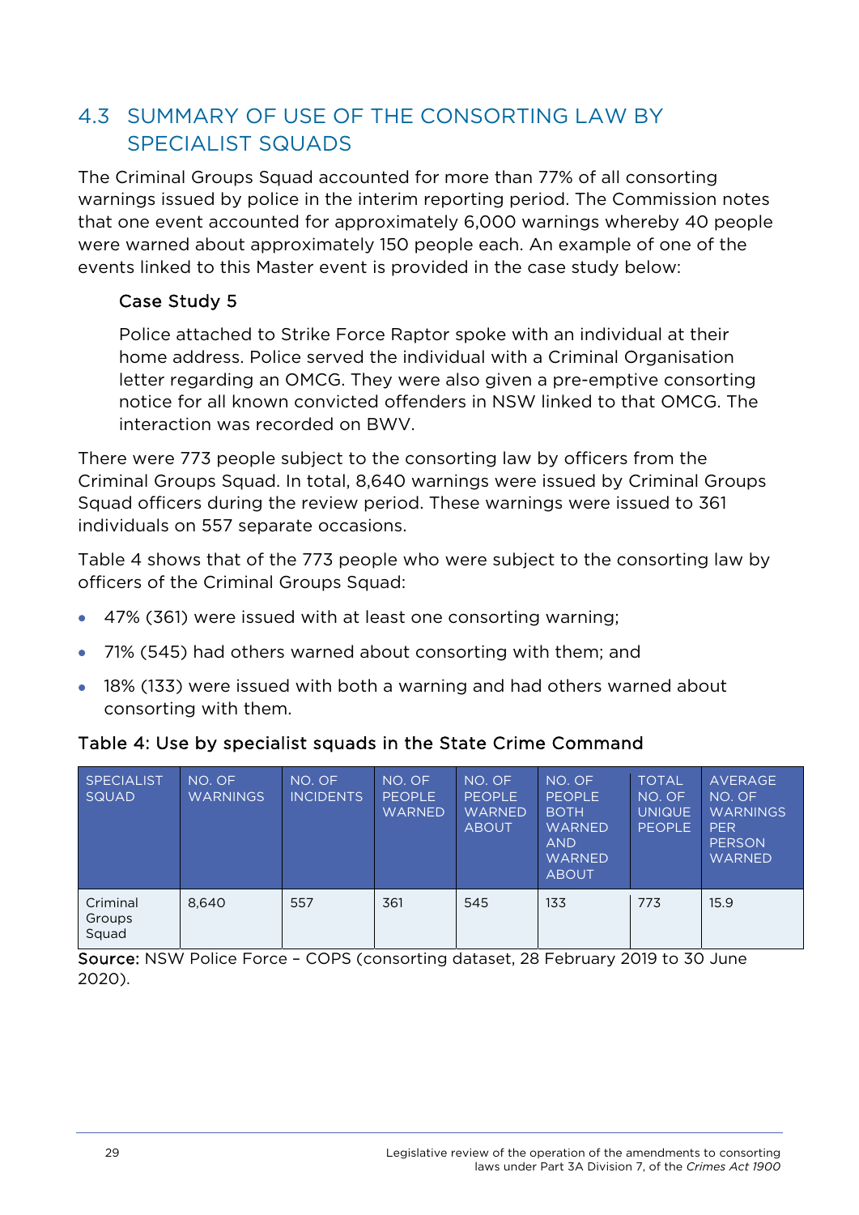## 4.3 SUMMARY OF USE OF THE CONSORTING LAW BY SPECIALIST SQUADS

The Criminal Groups Squad accounted for more than 77% of all consorting warnings issued by police in the interim reporting period. The Commission notes that one event accounted for approximately 6,000 warnings whereby 40 people were warned about approximately 150 people each. An example of one of the events linked to this Master event is provided in the case study below:

> **Case Study 5**
>
> Police attached to Strike Force Raptor spoke with an individual at their home address. Police served the individual with a Criminal Organisation letter regarding an OMCG. They were also given a pre-emptive consorting notice for all known convicted offenders in NSW linked to that OMCG. The interaction was recorded on BWV.

There were 773 people subject to the consorting law by officers from the Criminal Groups Squad. In total, 8,640 warnings were issued by Criminal Groups Squad officers during the review period. These warnings were issued to 361 individuals on 557 separate occasions.

Table 4 shows that of the 773 people who were subject to the consorting law by officers of the Criminal Groups Squad:

- 47% (361) were issued with at least one consorting warning;
- 71% (545) had others warned about consorting with them; and
- 18% (133) were issued with both a warning and had others warned about consorting with them.

**Table 4: Use by specialist squads in the State Crime Command**

| SPECIALIST SQUAD | NO. OF WARNINGS | NO. OF INCIDENTS | NO. OF PEOPLE WARNED | NO. OF PEOPLE WARNED ABOUT | NO. OF PEOPLE BOTH WARNED AND WARNED ABOUT | TOTAL NO. OF UNIQUE PEOPLE | AVERAGE NO. OF WARNINGS PER PERSON WARNED |
|---|---|---|---|---|---|---|---|
| Criminal Groups Squad | 8,640 | 557 | 361 | 545 | 133 | 773 | 15.9 |

**Source:** NSW Police Force – COPS (consorting dataset, 28 February 2019 to 30 June 2020).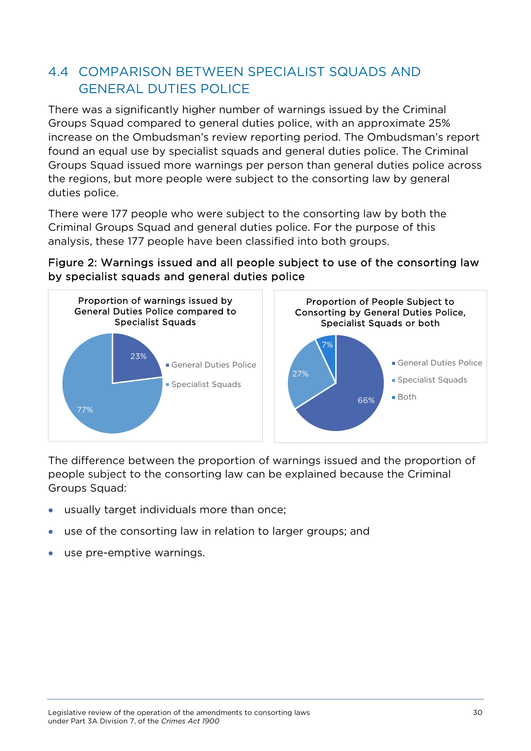## 4.4 COMPARISON BETWEEN SPECIALIST SQUADS AND GENERAL DUTIES POLICE

There was a significantly higher number of warnings issued by the Criminal Groups Squad compared to general duties police, with an approximate 25% increase on the Ombudsman's review reporting period. The Ombudsman's report found an equal use by specialist squads and general duties police. The Criminal Groups Squad issued more warnings per person than general duties police across the regions, but more people were subject to the consorting law by general duties police.

There were 177 people who were subject to the consorting law by both the Criminal Groups Squad and general duties police. For the purpose of this analysis, these 177 people have been classified into both groups.

**Figure 2: Warnings issued and all people subject to use of the consorting law by specialist squads and general duties police**

Proportion of warnings issued by General Duties Police compared to Specialist Squads

| Category | Proportion |
|---|---|
| General Duties Police | 23% |
| Specialist Squads | 77% |

Proportion of People Subject to Consorting by General Duties Police, Specialist Squads or both

| Category | Proportion |
|---|---|
| General Duties Police | 66% |
| Specialist Squads | 27% |
| Both | 7% |

The difference between the proportion of warnings issued and the proportion of people subject to the consorting law can be explained because the Criminal Groups Squad:

- usually target individuals more than once;
- use of the consorting law in relation to larger groups; and
- use pre-emptive warnings.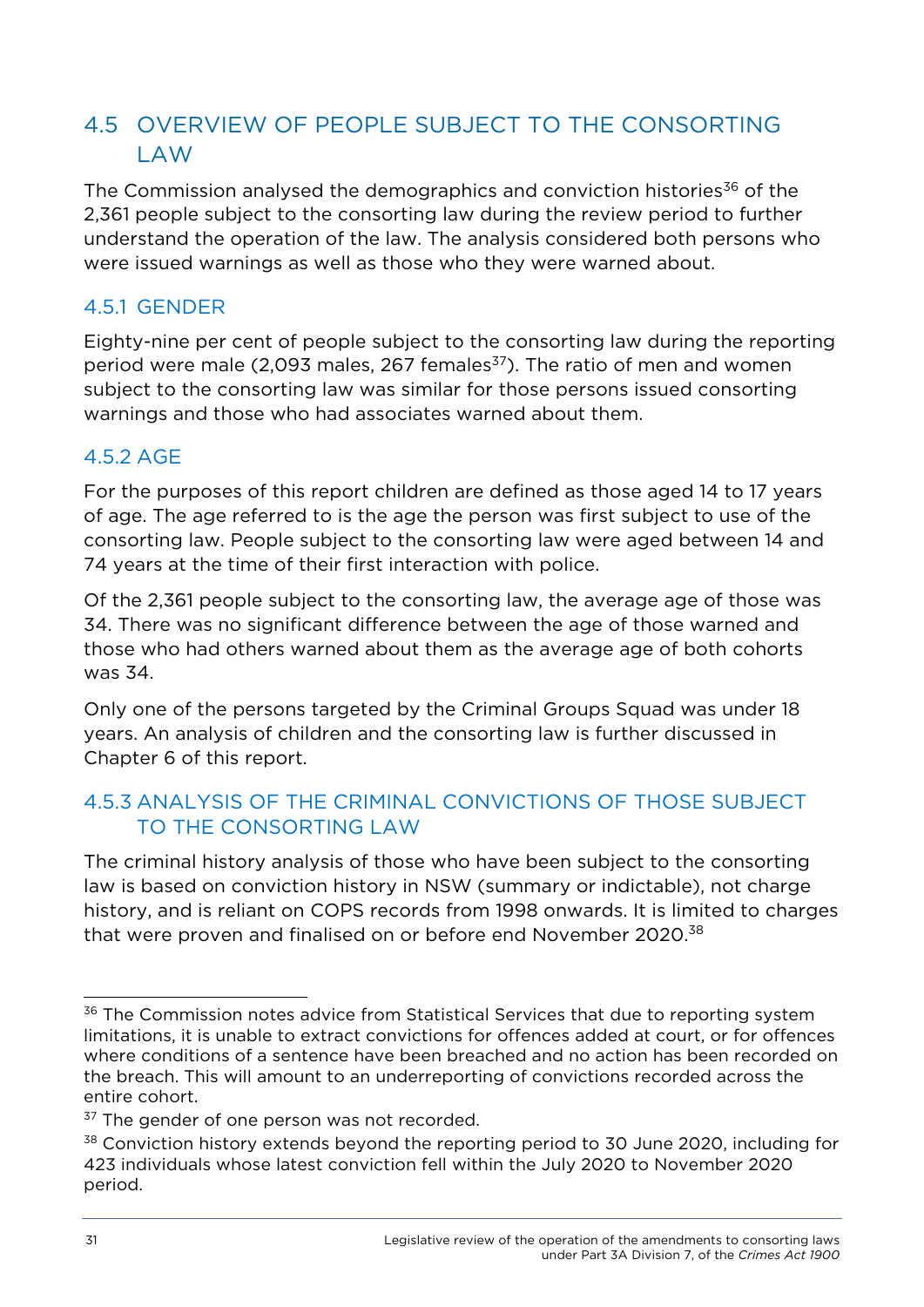## 4.5 OVERVIEW OF PEOPLE SUBJECT TO THE CONSORTING LAW

The Commission analysed the demographics and conviction histories[36] of the 2,361 people subject to the consorting law during the review period to further understand the operation of the law. The analysis considered both persons who were issued warnings as well as those who they were warned about.

### 4.5.1 GENDER

Eighty-nine per cent of people subject to the consorting law during the reporting period were male (2,093 males, 267 females[37]). The ratio of men and women subject to the consorting law was similar for those persons issued consorting warnings and those who had associates warned about them.

### 4.5.2 AGE

For the purposes of this report children are defined as those aged 14 to 17 years of age. The age referred to is the age the person was first subject to use of the consorting law. People subject to the consorting law were aged between 14 and 74 years at the time of their first interaction with police.

Of the 2,361 people subject to the consorting law, the average age of those was 34. There was no significant difference between the age of those warned and those who had others warned about them as the average age of both cohorts was 34.

Only one of the persons targeted by the Criminal Groups Squad was under 18 years. An analysis of children and the consorting law is further discussed in Chapter 6 of this report.

### 4.5.3 ANALYSIS OF THE CRIMINAL CONVICTIONS OF THOSE SUBJECT TO THE CONSORTING LAW

The criminal history analysis of those who have been subject to the consorting law is based on conviction history in NSW (summary or indictable), not charge history, and is reliant on COPS records from 1998 onwards. It is limited to charges that were proven and finalised on or before end November 2020.[38]

---

[36] The Commission notes advice from Statistical Services that due to reporting system limitations, it is unable to extract convictions for offences added at court, or for offences where conditions of a sentence have been breached and no action has been recorded on the breach. This will amount to an underreporting of convictions recorded across the entire cohort.

[37] The gender of one person was not recorded.

[38] Conviction history extends beyond the reporting period to 30 June 2020, including for 423 individuals whose latest conviction fell within the July 2020 to November 2020 period.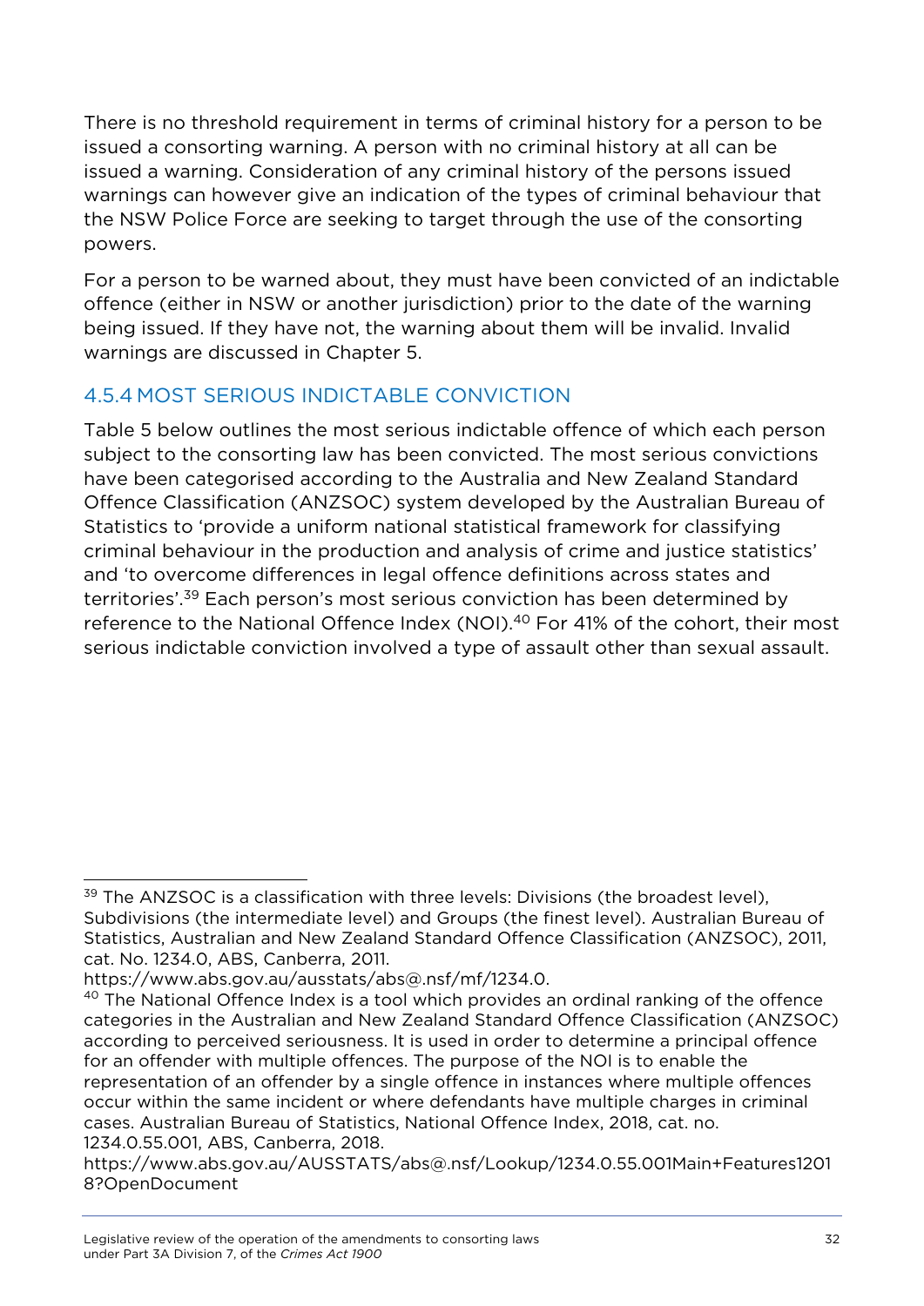There is no threshold requirement in terms of criminal history for a person to be issued a consorting warning. A person with no criminal history at all can be issued a warning. Consideration of any criminal history of the persons issued warnings can however give an indication of the types of criminal behaviour that the NSW Police Force are seeking to target through the use of the consorting powers.

For a person to be warned about, they must have been convicted of an indictable offence (either in NSW or another jurisdiction) prior to the date of the warning being issued. If they have not, the warning about them will be invalid. Invalid warnings are discussed in Chapter 5.

### 4.5.4 MOST SERIOUS INDICTABLE CONVICTION

Table 5 below outlines the most serious indictable offence of which each person subject to the consorting law has been convicted. The most serious convictions have been categorised according to the Australia and New Zealand Standard Offence Classification (ANZSOC) system developed by the Australian Bureau of Statistics to 'provide a uniform national statistical framework for classifying criminal behaviour in the production and analysis of crime and justice statistics' and 'to overcome differences in legal offence definitions across states and territories'.[39] Each person's most serious conviction has been determined by reference to the National Offence Index (NOI).[40] For 41% of the cohort, their most serious indictable conviction involved a type of assault other than sexual assault.

---

[39] The ANZSOC is a classification with three levels: Divisions (the broadest level), Subdivisions (the intermediate level) and Groups (the finest level). Australian Bureau of Statistics, Australian and New Zealand Standard Offence Classification (ANZSOC), 2011, cat. No. 1234.0, ABS, Canberra, 2011. https://www.abs.gov.au/ausstats/abs@.nsf/mf/1234.0.

[40] The National Offence Index is a tool which provides an ordinal ranking of the offence categories in the Australian and New Zealand Standard Offence Classification (ANZSOC) according to perceived seriousness. It is used in order to determine a principal offence for an offender with multiple offences. The purpose of the NOI is to enable the representation of an offender by a single offence in instances where multiple offences occur within the same incident or where defendants have multiple charges in criminal cases. Australian Bureau of Statistics, National Offence Index, 2018, cat. no. 1234.0.55.001, ABS, Canberra, 2018. https://www.abs.gov.au/AUSSTATS/abs@.nsf/Lookup/1234.0.55.001Main+Features12018?OpenDocument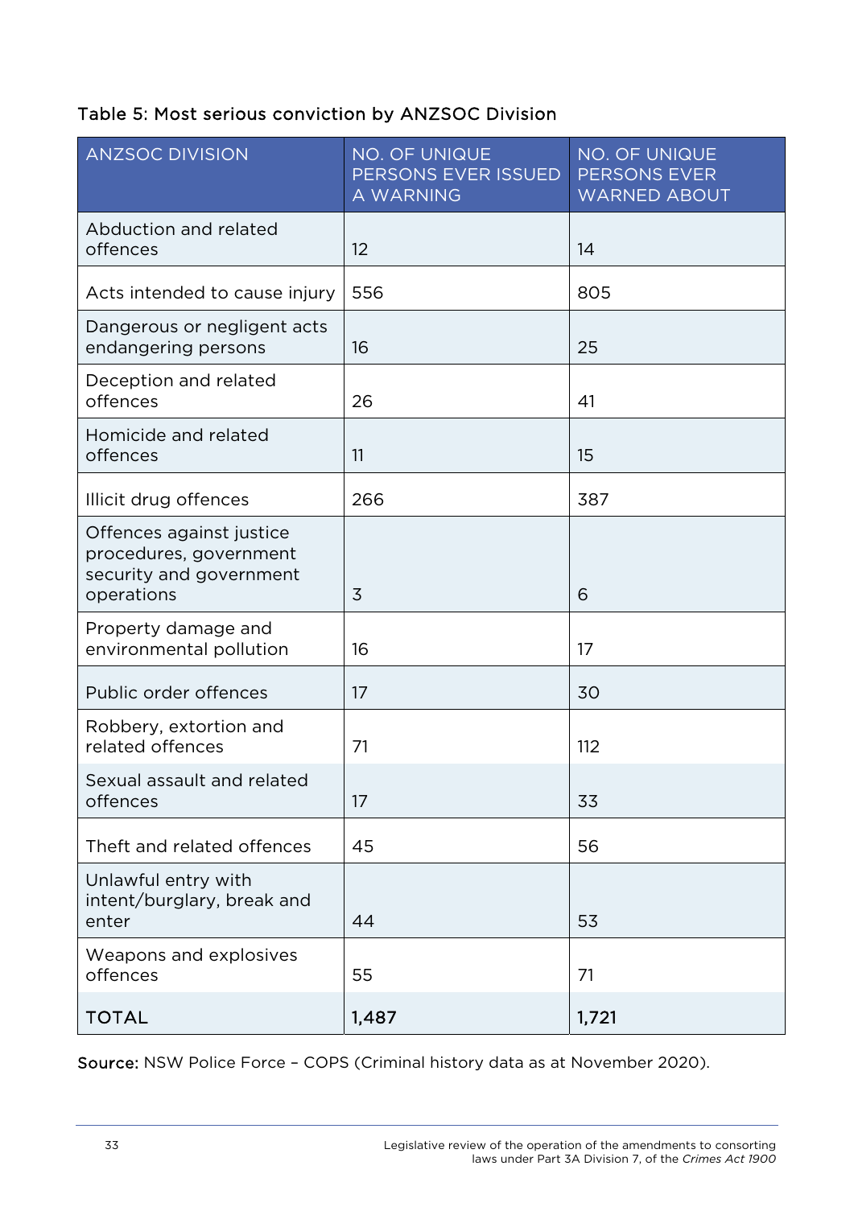Table 5: Most serious conviction by ANZSOC Division

| ANZSOC DIVISION | NO. OF UNIQUE PERSONS EVER ISSUED A WARNING | NO. OF UNIQUE PERSONS EVER WARNED ABOUT |
|---|---|---|
| Abduction and related offences | 12 | 14 |
| Acts intended to cause injury | 556 | 805 |
| Dangerous or negligent acts endangering persons | 16 | 25 |
| Deception and related offences | 26 | 41 |
| Homicide and related offences | 11 | 15 |
| Illicit drug offences | 266 | 387 |
| Offences against justice procedures, government security and government operations | 3 | 6 |
| Property damage and environmental pollution | 16 | 17 |
| Public order offences | 17 | 30 |
| Robbery, extortion and related offences | 71 | 112 |
| Sexual assault and related offences | 17 | 33 |
| Theft and related offences | 45 | 56 |
| Unlawful entry with intent/burglary, break and enter | 44 | 53 |
| Weapons and explosives offences | 55 | 71 |
| TOTAL | 1,487 | 1,721 |

**Source:** NSW Police Force – COPS (Criminal history data as at November 2020).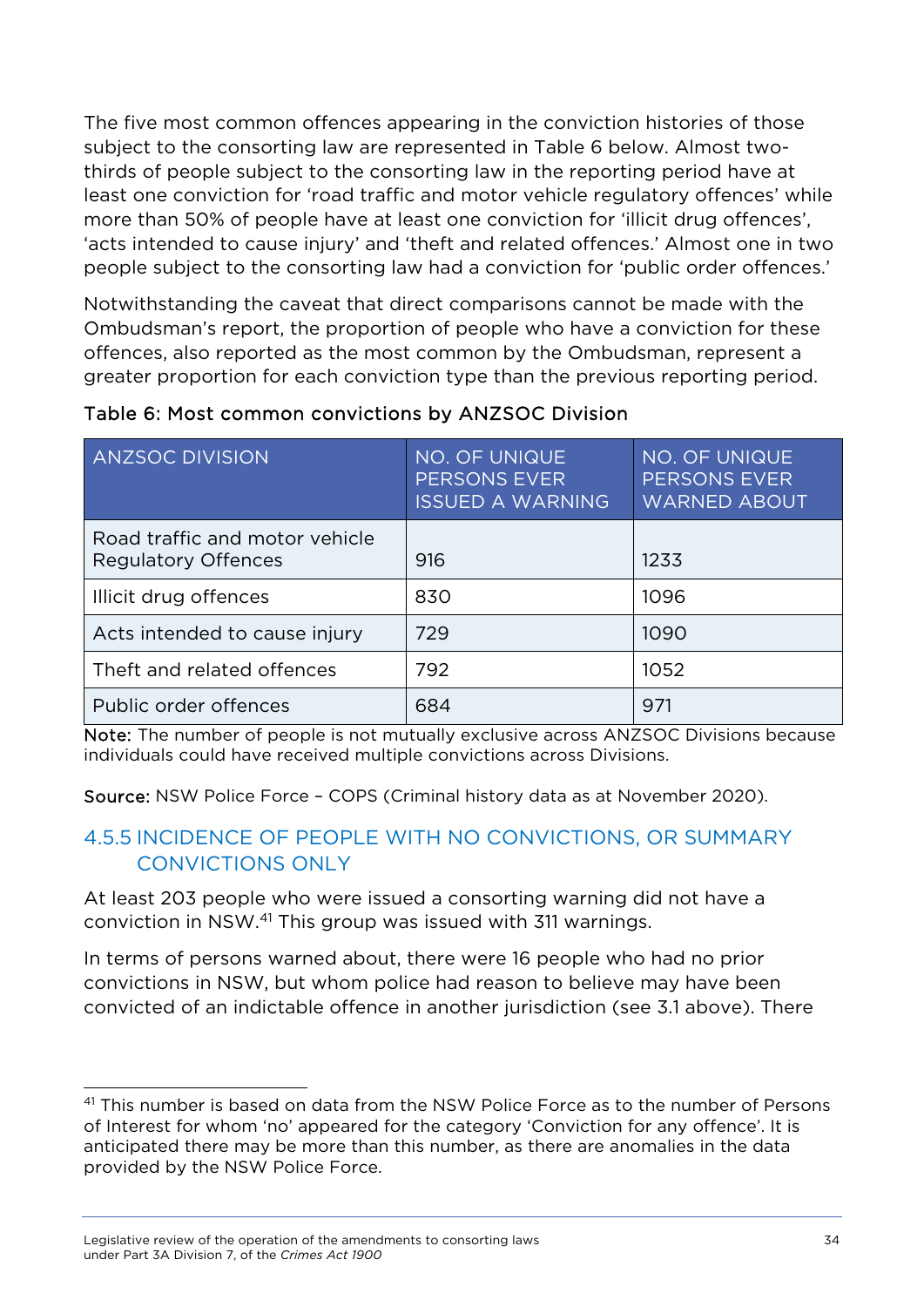The five most common offences appearing in the conviction histories of those subject to the consorting law are represented in Table 6 below. Almost two-thirds of people subject to the consorting law in the reporting period have at least one conviction for 'road traffic and motor vehicle regulatory offences' while more than 50% of people have at least one conviction for 'illicit drug offences', 'acts intended to cause injury' and 'theft and related offences.' Almost one in two people subject to the consorting law had a conviction for 'public order offences.'

Notwithstanding the caveat that direct comparisons cannot be made with the Ombudsman's report, the proportion of people who have a conviction for these offences, also reported as the most common by the Ombudsman, represent a greater proportion for each conviction type than the previous reporting period.

Table 6: Most common convictions by ANZSOC Division

| ANZSOC DIVISION | NO. OF UNIQUE PERSONS EVER ISSUED A WARNING | NO. OF UNIQUE PERSONS EVER WARNED ABOUT |
|---|---|---|
| Road traffic and motor vehicle Regulatory Offences | 916 | 1233 |
| Illicit drug offences | 830 | 1096 |
| Acts intended to cause injury | 729 | 1090 |
| Theft and related offences | 792 | 1052 |
| Public order offences | 684 | 971 |

**Note:** The number of people is not mutually exclusive across ANZSOC Divisions because individuals could have received multiple convictions across Divisions.

**Source:** NSW Police Force – COPS (Criminal history data as at November 2020).

### 4.5.5 INCIDENCE OF PEOPLE WITH NO CONVICTIONS, OR SUMMARY CONVICTIONS ONLY

At least 203 people who were issued a consorting warning did not have a conviction in NSW.[41] This group was issued with 311 warnings.

In terms of persons warned about, there were 16 people who had no prior convictions in NSW, but whom police had reason to believe may have been convicted of an indictable offence in another jurisdiction (see 3.1 above). There

[41] This number is based on data from the NSW Police Force as to the number of Persons of Interest for whom 'no' appeared for the category 'Conviction for any offence'. It is anticipated there may be more than this number, as there are anomalies in the data provided by the NSW Police Force.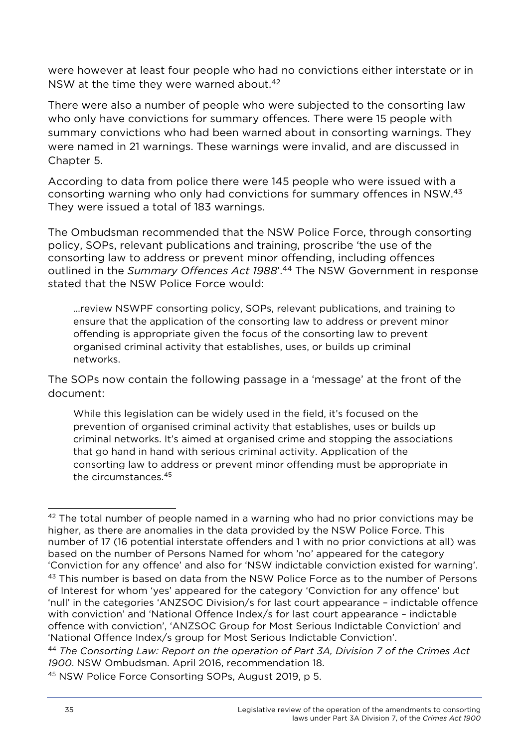were however at least four people who had no convictions either interstate or in NSW at the time they were warned about.[42]

There were also a number of people who were subjected to the consorting law who only have convictions for summary offences. There were 15 people with summary convictions who had been warned about in consorting warnings. They were named in 21 warnings. These warnings were invalid, and are discussed in Chapter 5.

According to data from police there were 145 people who were issued with a consorting warning who only had convictions for summary offences in NSW.[43] They were issued a total of 183 warnings.

The Ombudsman recommended that the NSW Police Force, through consorting policy, SOPs, relevant publications and training, proscribe 'the use of the consorting law to address or prevent minor offending, including offences outlined in the *Summary Offences Act 1988*'.[44] The NSW Government in response stated that the NSW Police Force would:

> …review NSWPF consorting policy, SOPs, relevant publications, and training to ensure that the application of the consorting law to address or prevent minor offending is appropriate given the focus of the consorting law to prevent organised criminal activity that establishes, uses, or builds up criminal networks.

The SOPs now contain the following passage in a 'message' at the front of the document:

> While this legislation can be widely used in the field, it's focused on the prevention of organised criminal activity that establishes, uses or builds up criminal networks. It's aimed at organised crime and stopping the associations that go hand in hand with serious criminal activity. Application of the consorting law to address or prevent minor offending must be appropriate in the circumstances.[45]

---

[42] The total number of people named in a warning who had no prior convictions may be higher, as there are anomalies in the data provided by the NSW Police Force. This number of 17 (16 potential interstate offenders and 1 with no prior convictions at all) was based on the number of Persons Named for whom 'no' appeared for the category 'Conviction for any offence' and also for 'NSW indictable conviction existed for warning'.

[43] This number is based on data from the NSW Police Force as to the number of Persons of Interest for whom 'yes' appeared for the category 'Conviction for any offence' but 'null' in the categories 'ANZSOC Division/s for last court appearance – indictable offence with conviction' and 'National Offence Index/s for last court appearance – indictable offence with conviction', 'ANZSOC Group for Most Serious Indictable Conviction' and 'National Offence Index/s group for Most Serious Indictable Conviction'.

[44] *The Consorting Law: Report on the operation of Part 3A, Division 7 of the Crimes Act 1900*. NSW Ombudsman. April 2016, recommendation 18.

[45] NSW Police Force Consorting SOPs, August 2019, p 5.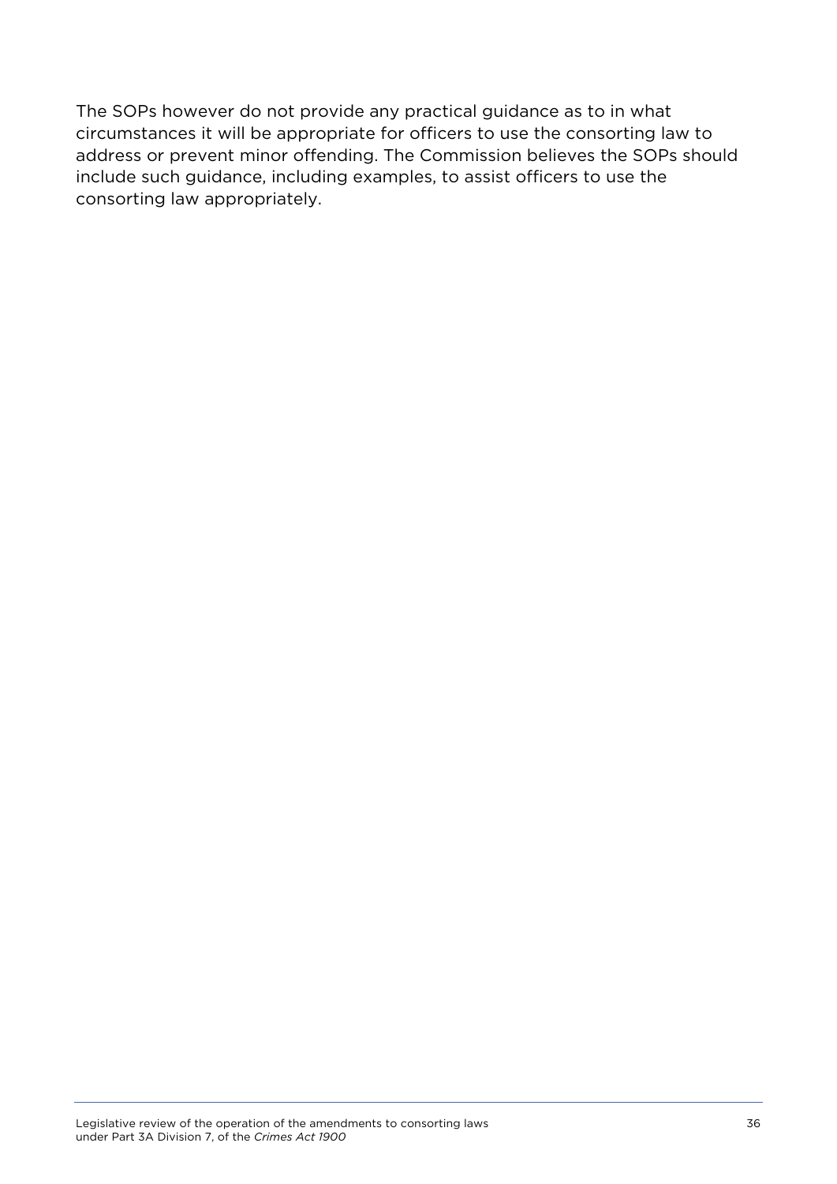The SOPs however do not provide any practical guidance as to in what circumstances it will be appropriate for officers to use the consorting law to address or prevent minor offending. The Commission believes the SOPs should include such guidance, including examples, to assist officers to use the consorting law appropriately.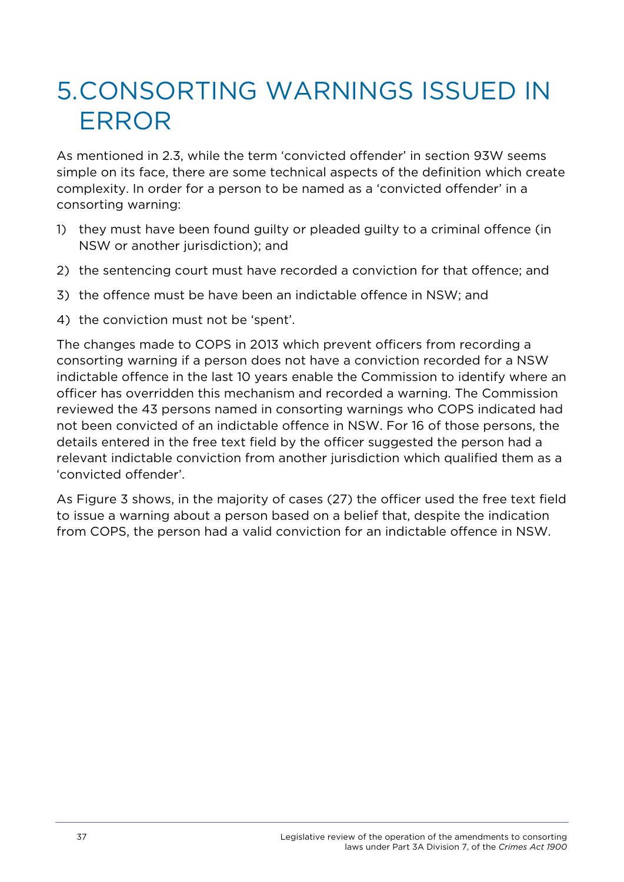# 5. CONSORTING WARNINGS ISSUED IN ERROR

As mentioned in 2.3, while the term 'convicted offender' in section 93W seems simple on its face, there are some technical aspects of the definition which create complexity. In order for a person to be named as a 'convicted offender' in a consorting warning:

1) they must have been found guilty or pleaded guilty to a criminal offence (in NSW or another jurisdiction); and
2) the sentencing court must have recorded a conviction for that offence; and
3) the offence must be have been an indictable offence in NSW; and
4) the conviction must not be 'spent'.

The changes made to COPS in 2013 which prevent officers from recording a consorting warning if a person does not have a conviction recorded for a NSW indictable offence in the last 10 years enable the Commission to identify where an officer has overridden this mechanism and recorded a warning. The Commission reviewed the 43 persons named in consorting warnings who COPS indicated had not been convicted of an indictable offence in NSW. For 16 of those persons, the details entered in the free text field by the officer suggested the person had a relevant indictable conviction from another jurisdiction which qualified them as a 'convicted offender'.

As Figure 3 shows, in the majority of cases (27) the officer used the free text field to issue a warning about a person based on a belief that, despite the indication from COPS, the person had a valid conviction for an indictable offence in NSW.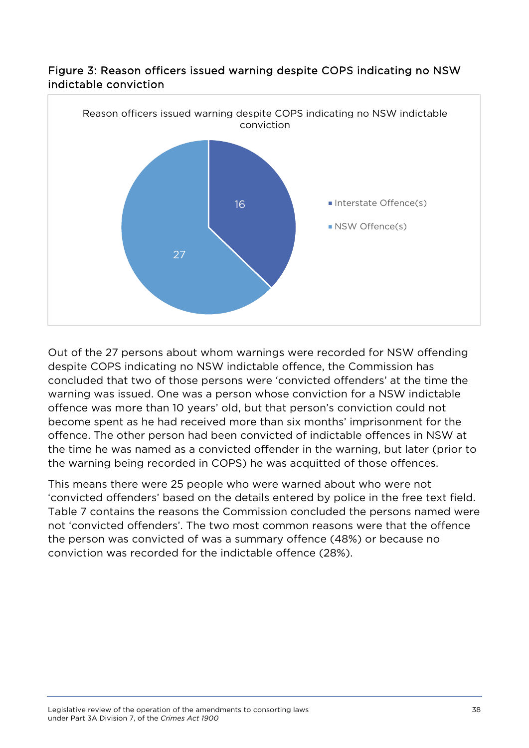**Figure 3: Reason officers issued warning despite COPS indicating no NSW indictable conviction**

Out of the 27 persons about whom warnings were recorded for NSW offending despite COPS indicating no NSW indictable offence, the Commission has concluded that two of those persons were 'convicted offenders' at the time the warning was issued. One was a person whose conviction for a NSW indictable offence was more than 10 years' old, but that person's conviction could not become spent as he had received more than six months' imprisonment for the offence. The other person had been convicted of indictable offences in NSW at the time he was named as a convicted offender in the warning, but later (prior to the warning being recorded in COPS) he was acquitted of those offences.

This means there were 25 people who were warned about who were not 'convicted offenders' based on the details entered by police in the free text field. Table 7 contains the reasons the Commission concluded the persons named were not 'convicted offenders'. The two most common reasons were that the offence the person was convicted of was a summary offence (48%) or because no conviction was recorded for the indictable offence (28%).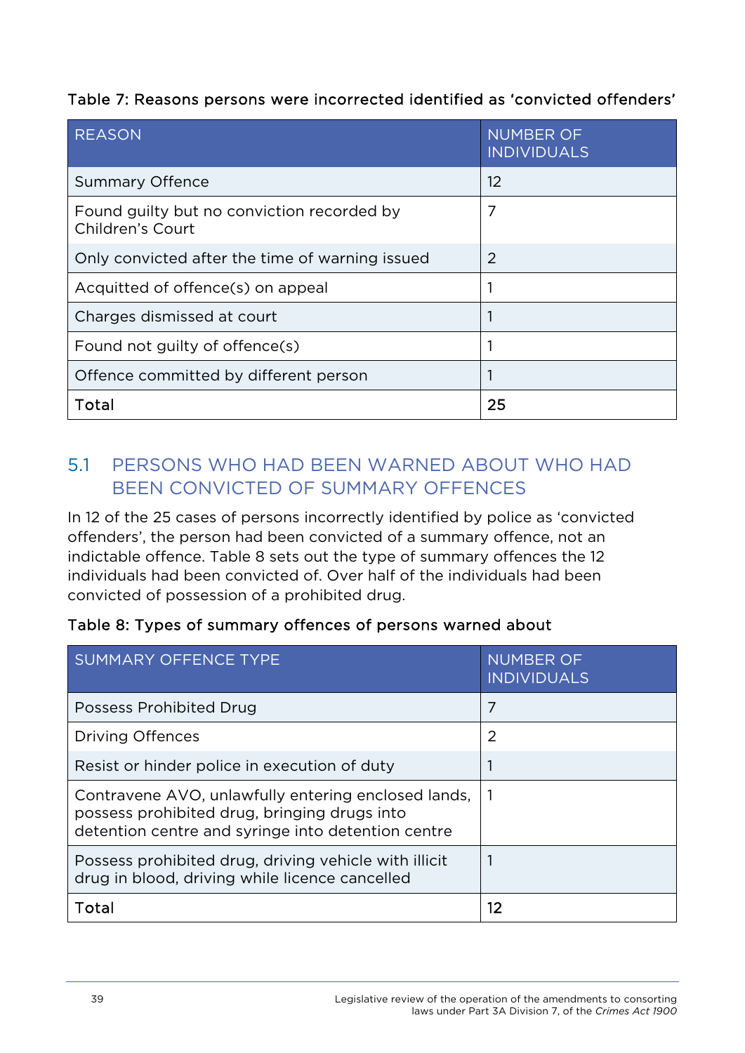Table 7: Reasons persons were incorrected identified as ‘convicted offenders’

| REASON | NUMBER OF INDIVIDUALS |
|---|---|
| Summary Offence | 12 |
| Found guilty but no conviction recorded by Children’s Court | 7 |
| Only convicted after the time of warning issued | 2 |
| Acquitted of offence(s) on appeal | 1 |
| Charges dismissed at court | 1 |
| Found not guilty of offence(s) | 1 |
| Offence committed by different person | 1 |
| **Total** | **25** |

## 5.1 PERSONS WHO HAD BEEN WARNED ABOUT WHO HAD BEEN CONVICTED OF SUMMARY OFFENCES

In 12 of the 25 cases of persons incorrectly identified by police as ‘convicted offenders’, the person had been convicted of a summary offence, not an indictable offence. Table 8 sets out the type of summary offences the 12 individuals had been convicted of. Over half of the individuals had been convicted of possession of a prohibited drug.

Table 8: Types of summary offences of persons warned about

| SUMMARY OFFENCE TYPE | NUMBER OF INDIVIDUALS |
|---|---|
| Possess Prohibited Drug | 7 |
| Driving Offences | 2 |
| Resist or hinder police in execution of duty | 1 |
| Contravene AVO, unlawfully entering enclosed lands, possess prohibited drug, bringing drugs into detention centre and syringe into detention centre | 1 |
| Possess prohibited drug, driving vehicle with illicit drug in blood, driving while licence cancelled | 1 |
| **Total** | **12** |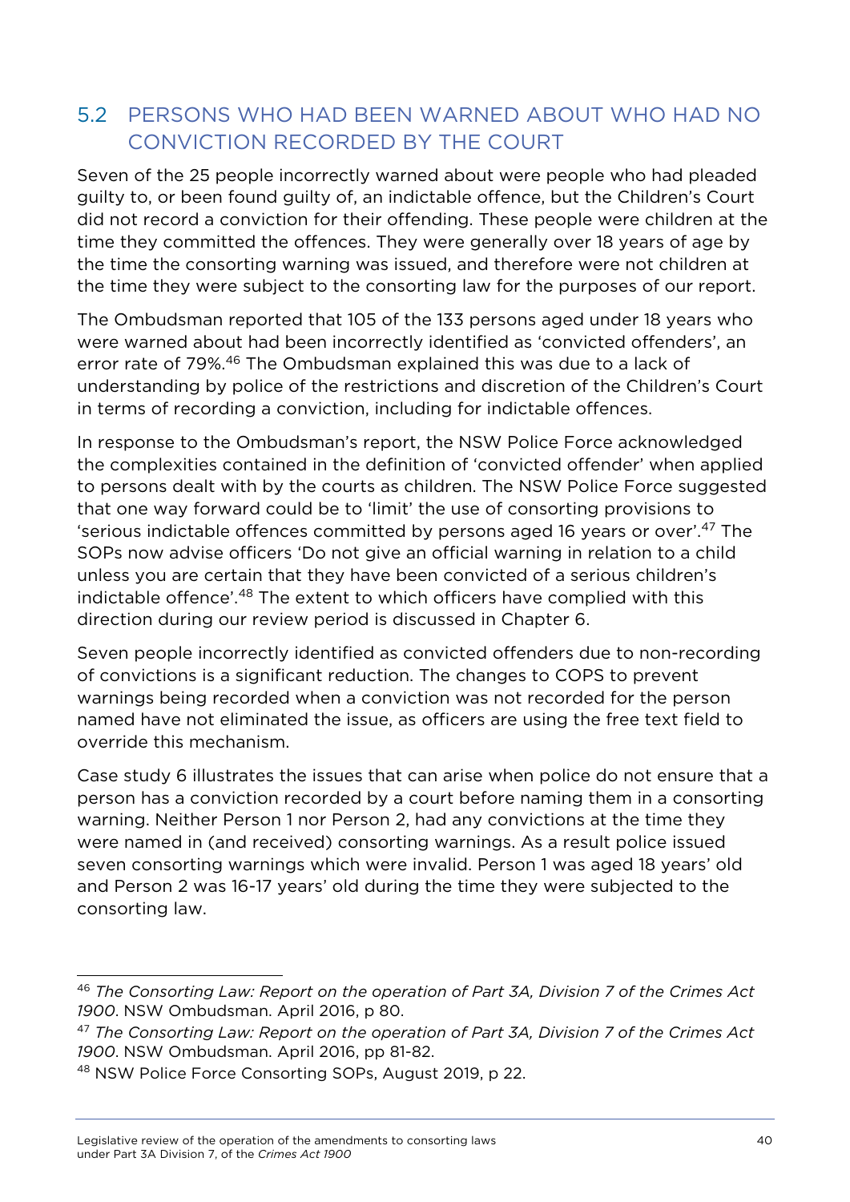## 5.2 PERSONS WHO HAD BEEN WARNED ABOUT WHO HAD NO CONVICTION RECORDED BY THE COURT

Seven of the 25 people incorrectly warned about were people who had pleaded guilty to, or been found guilty of, an indictable offence, but the Children's Court did not record a conviction for their offending. These people were children at the time they committed the offences. They were generally over 18 years of age by the time the consorting warning was issued, and therefore were not children at the time they were subject to the consorting law for the purposes of our report.

The Ombudsman reported that 105 of the 133 persons aged under 18 years who were warned about had been incorrectly identified as 'convicted offenders', an error rate of 79%.[46] The Ombudsman explained this was due to a lack of understanding by police of the restrictions and discretion of the Children's Court in terms of recording a conviction, including for indictable offences.

In response to the Ombudsman's report, the NSW Police Force acknowledged the complexities contained in the definition of 'convicted offender' when applied to persons dealt with by the courts as children. The NSW Police Force suggested that one way forward could be to 'limit' the use of consorting provisions to 'serious indictable offences committed by persons aged 16 years or over'.[47] The SOPs now advise officers 'Do not give an official warning in relation to a child unless you are certain that they have been convicted of a serious children's indictable offence'.[48] The extent to which officers have complied with this direction during our review period is discussed in Chapter 6.

Seven people incorrectly identified as convicted offenders due to non-recording of convictions is a significant reduction. The changes to COPS to prevent warnings being recorded when a conviction was not recorded for the person named have not eliminated the issue, as officers are using the free text field to override this mechanism.

Case study 6 illustrates the issues that can arise when police do not ensure that a person has a conviction recorded by a court before naming them in a consorting warning. Neither Person 1 nor Person 2, had any convictions at the time they were named in (and received) consorting warnings. As a result police issued seven consorting warnings which were invalid. Person 1 was aged 18 years' old and Person 2 was 16-17 years' old during the time they were subjected to the consorting law.

---

[46] *The Consorting Law: Report on the operation of Part 3A, Division 7 of the Crimes Act 1900*. NSW Ombudsman. April 2016, p 80.

[47] *The Consorting Law: Report on the operation of Part 3A, Division 7 of the Crimes Act 1900*. NSW Ombudsman. April 2016, pp 81-82.

[48] NSW Police Force Consorting SOPs, August 2019, p 22.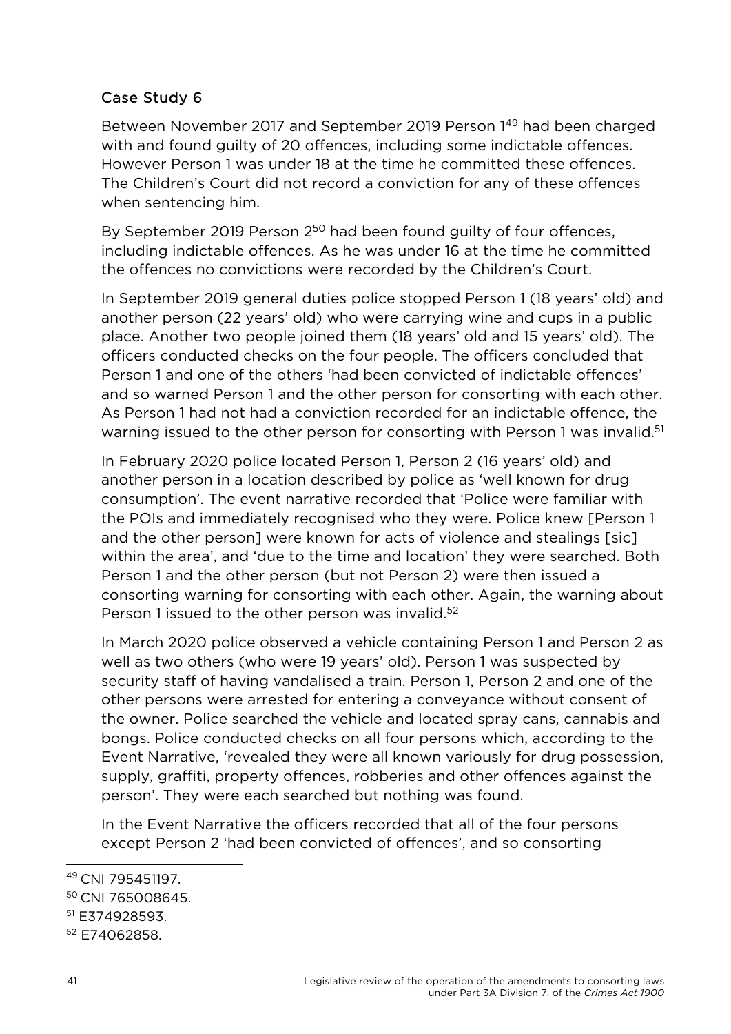### Case Study 6

Between November 2017 and September 2019 Person 1[49] had been charged with and found guilty of 20 offences, including some indictable offences. However Person 1 was under 18 at the time he committed these offences. The Children's Court did not record a conviction for any of these offences when sentencing him.

By September 2019 Person 2[50] had been found guilty of four offences, including indictable offences. As he was under 16 at the time he committed the offences no convictions were recorded by the Children's Court.

In September 2019 general duties police stopped Person 1 (18 years' old) and another person (22 years' old) who were carrying wine and cups in a public place. Another two people joined them (18 years' old and 15 years' old). The officers conducted checks on the four people. The officers concluded that Person 1 and one of the others 'had been convicted of indictable offences' and so warned Person 1 and the other person for consorting with each other. As Person 1 had not had a conviction recorded for an indictable offence, the warning issued to the other person for consorting with Person 1 was invalid.[51]

In February 2020 police located Person 1, Person 2 (16 years' old) and another person in a location described by police as 'well known for drug consumption'. The event narrative recorded that 'Police were familiar with the POIs and immediately recognised who they were. Police knew [Person 1 and the other person] were known for acts of violence and stealings [sic] within the area', and 'due to the time and location' they were searched. Both Person 1 and the other person (but not Person 2) were then issued a consorting warning for consorting with each other. Again, the warning about Person 1 issued to the other person was invalid.[52]

In March 2020 police observed a vehicle containing Person 1 and Person 2 as well as two others (who were 19 years' old). Person 1 was suspected by security staff of having vandalised a train. Person 1, Person 2 and one of the other persons were arrested for entering a conveyance without consent of the owner. Police searched the vehicle and located spray cans, cannabis and bongs. Police conducted checks on all four persons which, according to the Event Narrative, 'revealed they were all known variously for drug possession, supply, graffiti, property offences, robberies and other offences against the person'. They were each searched but nothing was found.

In the Event Narrative the officers recorded that all of the four persons except Person 2 'had been convicted of offences', and so consorting

---

[49] CNI 795451197.

[50] CNI 765008645.

[51] E374928593.

[52] E74062858.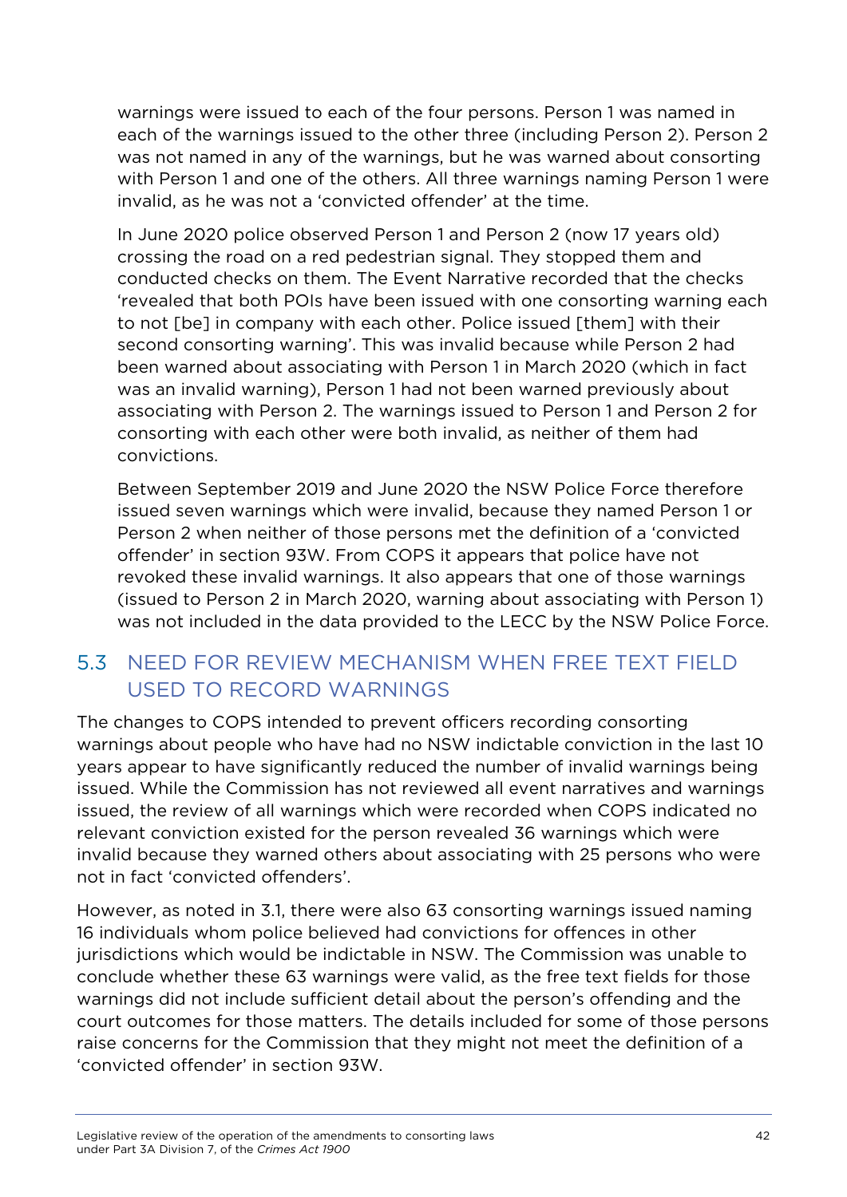warnings were issued to each of the four persons. Person 1 was named in each of the warnings issued to the other three (including Person 2). Person 2 was not named in any of the warnings, but he was warned about consorting with Person 1 and one of the others. All three warnings naming Person 1 were invalid, as he was not a 'convicted offender' at the time.

In June 2020 police observed Person 1 and Person 2 (now 17 years old) crossing the road on a red pedestrian signal. They stopped them and conducted checks on them. The Event Narrative recorded that the checks 'revealed that both POIs have been issued with one consorting warning each to not [be] in company with each other. Police issued [them] with their second consorting warning'. This was invalid because while Person 2 had been warned about associating with Person 1 in March 2020 (which in fact was an invalid warning), Person 1 had not been warned previously about associating with Person 2. The warnings issued to Person 1 and Person 2 for consorting with each other were both invalid, as neither of them had convictions.

Between September 2019 and June 2020 the NSW Police Force therefore issued seven warnings which were invalid, because they named Person 1 or Person 2 when neither of those persons met the definition of a 'convicted offender' in section 93W. From COPS it appears that police have not revoked these invalid warnings. It also appears that one of those warnings (issued to Person 2 in March 2020, warning about associating with Person 1) was not included in the data provided to the LECC by the NSW Police Force.

## 5.3 NEED FOR REVIEW MECHANISM WHEN FREE TEXT FIELD USED TO RECORD WARNINGS

The changes to COPS intended to prevent officers recording consorting warnings about people who have had no NSW indictable conviction in the last 10 years appear to have significantly reduced the number of invalid warnings being issued. While the Commission has not reviewed all event narratives and warnings issued, the review of all warnings which were recorded when COPS indicated no relevant conviction existed for the person revealed 36 warnings which were invalid because they warned others about associating with 25 persons who were not in fact 'convicted offenders'.

However, as noted in 3.1, there were also 63 consorting warnings issued naming 16 individuals whom police believed had convictions for offences in other jurisdictions which would be indictable in NSW. The Commission was unable to conclude whether these 63 warnings were valid, as the free text fields for those warnings did not include sufficient detail about the person's offending and the court outcomes for those matters. The details included for some of those persons raise concerns for the Commission that they might not meet the definition of a 'convicted offender' in section 93W.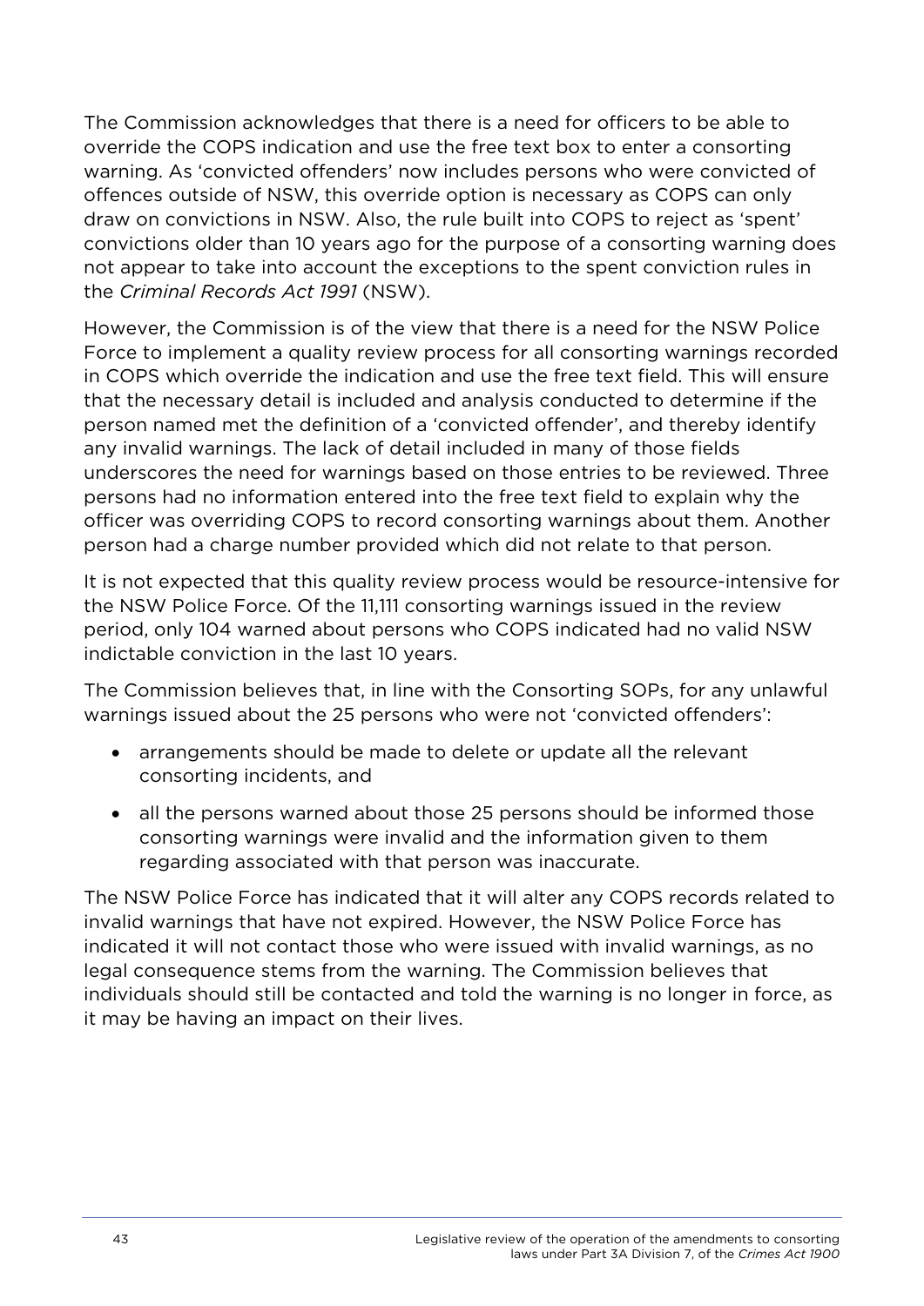The Commission acknowledges that there is a need for officers to be able to override the COPS indication and use the free text box to enter a consorting warning. As 'convicted offenders' now includes persons who were convicted of offences outside of NSW, this override option is necessary as COPS can only draw on convictions in NSW. Also, the rule built into COPS to reject as 'spent' convictions older than 10 years ago for the purpose of a consorting warning does not appear to take into account the exceptions to the spent conviction rules in the *Criminal Records Act 1991* (NSW).

However, the Commission is of the view that there is a need for the NSW Police Force to implement a quality review process for all consorting warnings recorded in COPS which override the indication and use the free text field. This will ensure that the necessary detail is included and analysis conducted to determine if the person named met the definition of a 'convicted offender', and thereby identify any invalid warnings. The lack of detail included in many of those fields underscores the need for warnings based on those entries to be reviewed. Three persons had no information entered into the free text field to explain why the officer was overriding COPS to record consorting warnings about them. Another person had a charge number provided which did not relate to that person.

It is not expected that this quality review process would be resource-intensive for the NSW Police Force. Of the 11,111 consorting warnings issued in the review period, only 104 warned about persons who COPS indicated had no valid NSW indictable conviction in the last 10 years.

The Commission believes that, in line with the Consorting SOPs, for any unlawful warnings issued about the 25 persons who were not 'convicted offenders':

- arrangements should be made to delete or update all the relevant consorting incidents, and
- all the persons warned about those 25 persons should be informed those consorting warnings were invalid and the information given to them regarding associated with that person was inaccurate.

The NSW Police Force has indicated that it will alter any COPS records related to invalid warnings that have not expired. However, the NSW Police Force has indicated it will not contact those who were issued with invalid warnings, as no legal consequence stems from the warning. The Commission believes that individuals should still be contacted and told the warning is no longer in force, as it may be having an impact on their lives.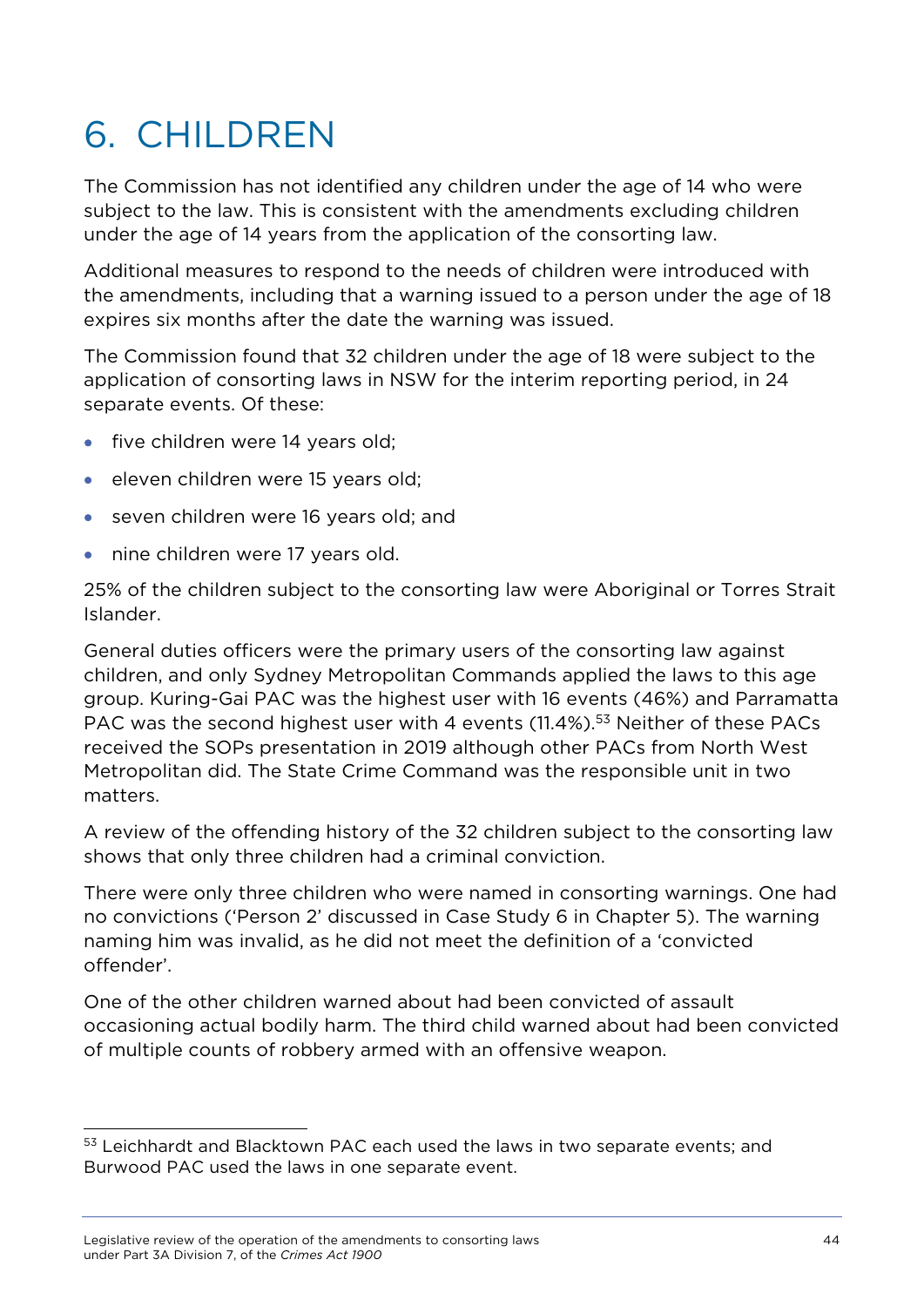# 6. CHILDREN

The Commission has not identified any children under the age of 14 who were subject to the law. This is consistent with the amendments excluding children under the age of 14 years from the application of the consorting law.

Additional measures to respond to the needs of children were introduced with the amendments, including that a warning issued to a person under the age of 18 expires six months after the date the warning was issued.

The Commission found that 32 children under the age of 18 were subject to the application of consorting laws in NSW for the interim reporting period, in 24 separate events. Of these:

- five children were 14 years old;
- eleven children were 15 years old;
- seven children were 16 years old; and
- nine children were 17 years old.

25% of the children subject to the consorting law were Aboriginal or Torres Strait Islander.

General duties officers were the primary users of the consorting law against children, and only Sydney Metropolitan Commands applied the laws to this age group. Kuring-Gai PAC was the highest user with 16 events (46%) and Parramatta PAC was the second highest user with 4 events (11.4%).[53] Neither of these PACs received the SOPs presentation in 2019 although other PACs from North West Metropolitan did. The State Crime Command was the responsible unit in two matters.

A review of the offending history of the 32 children subject to the consorting law shows that only three children had a criminal conviction.

There were only three children who were named in consorting warnings. One had no convictions ('Person 2' discussed in Case Study 6 in Chapter 5). The warning naming him was invalid, as he did not meet the definition of a 'convicted offender'.

One of the other children warned about had been convicted of assault occasioning actual bodily harm. The third child warned about had been convicted of multiple counts of robbery armed with an offensive weapon.

[53] Leichhardt and Blacktown PAC each used the laws in two separate events; and Burwood PAC used the laws in one separate event.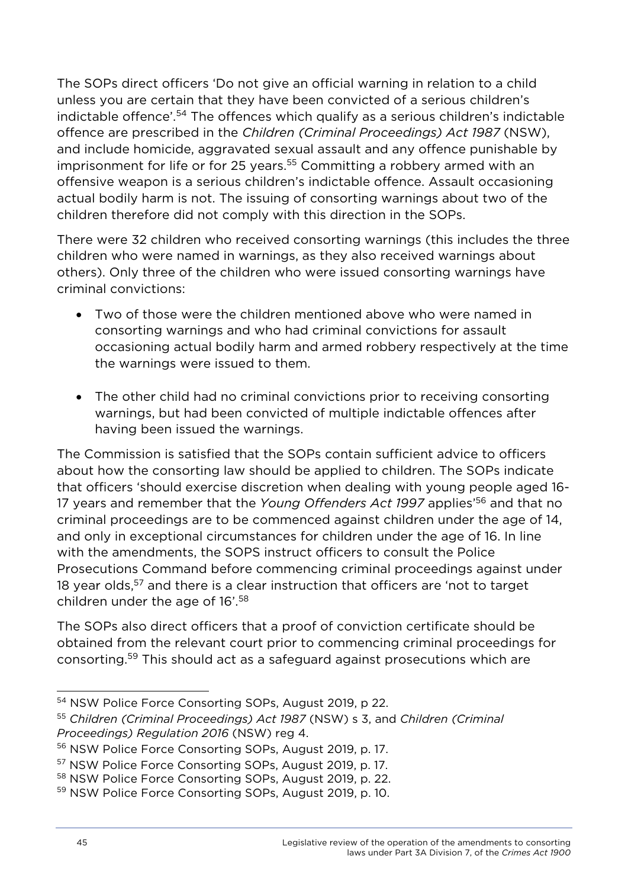The SOPs direct officers 'Do not give an official warning in relation to a child unless you are certain that they have been convicted of a serious children's indictable offence'.[54] The offences which qualify as a serious children's indictable offence are prescribed in the *Children (Criminal Proceedings) Act 1987* (NSW), and include homicide, aggravated sexual assault and any offence punishable by imprisonment for life or for 25 years.[55] Committing a robbery armed with an offensive weapon is a serious children's indictable offence. Assault occasioning actual bodily harm is not. The issuing of consorting warnings about two of the children therefore did not comply with this direction in the SOPs.

There were 32 children who received consorting warnings (this includes the three children who were named in warnings, as they also received warnings about others). Only three of the children who were issued consorting warnings have criminal convictions:

- Two of those were the children mentioned above who were named in consorting warnings and who had criminal convictions for assault occasioning actual bodily harm and armed robbery respectively at the time the warnings were issued to them.

- The other child had no criminal convictions prior to receiving consorting warnings, but had been convicted of multiple indictable offences after having been issued the warnings.

The Commission is satisfied that the SOPs contain sufficient advice to officers about how the consorting law should be applied to children. The SOPs indicate that officers 'should exercise discretion when dealing with young people aged 16-17 years and remember that the *Young Offenders Act 1997* applies'[56] and that no criminal proceedings are to be commenced against children under the age of 14, and only in exceptional circumstances for children under the age of 16. In line with the amendments, the SOPS instruct officers to consult the Police Prosecutions Command before commencing criminal proceedings against under 18 year olds,[57] and there is a clear instruction that officers are 'not to target children under the age of 16'.[58]

The SOPs also direct officers that a proof of conviction certificate should be obtained from the relevant court prior to commencing criminal proceedings for consorting.[59] This should act as a safeguard against prosecutions which are

---

[54] NSW Police Force Consorting SOPs, August 2019, p 22.

[55] *Children (Criminal Proceedings) Act 1987* (NSW) s 3, and *Children (Criminal Proceedings) Regulation 2016* (NSW) reg 4.

[56] NSW Police Force Consorting SOPs, August 2019, p. 17.

[57] NSW Police Force Consorting SOPs, August 2019, p. 17.

[58] NSW Police Force Consorting SOPs, August 2019, p. 22.

[59] NSW Police Force Consorting SOPs, August 2019, p. 10.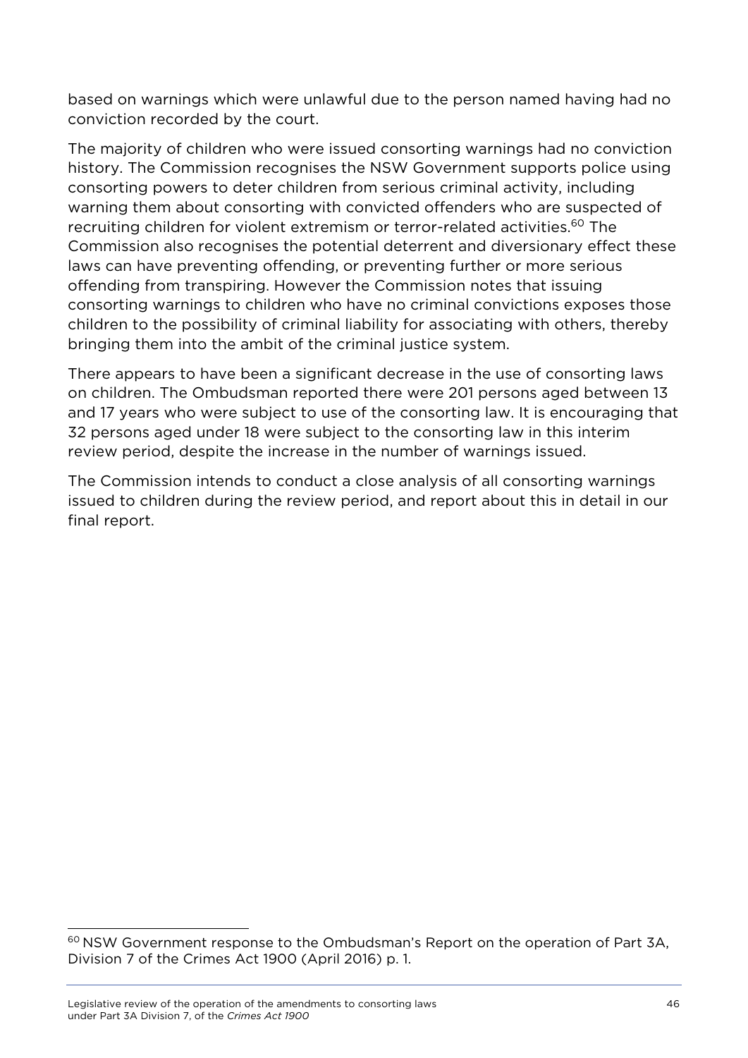based on warnings which were unlawful due to the person named having had no conviction recorded by the court.

The majority of children who were issued consorting warnings had no conviction history. The Commission recognises the NSW Government supports police using consorting powers to deter children from serious criminal activity, including warning them about consorting with convicted offenders who are suspected of recruiting children for violent extremism or terror-related activities.[60] The Commission also recognises the potential deterrent and diversionary effect these laws can have preventing offending, or preventing further or more serious offending from transpiring. However the Commission notes that issuing consorting warnings to children who have no criminal convictions exposes those children to the possibility of criminal liability for associating with others, thereby bringing them into the ambit of the criminal justice system.

There appears to have been a significant decrease in the use of consorting laws on children. The Ombudsman reported there were 201 persons aged between 13 and 17 years who were subject to use of the consorting law. It is encouraging that 32 persons aged under 18 were subject to the consorting law in this interim review period, despite the increase in the number of warnings issued.

The Commission intends to conduct a close analysis of all consorting warnings issued to children during the review period, and report about this in detail in our final report.

---

[60] NSW Government response to the Ombudsman's Report on the operation of Part 3A, Division 7 of the Crimes Act 1900 (April 2016) p. 1.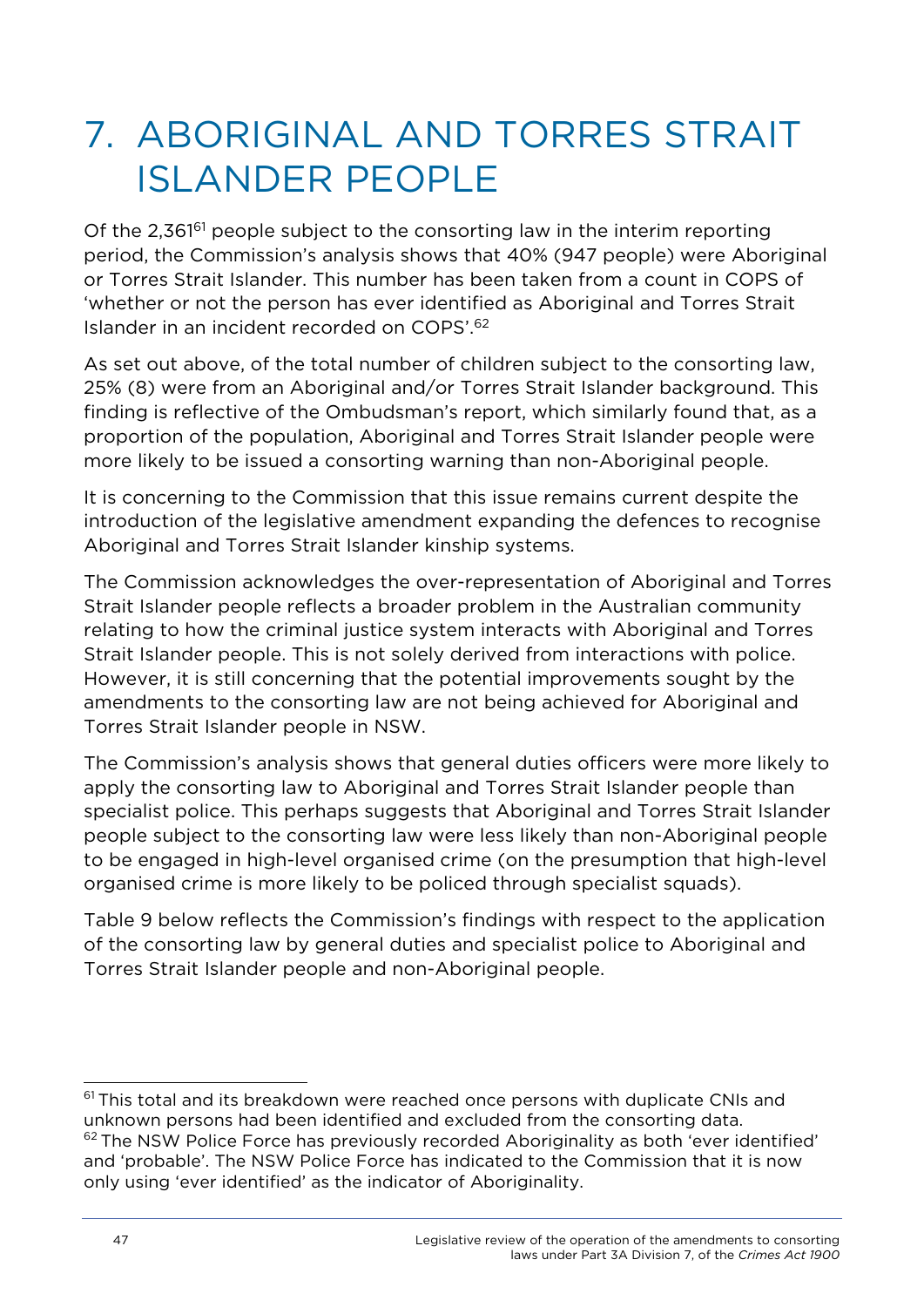# 7. ABORIGINAL AND TORRES STRAIT ISLANDER PEOPLE

Of the 2,361[61] people subject to the consorting law in the interim reporting period, the Commission's analysis shows that 40% (947 people) were Aboriginal or Torres Strait Islander. This number has been taken from a count in COPS of 'whether or not the person has ever identified as Aboriginal and Torres Strait Islander in an incident recorded on COPS'.[62]

As set out above, of the total number of children subject to the consorting law, 25% (8) were from an Aboriginal and/or Torres Strait Islander background. This finding is reflective of the Ombudsman's report, which similarly found that, as a proportion of the population, Aboriginal and Torres Strait Islander people were more likely to be issued a consorting warning than non-Aboriginal people.

It is concerning to the Commission that this issue remains current despite the introduction of the legislative amendment expanding the defences to recognise Aboriginal and Torres Strait Islander kinship systems.

The Commission acknowledges the over-representation of Aboriginal and Torres Strait Islander people reflects a broader problem in the Australian community relating to how the criminal justice system interacts with Aboriginal and Torres Strait Islander people. This is not solely derived from interactions with police. However, it is still concerning that the potential improvements sought by the amendments to the consorting law are not being achieved for Aboriginal and Torres Strait Islander people in NSW.

The Commission's analysis shows that general duties officers were more likely to apply the consorting law to Aboriginal and Torres Strait Islander people than specialist police. This perhaps suggests that Aboriginal and Torres Strait Islander people subject to the consorting law were less likely than non-Aboriginal people to be engaged in high-level organised crime (on the presumption that high-level organised crime is more likely to be policed through specialist squads).

Table 9 below reflects the Commission's findings with respect to the application of the consorting law by general duties and specialist police to Aboriginal and Torres Strait Islander people and non-Aboriginal people.

---

[61] This total and its breakdown were reached once persons with duplicate CNIs and unknown persons had been identified and excluded from the consorting data.

[62] The NSW Police Force has previously recorded Aboriginality as both 'ever identified' and 'probable'. The NSW Police Force has indicated to the Commission that it is now only using 'ever identified' as the indicator of Aboriginality.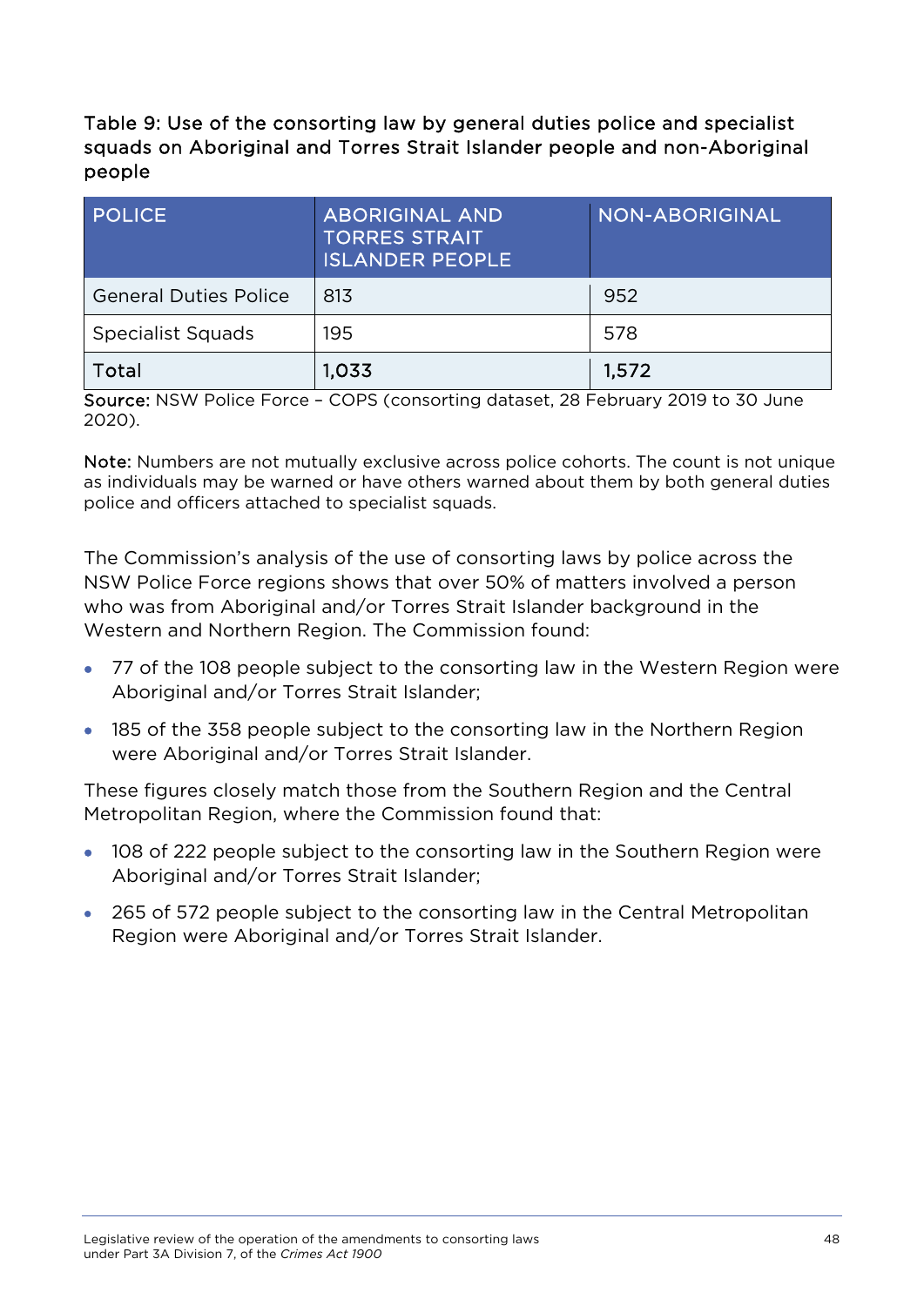Table 9: Use of the consorting law by general duties police and specialist squads on Aboriginal and Torres Strait Islander people and non-Aboriginal people

| POLICE | ABORIGINAL AND TORRES STRAIT ISLANDER PEOPLE | NON-ABORIGINAL |
|---|---|---|
| General Duties Police | 813 | 952 |
| Specialist Squads | 195 | 578 |
| **Total** | **1,033** | **1,572** |

**Source:** NSW Police Force – COPS (consorting dataset, 28 February 2019 to 30 June 2020).

**Note:** Numbers are not mutually exclusive across police cohorts. The count is not unique as individuals may be warned or have others warned about them by both general duties police and officers attached to specialist squads.

The Commission's analysis of the use of consorting laws by police across the NSW Police Force regions shows that over 50% of matters involved a person who was from Aboriginal and/or Torres Strait Islander background in the Western and Northern Region. The Commission found:

- 77 of the 108 people subject to the consorting law in the Western Region were Aboriginal and/or Torres Strait Islander;
- 185 of the 358 people subject to the consorting law in the Northern Region were Aboriginal and/or Torres Strait Islander.

These figures closely match those from the Southern Region and the Central Metropolitan Region, where the Commission found that:

- 108 of 222 people subject to the consorting law in the Southern Region were Aboriginal and/or Torres Strait Islander;
- 265 of 572 people subject to the consorting law in the Central Metropolitan Region were Aboriginal and/or Torres Strait Islander.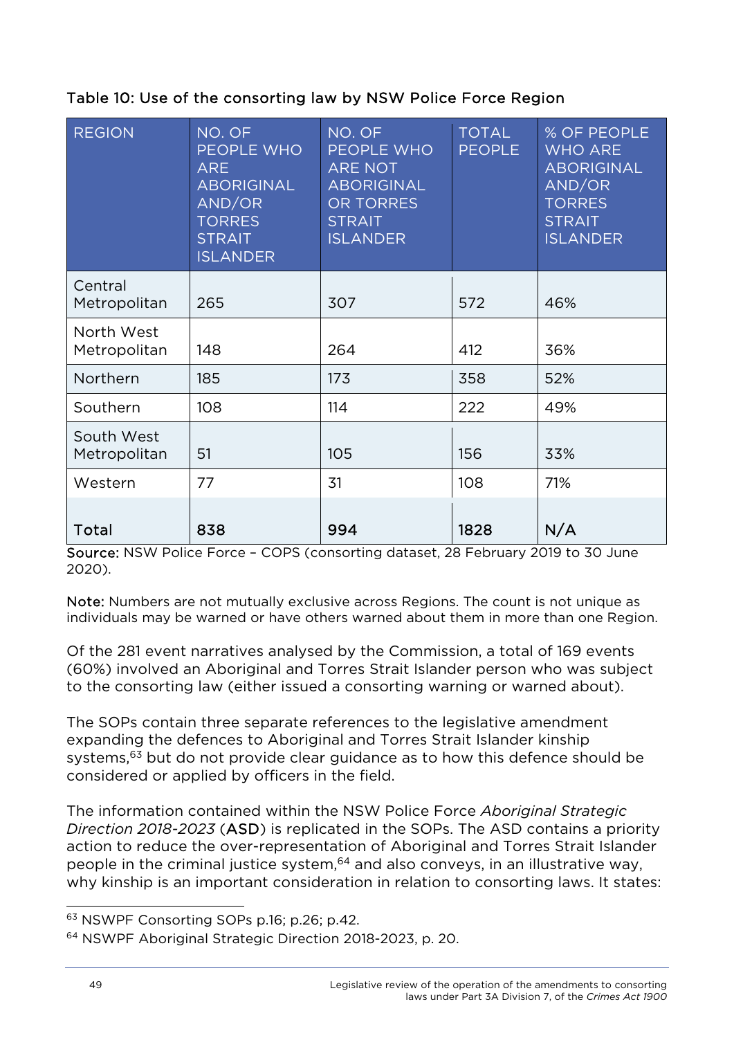Table 10: Use of the consorting law by NSW Police Force Region

| REGION | NO. OF PEOPLE WHO ARE ABORIGINAL AND/OR TORRES STRAIT ISLANDER | NO. OF PEOPLE WHO ARE NOT ABORIGINAL OR TORRES STRAIT ISLANDER | TOTAL PEOPLE | % OF PEOPLE WHO ARE ABORIGINAL AND/OR TORRES STRAIT ISLANDER |
|---|---|---|---|---|
| Central Metropolitan | 265 | 307 | 572 | 46% |
| North West Metropolitan | 148 | 264 | 412 | 36% |
| Northern | 185 | 173 | 358 | 52% |
| Southern | 108 | 114 | 222 | 49% |
| South West Metropolitan | 51 | 105 | 156 | 33% |
| Western | 77 | 31 | 108 | 71% |
| Total | 838 | 994 | 1828 | N/A |

**Source:** NSW Police Force – COPS (consorting dataset, 28 February 2019 to 30 June 2020).

**Note:** Numbers are not mutually exclusive across Regions. The count is not unique as individuals may be warned or have others warned about them in more than one Region.

Of the 281 event narratives analysed by the Commission, a total of 169 events (60%) involved an Aboriginal and Torres Strait Islander person who was subject to the consorting law (either issued a consorting warning or warned about).

The SOPs contain three separate references to the legislative amendment expanding the defences to Aboriginal and Torres Strait Islander kinship systems,[63] but do not provide clear guidance as to how this defence should be considered or applied by officers in the field.

The information contained within the NSW Police Force *Aboriginal Strategic Direction 2018-2023* (**ASD**) is replicated in the SOPs. The ASD contains a priority action to reduce the over-representation of Aboriginal and Torres Strait Islander people in the criminal justice system,[64] and also conveys, in an illustrative way, why kinship is an important consideration in relation to consorting laws. It states:

[63] NSWPF Consorting SOPs p.16; p.26; p.42.

[64] NSWPF Aboriginal Strategic Direction 2018-2023, p. 20.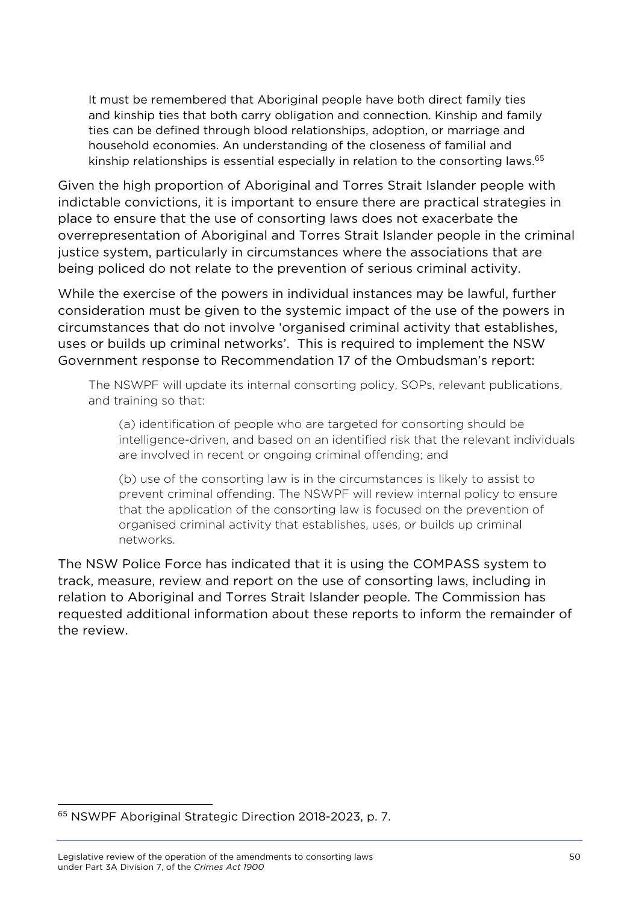> It must be remembered that Aboriginal people have both direct family ties and kinship ties that both carry obligation and connection. Kinship and family ties can be defined through blood relationships, adoption, or marriage and household economies. An understanding of the closeness of familial and kinship relationships is essential especially in relation to the consorting laws.[65]

Given the high proportion of Aboriginal and Torres Strait Islander people with indictable convictions, it is important to ensure there are practical strategies in place to ensure that the use of consorting laws does not exacerbate the overrepresentation of Aboriginal and Torres Strait Islander people in the criminal justice system, particularly in circumstances where the associations that are being policed do not relate to the prevention of serious criminal activity.

While the exercise of the powers in individual instances may be lawful, further consideration must be given to the systemic impact of the use of the powers in circumstances that do not involve 'organised criminal activity that establishes, uses or builds up criminal networks'. This is required to implement the NSW Government response to Recommendation 17 of the Ombudsman's report:

> The NSWPF will update its internal consorting policy, SOPs, relevant publications, and training so that:
>
> (a) identification of people who are targeted for consorting should be intelligence-driven, and based on an identified risk that the relevant individuals are involved in recent or ongoing criminal offending; and
>
> (b) use of the consorting law is in the circumstances is likely to assist to prevent criminal offending. The NSWPF will review internal policy to ensure that the application of the consorting law is focused on the prevention of organised criminal activity that establishes, uses, or builds up criminal networks.

The NSW Police Force has indicated that it is using the COMPASS system to track, measure, review and report on the use of consorting laws, including in relation to Aboriginal and Torres Strait Islander people. The Commission has requested additional information about these reports to inform the remainder of the review.

---

[65] NSWPF Aboriginal Strategic Direction 2018-2023, p. 7.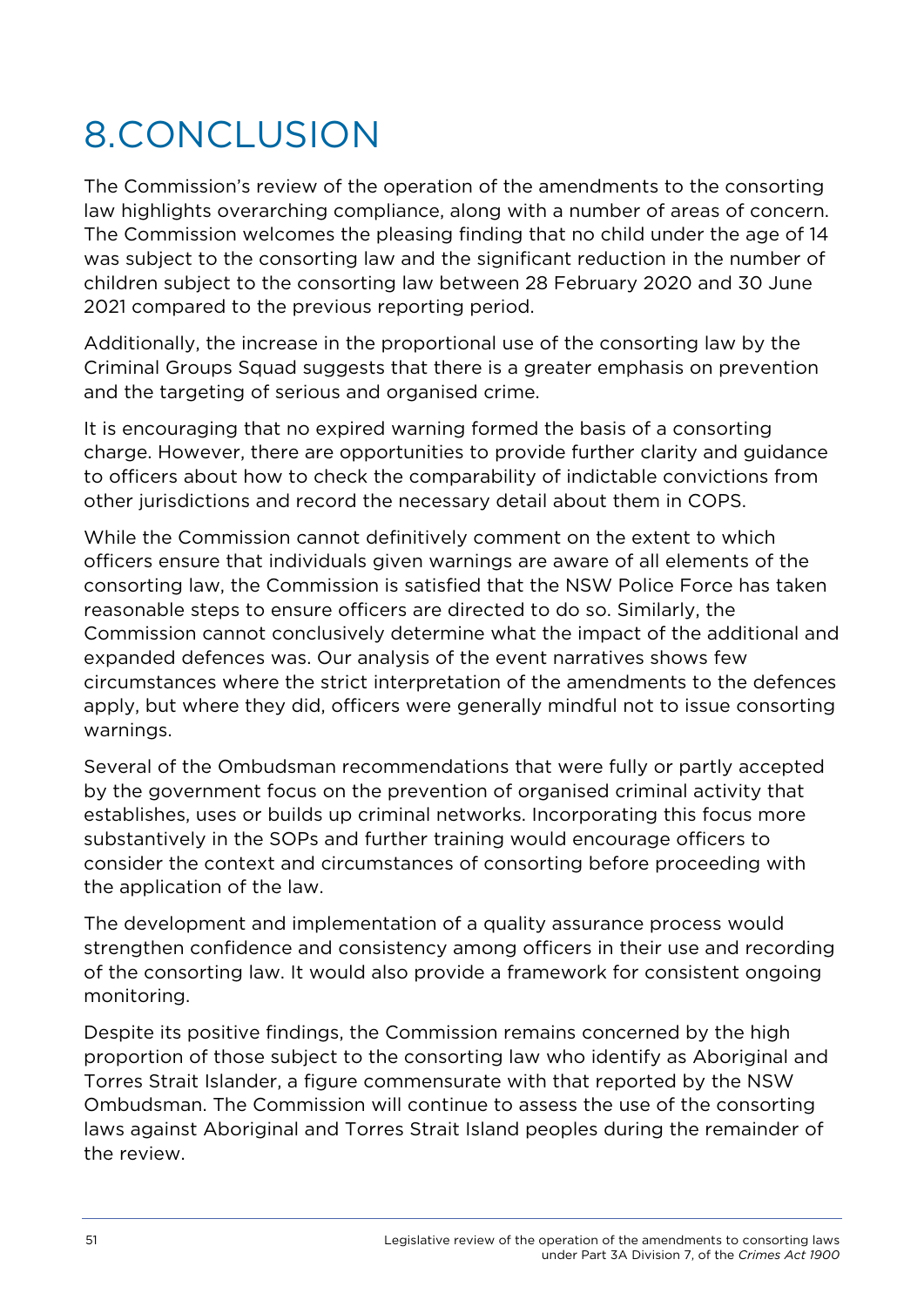# 8.CONCLUSION

The Commission's review of the operation of the amendments to the consorting law highlights overarching compliance, along with a number of areas of concern. The Commission welcomes the pleasing finding that no child under the age of 14 was subject to the consorting law and the significant reduction in the number of children subject to the consorting law between 28 February 2020 and 30 June 2021 compared to the previous reporting period.

Additionally, the increase in the proportional use of the consorting law by the Criminal Groups Squad suggests that there is a greater emphasis on prevention and the targeting of serious and organised crime.

It is encouraging that no expired warning formed the basis of a consorting charge. However, there are opportunities to provide further clarity and guidance to officers about how to check the comparability of indictable convictions from other jurisdictions and record the necessary detail about them in COPS.

While the Commission cannot definitively comment on the extent to which officers ensure that individuals given warnings are aware of all elements of the consorting law, the Commission is satisfied that the NSW Police Force has taken reasonable steps to ensure officers are directed to do so. Similarly, the Commission cannot conclusively determine what the impact of the additional and expanded defences was. Our analysis of the event narratives shows few circumstances where the strict interpretation of the amendments to the defences apply, but where they did, officers were generally mindful not to issue consorting warnings.

Several of the Ombudsman recommendations that were fully or partly accepted by the government focus on the prevention of organised criminal activity that establishes, uses or builds up criminal networks. Incorporating this focus more substantively in the SOPs and further training would encourage officers to consider the context and circumstances of consorting before proceeding with the application of the law.

The development and implementation of a quality assurance process would strengthen confidence and consistency among officers in their use and recording of the consorting law. It would also provide a framework for consistent ongoing monitoring.

Despite its positive findings, the Commission remains concerned by the high proportion of those subject to the consorting law who identify as Aboriginal and Torres Strait Islander, a figure commensurate with that reported by the NSW Ombudsman. The Commission will continue to assess the use of the consorting laws against Aboriginal and Torres Strait Island peoples during the remainder of the review.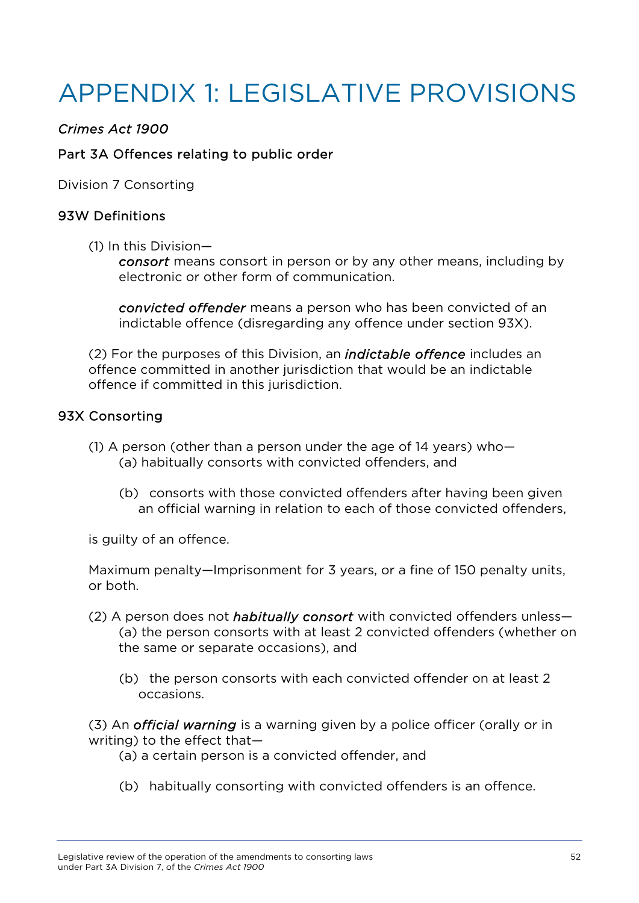# APPENDIX 1: LEGISLATIVE PROVISIONS

*Crimes Act 1900*

## Part 3A Offences relating to public order

Division 7 Consorting

### 93W Definitions

(1) In this Division—

*consort* means consort in person or by any other means, including by electronic or other form of communication.

*convicted offender* means a person who has been convicted of an indictable offence (disregarding any offence under section 93X).

(2) For the purposes of this Division, an *indictable offence* includes an offence committed in another jurisdiction that would be an indictable offence if committed in this jurisdiction.

### 93X Consorting

(1) A person (other than a person under the age of 14 years) who—

(a) habitually consorts with convicted offenders, and

(b) consorts with those convicted offenders after having been given an official warning in relation to each of those convicted offenders,

is guilty of an offence.

Maximum penalty—Imprisonment for 3 years, or a fine of 150 penalty units, or both.

(2) A person does not *habitually consort* with convicted offenders unless—

(a) the person consorts with at least 2 convicted offenders (whether on the same or separate occasions), and

(b) the person consorts with each convicted offender on at least 2 occasions.

(3) An *official warning* is a warning given by a police officer (orally or in writing) to the effect that—

(a) a certain person is a convicted offender, and

(b) habitually consorting with convicted offenders is an offence.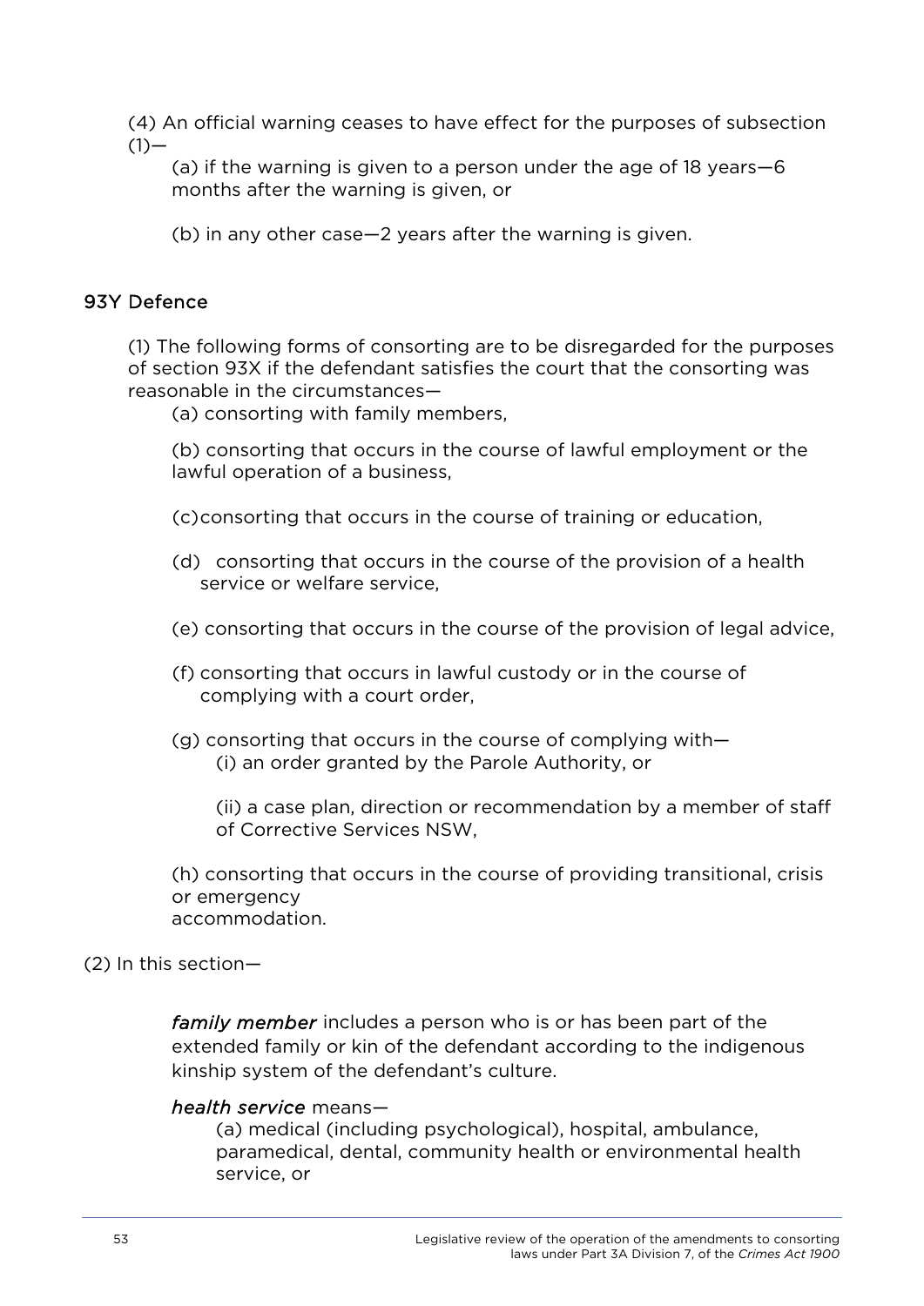(4) An official warning ceases to have effect for the purposes of subsection (1)—

(a) if the warning is given to a person under the age of 18 years—6 months after the warning is given, or

(b) in any other case—2 years after the warning is given.

### 93Y Defence

(1) The following forms of consorting are to be disregarded for the purposes of section 93X if the defendant satisfies the court that the consorting was reasonable in the circumstances—

(a) consorting with family members,

(b) consorting that occurs in the course of lawful employment or the lawful operation of a business,

(c)consorting that occurs in the course of training or education,

(d) consorting that occurs in the course of the provision of a health service or welfare service,

(e) consorting that occurs in the course of the provision of legal advice,

(f) consorting that occurs in lawful custody or in the course of complying with a court order,

(g) consorting that occurs in the course of complying with—

(i) an order granted by the Parole Authority, or

(ii) a case plan, direction or recommendation by a member of staff of Corrective Services NSW,

(h) consorting that occurs in the course of providing transitional, crisis or emergency accommodation.

(2) In this section—

*family member* includes a person who is or has been part of the extended family or kin of the defendant according to the indigenous kinship system of the defendant's culture.

*health service* means—

(a) medical (including psychological), hospital, ambulance, paramedical, dental, community health or environmental health service, or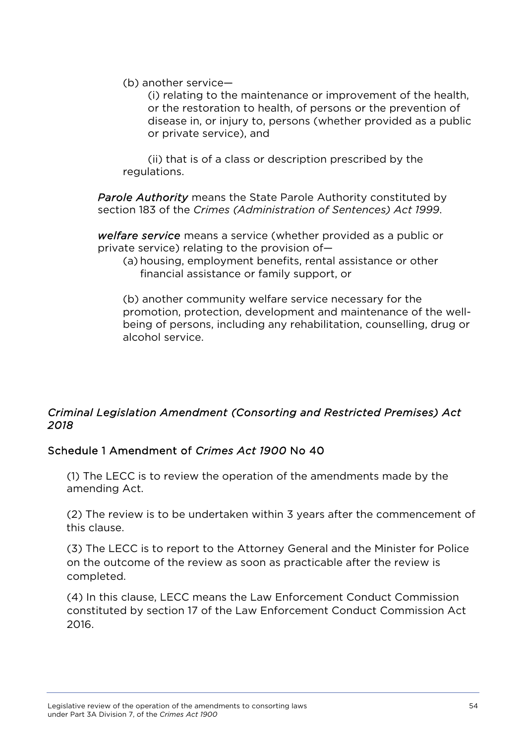(b) another service—

(i) relating to the maintenance or improvement of the health, or the restoration to health, of persons or the prevention of disease in, or injury to, persons (whether provided as a public or private service), and

(ii) that is of a class or description prescribed by the regulations.

***Parole Authority*** means the State Parole Authority constituted by section 183 of the *Crimes (Administration of Sentences) Act 1999*.

***welfare service*** means a service (whether provided as a public or private service) relating to the provision of—

(a) housing, employment benefits, rental assistance or other financial assistance or family support, or

(b) another community welfare service necessary for the promotion, protection, development and maintenance of the well-being of persons, including any rehabilitation, counselling, drug or alcohol service.

*Criminal Legislation Amendment (Consorting and Restricted Premises) Act 2018*

### Schedule 1 Amendment of *Crimes Act 1900* No 40

(1) The LECC is to review the operation of the amendments made by the amending Act.

(2) The review is to be undertaken within 3 years after the commencement of this clause.

(3) The LECC is to report to the Attorney General and the Minister for Police on the outcome of the review as soon as practicable after the review is completed.

(4) In this clause, LECC means the Law Enforcement Conduct Commission constituted by section 17 of the Law Enforcement Conduct Commission Act 2016.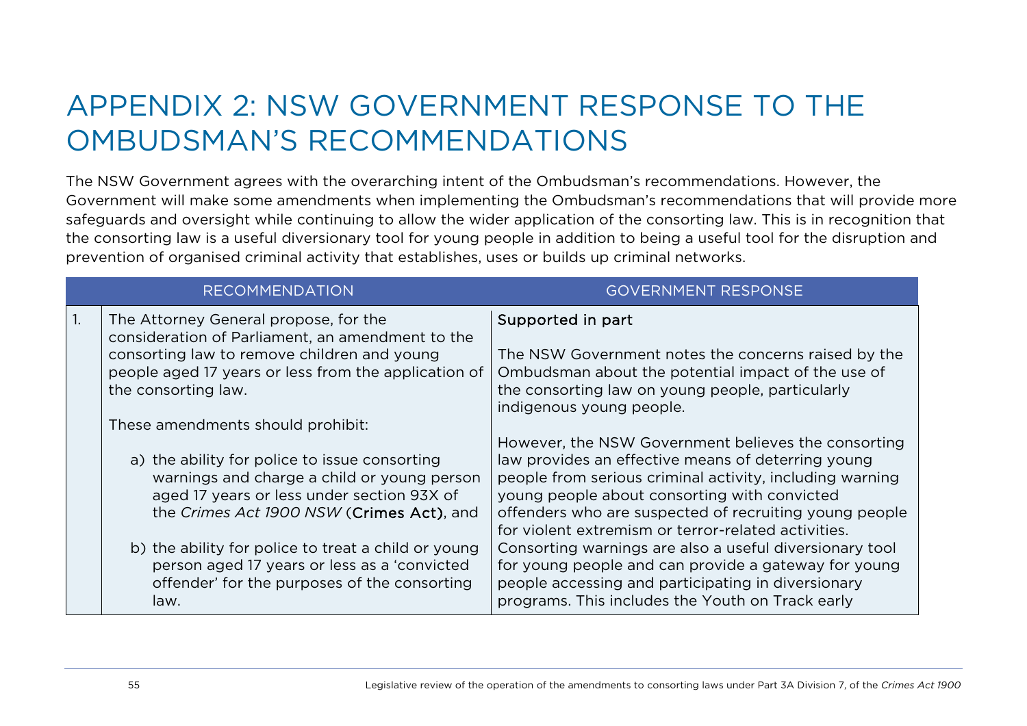# APPENDIX 2: NSW GOVERNMENT RESPONSE TO THE OMBUDSMAN'S RECOMMENDATIONS

The NSW Government agrees with the overarching intent of the Ombudsman's recommendations. However, the Government will make some amendments when implementing the Ombudsman's recommendations that will provide more safeguards and oversight while continuing to allow the wider application of the consorting law. This is in recognition that the consorting law is a useful diversionary tool for young people in addition to being a useful tool for the disruption and prevention of organised criminal activity that establishes, uses or builds up criminal networks.

| | RECOMMENDATION | GOVERNMENT RESPONSE |
|---|---|---|
| 1. | The Attorney General propose, for the consideration of Parliament, an amendment to the consorting law to remove children and young people aged 17 years or less from the application of the consorting law.<br><br>These amendments should prohibit:<br><br>a) the ability for police to issue consorting warnings and charge a child or young person aged 17 years or less under section 93X of the *Crimes Act 1900 NSW* (**Crimes Act**), and<br><br>b) the ability for police to treat a child or young person aged 17 years or less as a 'convicted offender' for the purposes of the consorting law. | **Supported in part**<br><br>The NSW Government notes the concerns raised by the Ombudsman about the potential impact of the use of the consorting law on young people, particularly indigenous young people.<br><br>However, the NSW Government believes the consorting law provides an effective means of deterring young people from serious criminal activity, including warning young people about consorting with convicted offenders who are suspected of recruiting young people for violent extremism or terror-related activities. Consorting warnings are also a useful diversionary tool for young people and can provide a gateway for young people accessing and participating in diversionary programs. This includes the Youth on Track early |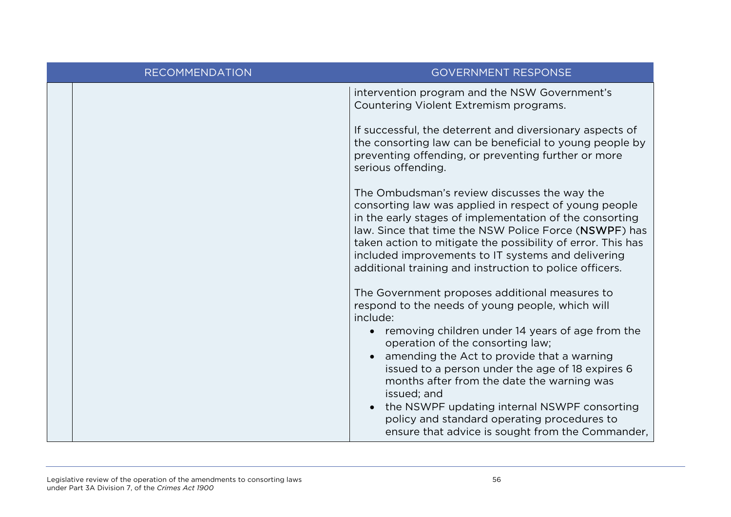| RECOMMENDATION | | GOVERNMENT RESPONSE |
|---|---|---|
| | | intervention program and the NSW Government's Countering Violent Extremism programs.<br><br>If successful, the deterrent and diversionary aspects of the consorting law can be beneficial to young people by preventing offending, or preventing further or more serious offending.<br><br>The Ombudsman's review discusses the way the consorting law was applied in respect of young people in the early stages of implementation of the consorting law. Since that time the NSW Police Force (**NSWPF**) has taken action to mitigate the possibility of error. This has included improvements to IT systems and delivering additional training and instruction to police officers.<br><br>The Government proposes additional measures to respond to the needs of young people, which will include:<br>• removing children under 14 years of age from the operation of the consorting law;<br>• amending the Act to provide that a warning issued to a person under the age of 18 expires 6 months after from the date the warning was issued; and<br>• the NSWPF updating internal NSWPF consorting policy and standard operating procedures to ensure that advice is sought from the Commander, |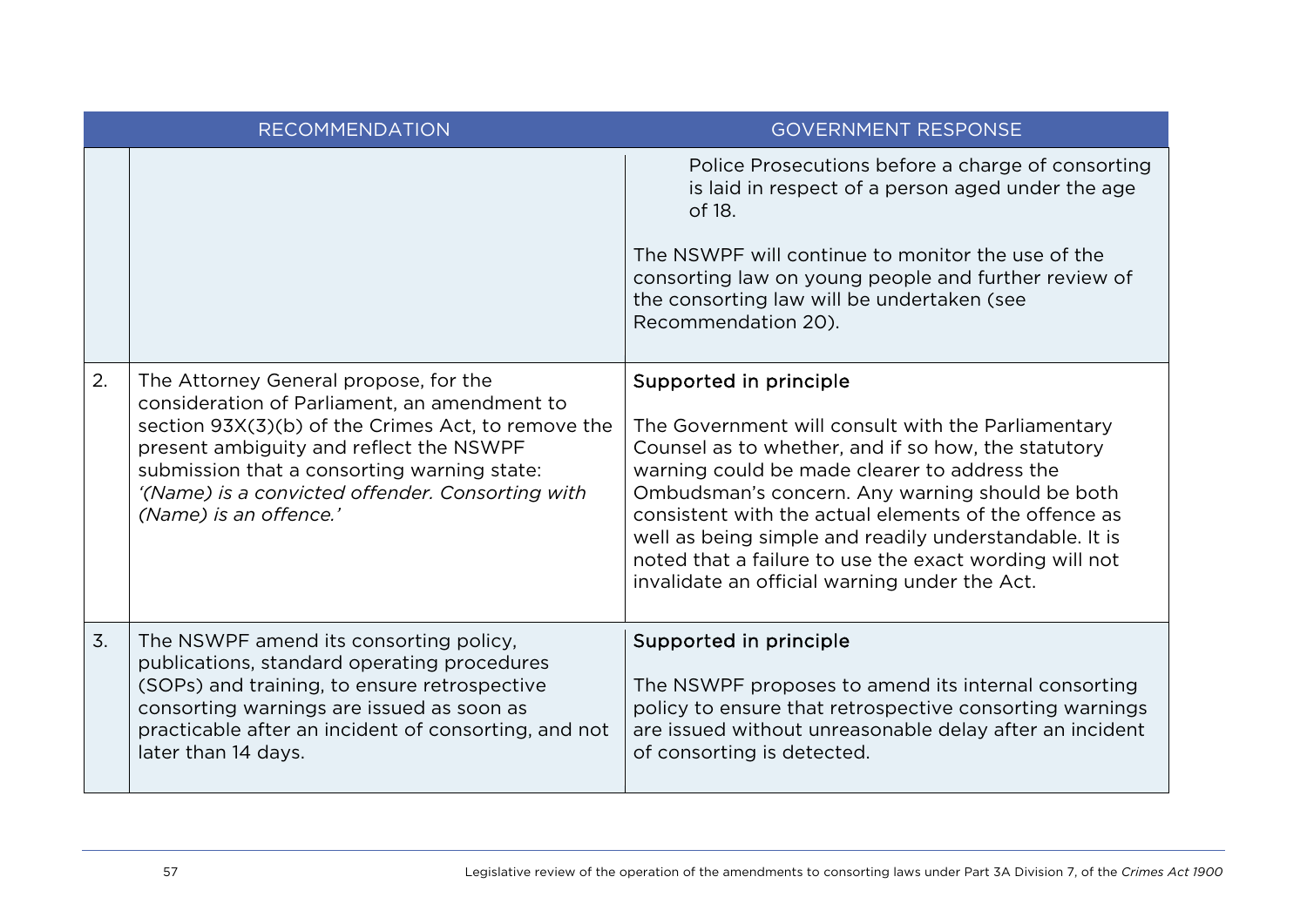| | RECOMMENDATION | GOVERNMENT RESPONSE |
|---|---|---|
| | | Police Prosecutions before a charge of consorting is laid in respect of a person aged under the age of 18.<br><br>The NSWPF will continue to monitor the use of the consorting law on young people and further review of the consorting law will be undertaken (see Recommendation 20). |
| 2. | The Attorney General propose, for the consideration of Parliament, an amendment to section 93X(3)(b) of the Crimes Act, to remove the present ambiguity and reflect the NSWPF submission that a consorting warning state: *'(Name) is a convicted offender. Consorting with (Name) is an offence.'* | Supported in principle<br><br>The Government will consult with the Parliamentary Counsel as to whether, and if so how, the statutory warning could be made clearer to address the Ombudsman's concern. Any warning should be both consistent with the actual elements of the offence as well as being simple and readily understandable. It is noted that a failure to use the exact wording will not invalidate an official warning under the Act. |
| 3. | The NSWPF amend its consorting policy, publications, standard operating procedures (SOPs) and training, to ensure retrospective consorting warnings are issued as soon as practicable after an incident of consorting, and not later than 14 days. | Supported in principle<br><br>The NSWPF proposes to amend its internal consorting policy to ensure that retrospective consorting warnings are issued without unreasonable delay after an incident of consorting is detected. |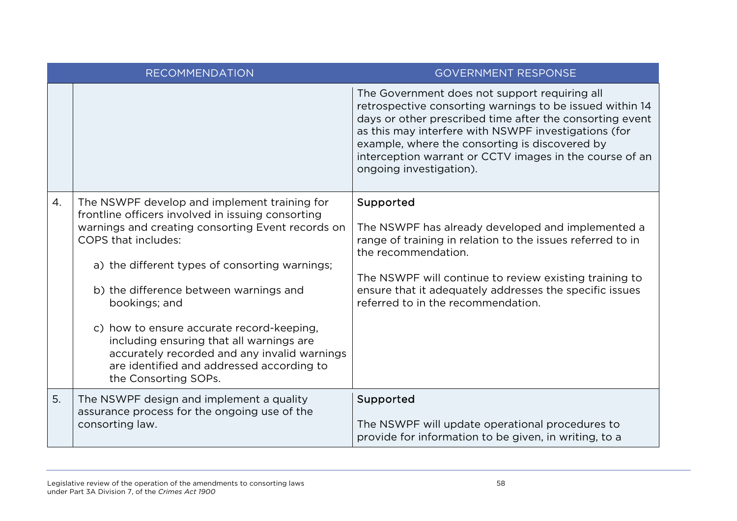| | RECOMMENDATION | GOVERNMENT RESPONSE |
|---|---|---|
| | | The Government does not support requiring all retrospective consorting warnings to be issued within 14 days or other prescribed time after the consorting event as this may interfere with NSWPF investigations (for example, where the consorting is discovered by interception warrant or CCTV images in the course of an ongoing investigation). |
| 4. | The NSWPF develop and implement training for frontline officers involved in issuing consorting warnings and creating consorting Event records on COPS that includes:<br><br>a) the different types of consorting warnings;<br><br>b) the difference between warnings and bookings; and<br><br>c) how to ensure accurate record-keeping, including ensuring that all warnings are accurately recorded and any invalid warnings are identified and addressed according to the Consorting SOPs. | Supported<br><br>The NSWPF has already developed and implemented a range of training in relation to the issues referred to in the recommendation.<br><br>The NSWPF will continue to review existing training to ensure that it adequately addresses the specific issues referred to in the recommendation. |
| 5. | The NSWPF design and implement a quality assurance process for the ongoing use of the consorting law. | Supported<br><br>The NSWPF will update operational procedures to provide for information to be given, in writing, to a |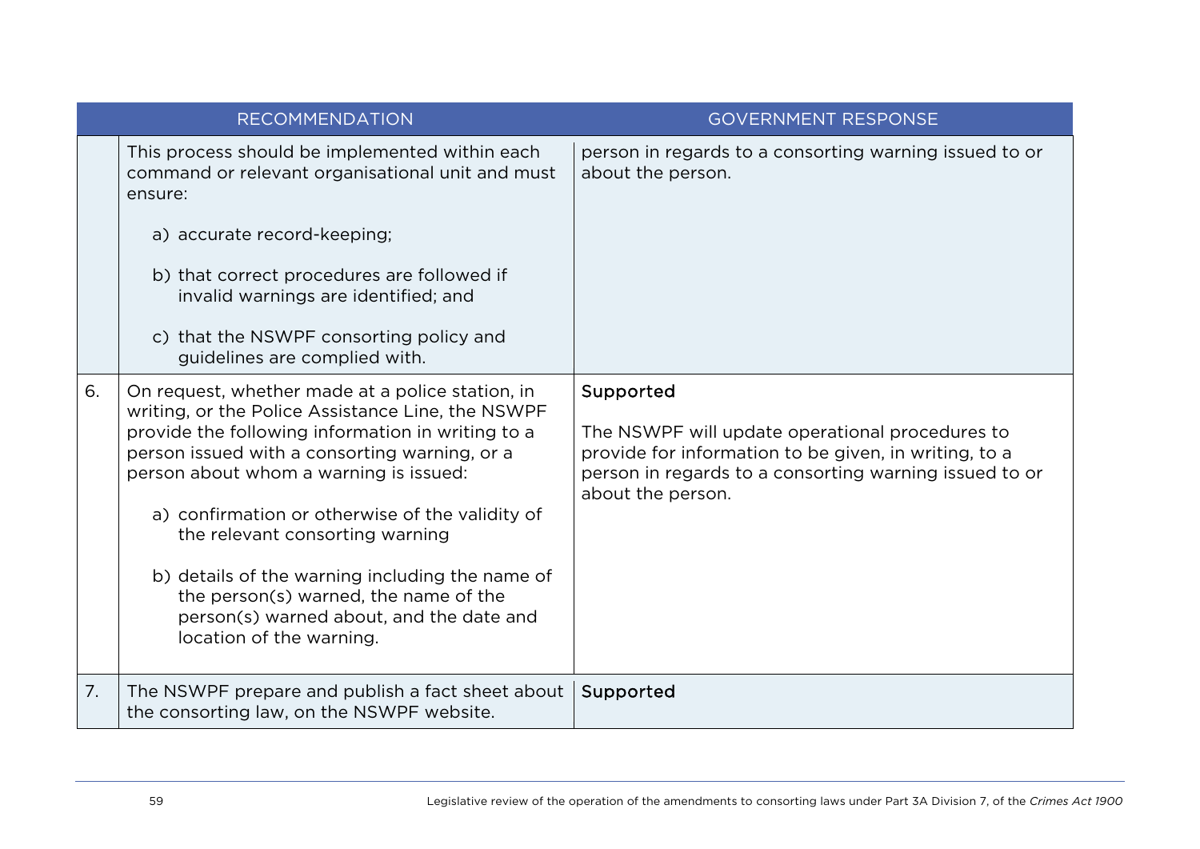| | RECOMMENDATION | GOVERNMENT RESPONSE |
|---|---|---|
| | This process should be implemented within each command or relevant organisational unit and must ensure:<br><br>a) accurate record-keeping;<br><br>b) that correct procedures are followed if invalid warnings are identified; and<br><br>c) that the NSWPF consorting policy and guidelines are complied with. | person in regards to a consorting warning issued to or about the person. |
| 6. | On request, whether made at a police station, in writing, or the Police Assistance Line, the NSWPF provide the following information in writing to a person issued with a consorting warning, or a person about whom a warning is issued:<br><br>a) confirmation or otherwise of the validity of the relevant consorting warning<br><br>b) details of the warning including the name of the person(s) warned, the name of the person(s) warned about, and the date and location of the warning. | Supported<br><br>The NSWPF will update operational procedures to provide for information to be given, in writing, to a person in regards to a consorting warning issued to or about the person. |
| 7. | The NSWPF prepare and publish a fact sheet about the consorting law, on the NSWPF website. | Supported |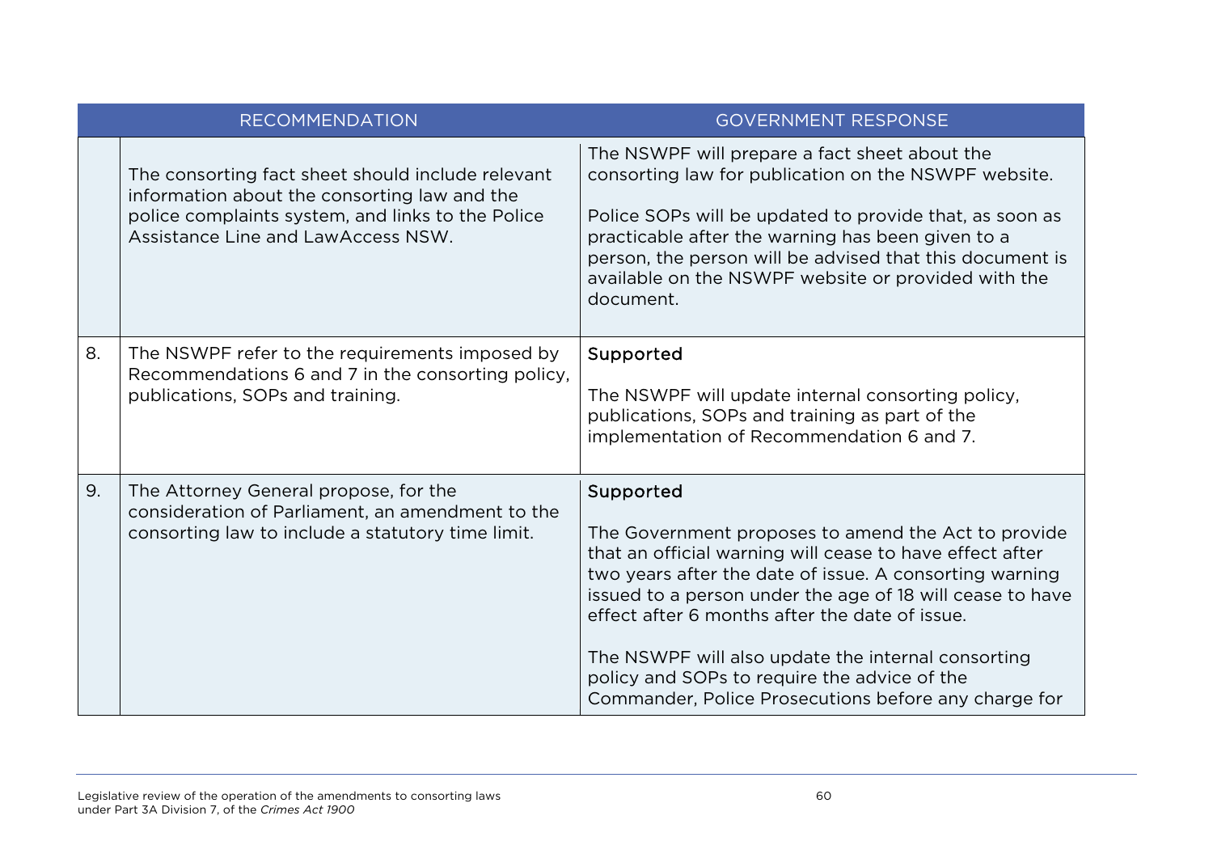| | RECOMMENDATION | GOVERNMENT RESPONSE |
|---|---|---|
| | The consorting fact sheet should include relevant information about the consorting law and the police complaints system, and links to the Police Assistance Line and LawAccess NSW. | The NSWPF will prepare a fact sheet about the consorting law for publication on the NSWPF website.<br><br>Police SOPs will be updated to provide that, as soon as practicable after the warning has been given to a person, the person will be advised that this document is available on the NSWPF website or provided with the document. |
| 8. | The NSWPF refer to the requirements imposed by Recommendations 6 and 7 in the consorting policy, publications, SOPs and training. | Supported<br><br>The NSWPF will update internal consorting policy, publications, SOPs and training as part of the implementation of Recommendation 6 and 7. |
| 9. | The Attorney General propose, for the consideration of Parliament, an amendment to the consorting law to include a statutory time limit. | Supported<br><br>The Government proposes to amend the Act to provide that an official warning will cease to have effect after two years after the date of issue. A consorting warning issued to a person under the age of 18 will cease to have effect after 6 months after the date of issue.<br><br>The NSWPF will also update the internal consorting policy and SOPs to require the advice of the Commander, Police Prosecutions before any charge for |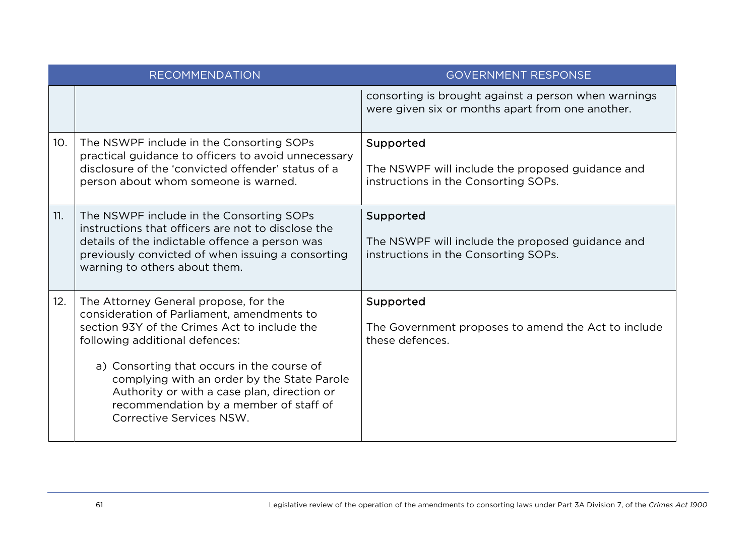| | RECOMMENDATION | GOVERNMENT RESPONSE |
|---|---|---|
| | | consorting is brought against a person when warnings were given six or months apart from one another. |
| 10. | The NSWPF include in the Consorting SOPs practical guidance to officers to avoid unnecessary disclosure of the 'convicted offender' status of a person about whom someone is warned. | Supported<br><br>The NSWPF will include the proposed guidance and instructions in the Consorting SOPs. |
| 11. | The NSWPF include in the Consorting SOPs instructions that officers are not to disclose the details of the indictable offence a person was previously convicted of when issuing a consorting warning to others about them. | Supported<br><br>The NSWPF will include the proposed guidance and instructions in the Consorting SOPs. |
| 12. | The Attorney General propose, for the consideration of Parliament, amendments to section 93Y of the Crimes Act to include the following additional defences:<br><br>a) Consorting that occurs in the course of complying with an order by the State Parole Authority or with a case plan, direction or recommendation by a member of staff of Corrective Services NSW. | Supported<br><br>The Government proposes to amend the Act to include these defences. |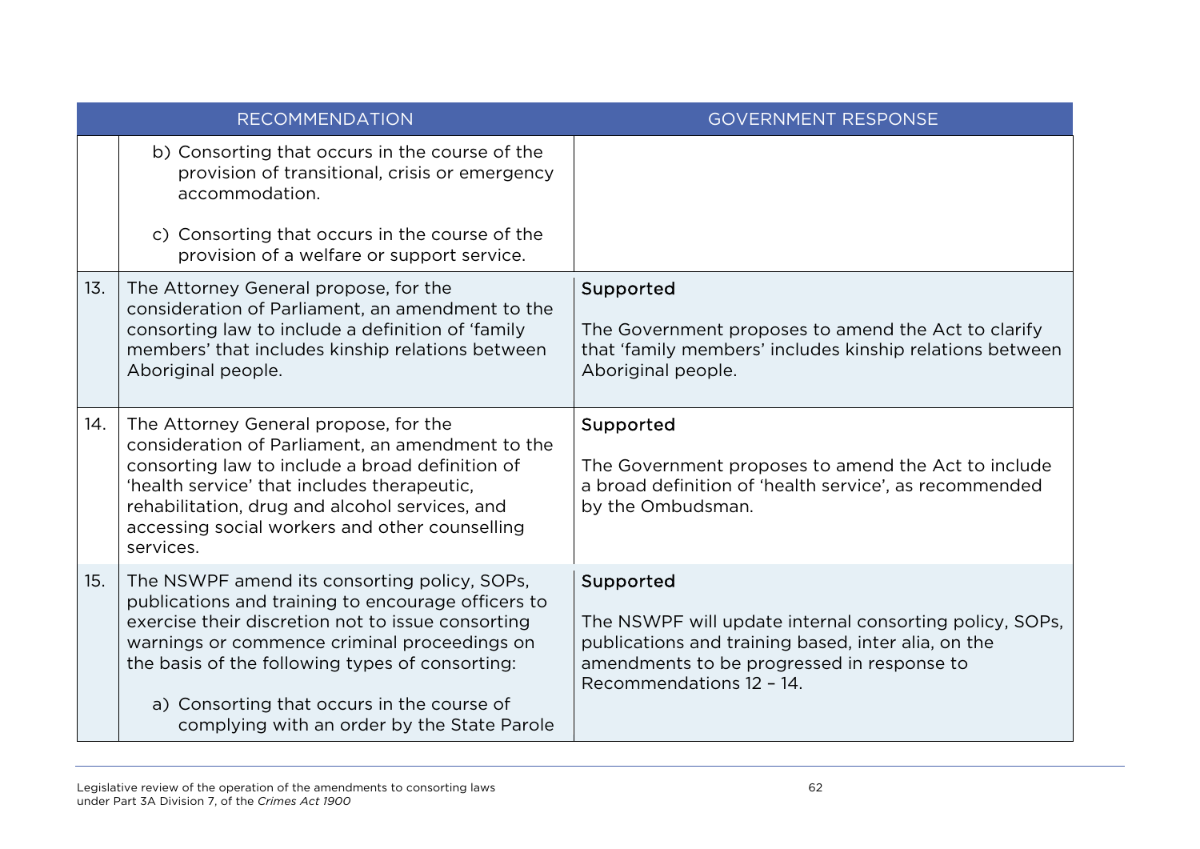| | RECOMMENDATION | GOVERNMENT RESPONSE |
|---|---|---|
| | b) Consorting that occurs in the course of the provision of transitional, crisis or emergency accommodation.<br><br>c) Consorting that occurs in the course of the provision of a welfare or support service. | |
| 13. | The Attorney General propose, for the consideration of Parliament, an amendment to the consorting law to include a definition of 'family members' that includes kinship relations between Aboriginal people. | Supported<br><br>The Government proposes to amend the Act to clarify that 'family members' includes kinship relations between Aboriginal people. |
| 14. | The Attorney General propose, for the consideration of Parliament, an amendment to the consorting law to include a broad definition of 'health service' that includes therapeutic, rehabilitation, drug and alcohol services, and accessing social workers and other counselling services. | Supported<br><br>The Government proposes to amend the Act to include a broad definition of 'health service', as recommended by the Ombudsman. |
| 15. | The NSWPF amend its consorting policy, SOPs, publications and training to encourage officers to exercise their discretion not to issue consorting warnings or commence criminal proceedings on the basis of the following types of consorting:<br><br>a) Consorting that occurs in the course of complying with an order by the State Parole | Supported<br><br>The NSWPF will update internal consorting policy, SOPs, publications and training based, inter alia, on the amendments to be progressed in response to Recommendations 12 – 14. |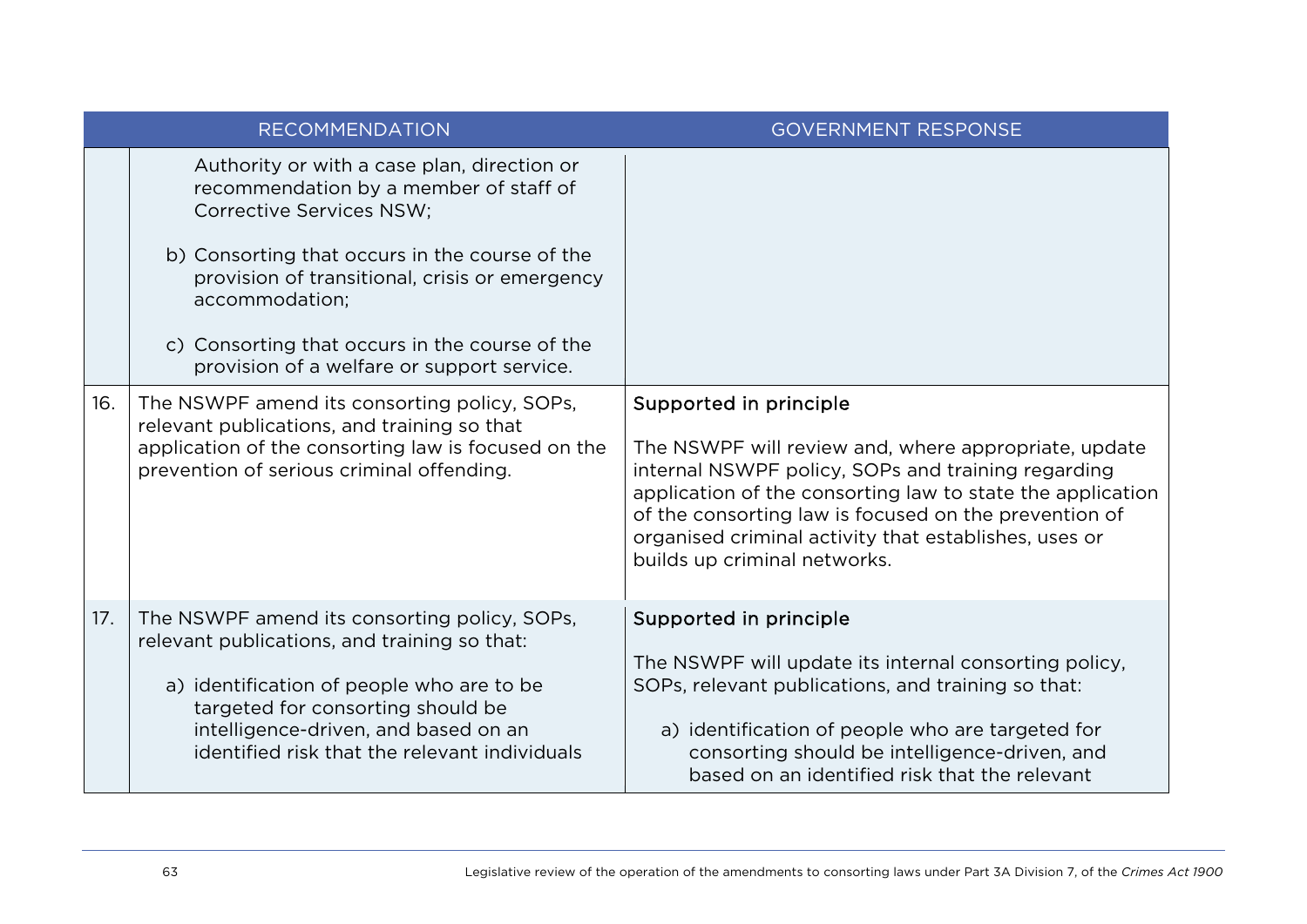| | RECOMMENDATION | GOVERNMENT RESPONSE |
|---|---|---|
| | Authority or with a case plan, direction or recommendation by a member of staff of Corrective Services NSW;<br><br>b) Consorting that occurs in the course of the provision of transitional, crisis or emergency accommodation;<br><br>c) Consorting that occurs in the course of the provision of a welfare or support service. | |
| 16. | The NSWPF amend its consorting policy, SOPs, relevant publications, and training so that application of the consorting law is focused on the prevention of serious criminal offending. | Supported in principle<br><br>The NSWPF will review and, where appropriate, update internal NSWPF policy, SOPs and training regarding application of the consorting law to state the application of the consorting law is focused on the prevention of organised criminal activity that establishes, uses or builds up criminal networks. |
| 17. | The NSWPF amend its consorting policy, SOPs, relevant publications, and training so that:<br><br>a) identification of people who are to be targeted for consorting should be intelligence-driven, and based on an identified risk that the relevant individuals | Supported in principle<br><br>The NSWPF will update its internal consorting policy, SOPs, relevant publications, and training so that:<br><br>a) identification of people who are targeted for consorting should be intelligence-driven, and based on an identified risk that the relevant |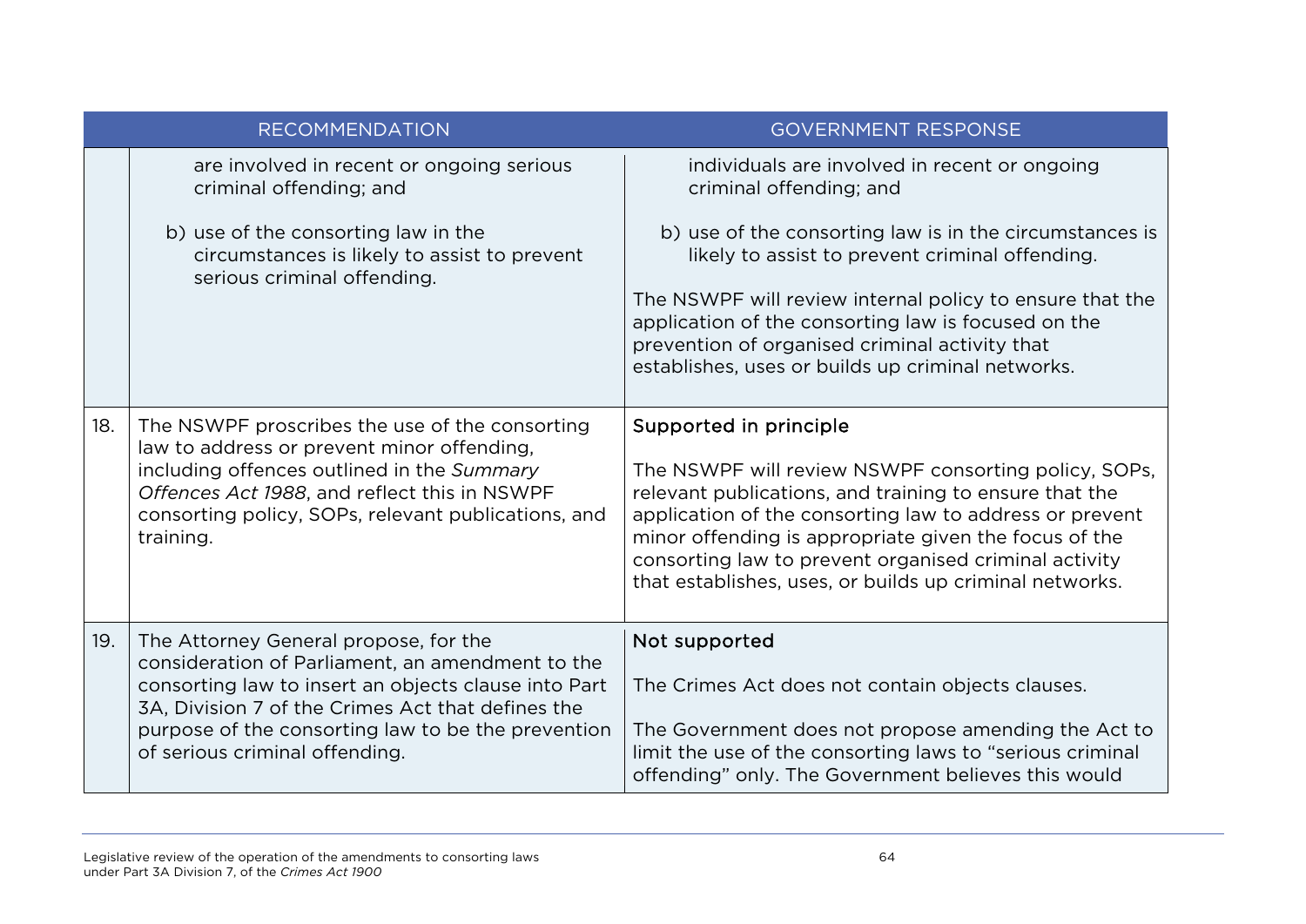| | RECOMMENDATION | GOVERNMENT RESPONSE |
|---|---|---|
| | are involved in recent or ongoing serious criminal offending; and<br><br>b) use of the consorting law in the circumstances is likely to assist to prevent serious criminal offending. | individuals are involved in recent or ongoing criminal offending; and<br><br>b) use of the consorting law is in the circumstances is likely to assist to prevent criminal offending.<br><br>The NSWPF will review internal policy to ensure that the application of the consorting law is focused on the prevention of organised criminal activity that establishes, uses or builds up criminal networks. |
| 18. | The NSWPF proscribes the use of the consorting law to address or prevent minor offending, including offences outlined in the *Summary Offences Act 1988*, and reflect this in NSWPF consorting policy, SOPs, relevant publications, and training. | Supported in principle<br><br>The NSWPF will review NSWPF consorting policy, SOPs, relevant publications, and training to ensure that the application of the consorting law to address or prevent minor offending is appropriate given the focus of the consorting law to prevent organised criminal activity that establishes, uses, or builds up criminal networks. |
| 19. | The Attorney General propose, for the consideration of Parliament, an amendment to the consorting law to insert an objects clause into Part 3A, Division 7 of the Crimes Act that defines the purpose of the consorting law to be the prevention of serious criminal offending. | Not supported<br><br>The Crimes Act does not contain objects clauses.<br><br>The Government does not propose amending the Act to limit the use of the consorting laws to "serious criminal offending" only. The Government believes this would |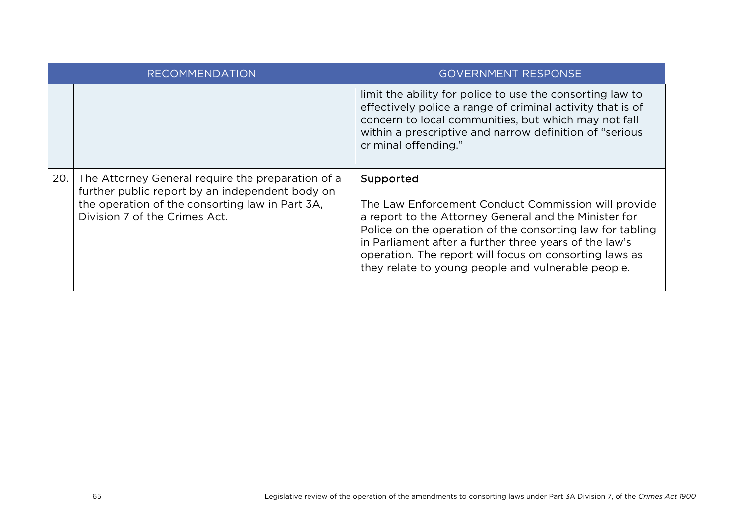| | RECOMMENDATION | GOVERNMENT RESPONSE |
|---|---|---|
| | | limit the ability for police to use the consorting law to effectively police a range of criminal activity that is of concern to local communities, but which may not fall within a prescriptive and narrow definition of "serious criminal offending." |
| 20. | The Attorney General require the preparation of a further public report by an independent body on the operation of the consorting law in Part 3A, Division 7 of the Crimes Act. | Supported<br><br>The Law Enforcement Conduct Commission will provide a report to the Attorney General and the Minister for Police on the operation of the consorting law for tabling in Parliament after a further three years of the law's operation. The report will focus on consorting laws as they relate to young people and vulnerable people. |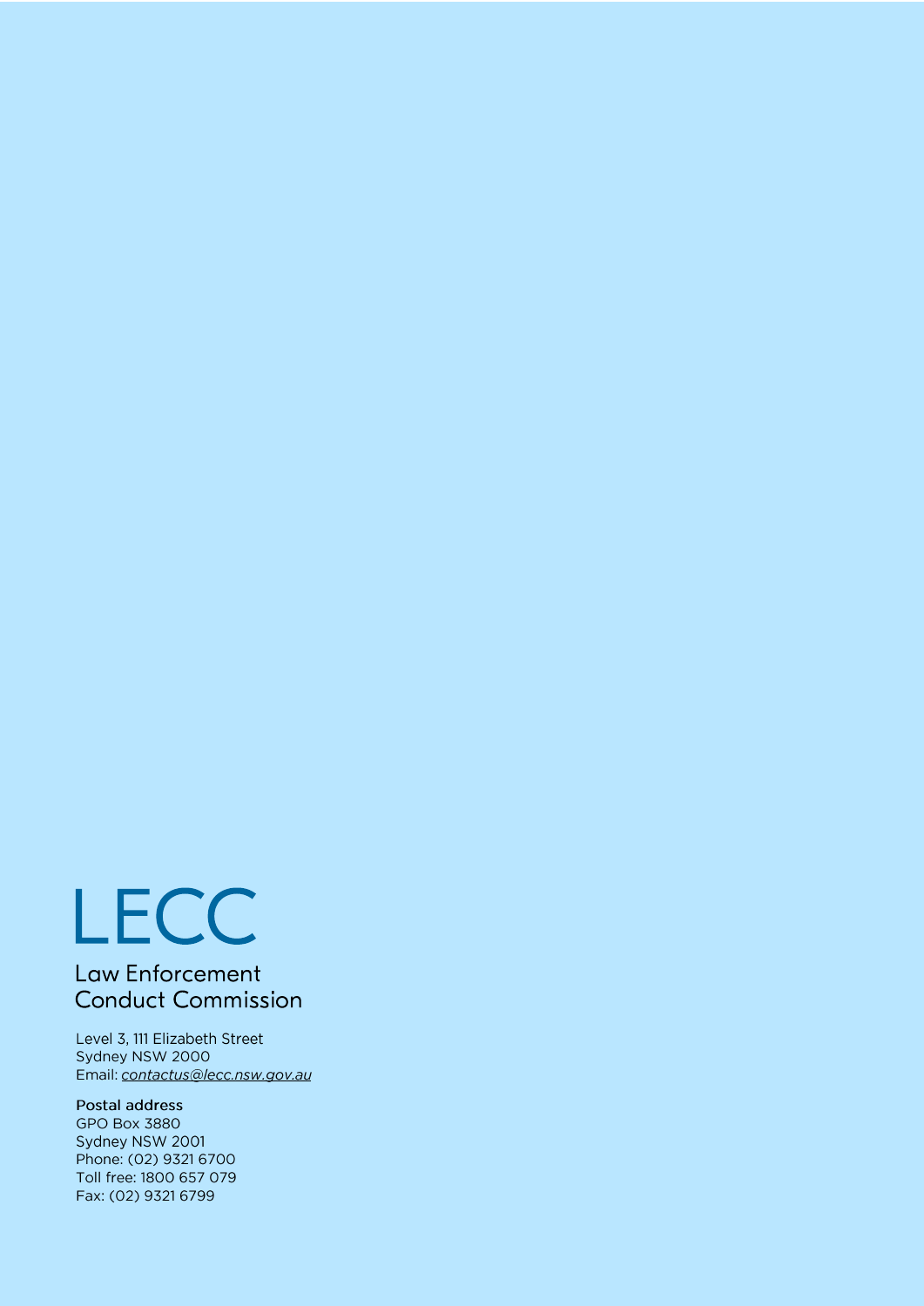LECC

Law Enforcement
Conduct Commission

Level 3, 111 Elizabeth Street
Sydney NSW 2000
Email: *contactus@lecc.nsw.gov.au*

Postal address
GPO Box 3880
Sydney NSW 2001
Phone: (02) 9321 6700
Toll free: 1800 657 079
Fax: (02) 9321 6799